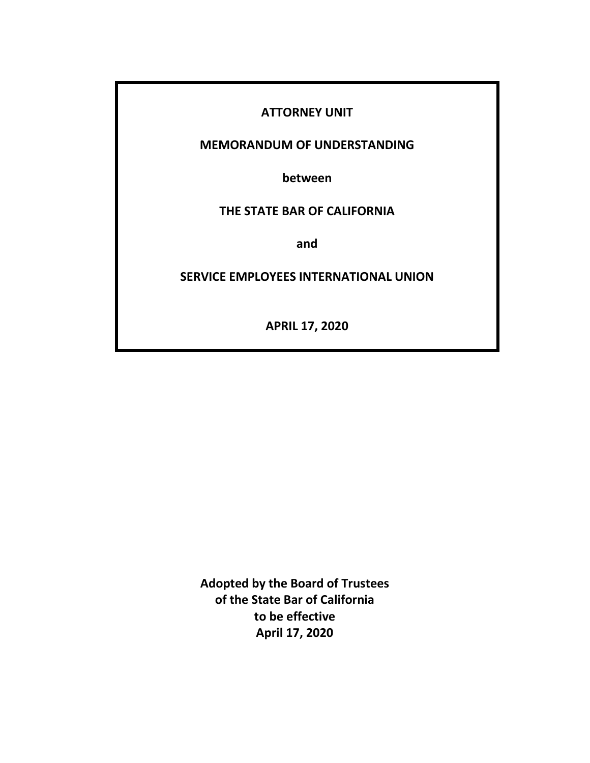# ATTORNEY UNIT

# MEMORANDUM OF UNDERSTANDING

**between**

# THE STATE BAR OF CALIFORNIA

**and**

# SERVICE EMPLOYEES INTERNATIONAL UNION

**APRIL 17, 2020**

**Adopted by the Board of Trustees of the State Bar of California to be effective April 17, 2020**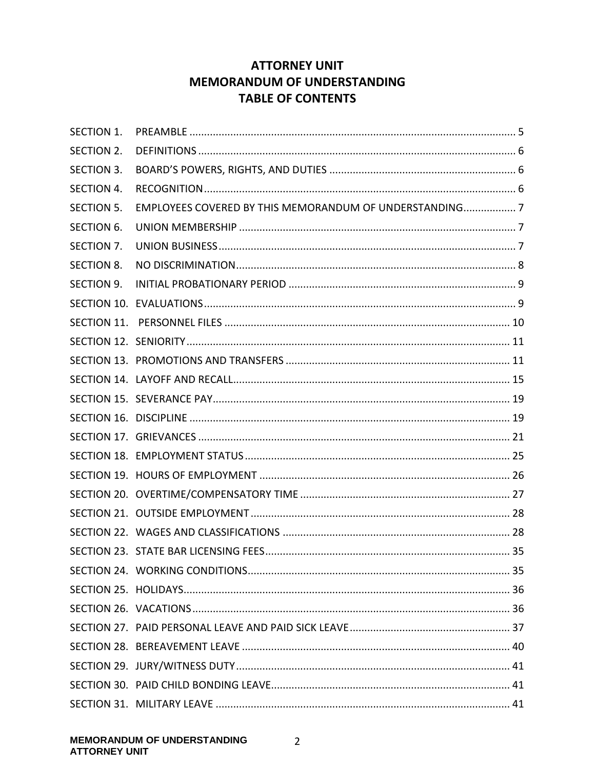# ATTORNEY UNIT
# MEMORANDUM OF UNDERSTANDING
# TABLE OF CONTENTS

| | | |
|---|---|---|
| SECTION 1. | PREAMBLE | 5 |
| SECTION 2. | DEFINITIONS | 6 |
| SECTION 3. | BOARD'S POWERS, RIGHTS, AND DUTIES | 6 |
| SECTION 4. | RECOGNITION | 6 |
| SECTION 5. | EMPLOYEES COVERED BY THIS MEMORANDUM OF UNDERSTANDING | 7 |
| SECTION 6. | UNION MEMBERSHIP | 7 |
| SECTION 7. | UNION BUSINESS | 7 |
| SECTION 8. | NO DISCRIMINATION | 8 |
| SECTION 9. | INITIAL PROBATIONARY PERIOD | 9 |
| SECTION 10. | EVALUATIONS | 9 |
| SECTION 11. | PERSONNEL FILES | 10 |
| SECTION 12. | SENIORITY | 11 |
| SECTION 13. | PROMOTIONS AND TRANSFERS | 11 |
| SECTION 14. | LAYOFF AND RECALL | 15 |
| SECTION 15. | SEVERANCE PAY | 19 |
| SECTION 16. | DISCIPLINE | 19 |
| SECTION 17. | GRIEVANCES | 21 |
| SECTION 18. | EMPLOYMENT STATUS | 25 |
| SECTION 19. | HOURS OF EMPLOYMENT | 26 |
| SECTION 20. | OVERTIME/COMPENSATORY TIME | 27 |
| SECTION 21. | OUTSIDE EMPLOYMENT | 28 |
| SECTION 22. | WAGES AND CLASSIFICATIONS | 28 |
| SECTION 23. | STATE BAR LICENSING FEES | 35 |
| SECTION 24. | WORKING CONDITIONS | 35 |
| SECTION 25. | HOLIDAYS | 36 |
| SECTION 26. | VACATIONS | 36 |
| SECTION 27. | PAID PERSONAL LEAVE AND PAID SICK LEAVE | 37 |
| SECTION 28. | BEREAVEMENT LEAVE | 40 |
| SECTION 29. | JURY/WITNESS DUTY | 41 |
| SECTION 30. | PAID CHILD BONDING LEAVE | 41 |
| SECTION 31. | MILITARY LEAVE | 41 |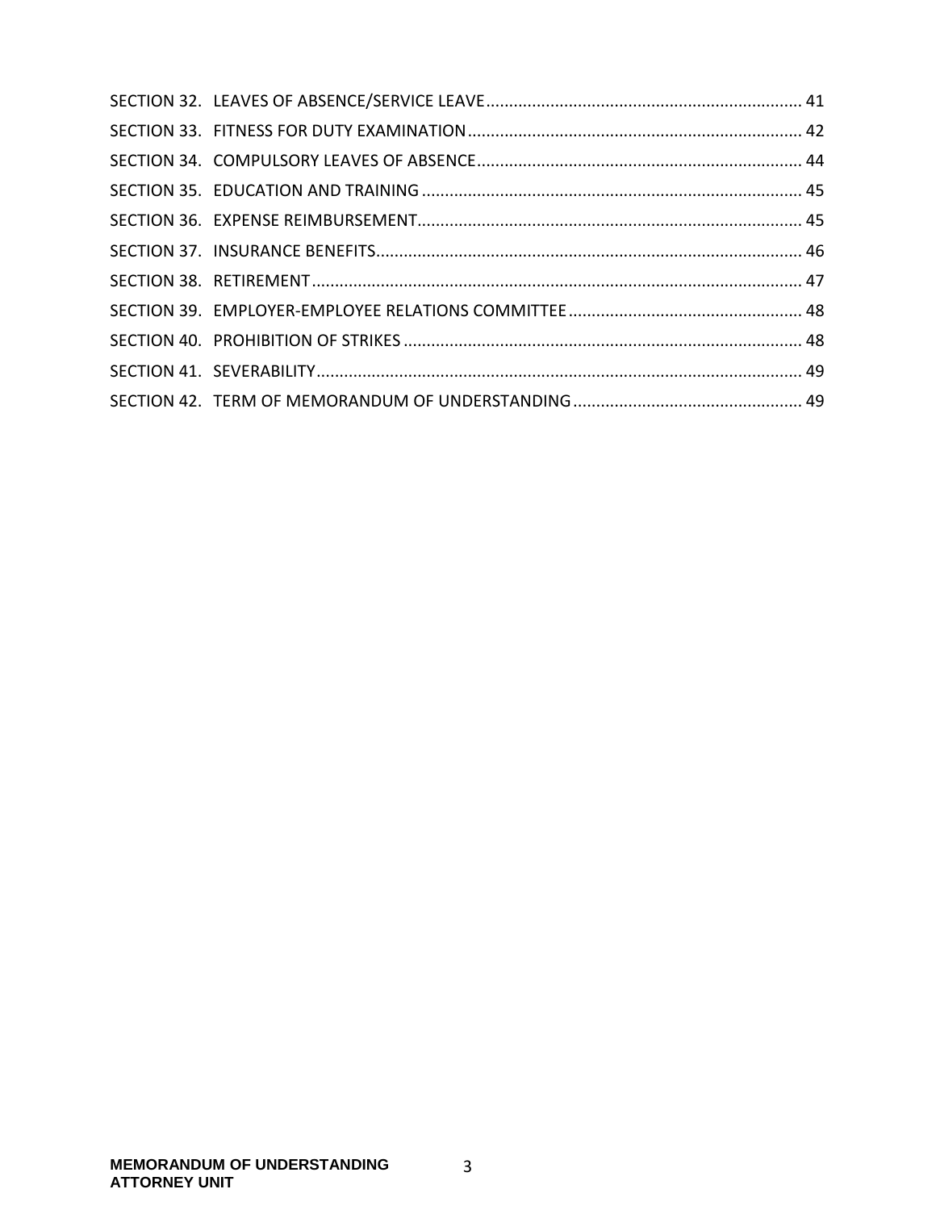SECTION 32. LEAVES OF ABSENCE/SERVICE LEAVE.................................................................... 41

SECTION 33. FITNESS FOR DUTY EXAMINATION......................................................................... 42

SECTION 34. COMPULSORY LEAVES OF ABSENCE...................................................................... 44

SECTION 35. EDUCATION AND TRAINING .................................................................................. 45

SECTION 36. EXPENSE REIMBURSEMENT.................................................................................... 45

SECTION 37. INSURANCE BENEFITS............................................................................................ 46

SECTION 38. RETIREMENT.......................................................................................................... 47

SECTION 39. EMPLOYER-EMPLOYEE RELATIONS COMMITTEE................................................... 48

SECTION 40. PROHIBITION OF STRIKES ...................................................................................... 48

SECTION 41. SEVERABILITY.......................................................................................................... 49

SECTION 42. TERM OF MEMORANDUM OF UNDERSTANDING.................................................. 49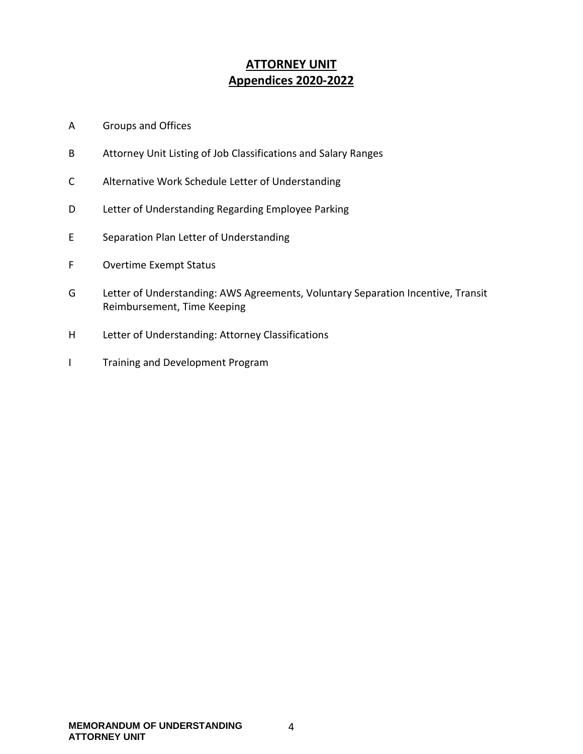# ATTORNEY UNIT
## Appendices 2020-2022

A Groups and Offices

B Attorney Unit Listing of Job Classifications and Salary Ranges

C Alternative Work Schedule Letter of Understanding

D Letter of Understanding Regarding Employee Parking

E Separation Plan Letter of Understanding

F Overtime Exempt Status

G Letter of Understanding: AWS Agreements, Voluntary Separation Incentive, Transit Reimbursement, Time Keeping

H Letter of Understanding: Attorney Classifications

I Training and Development Program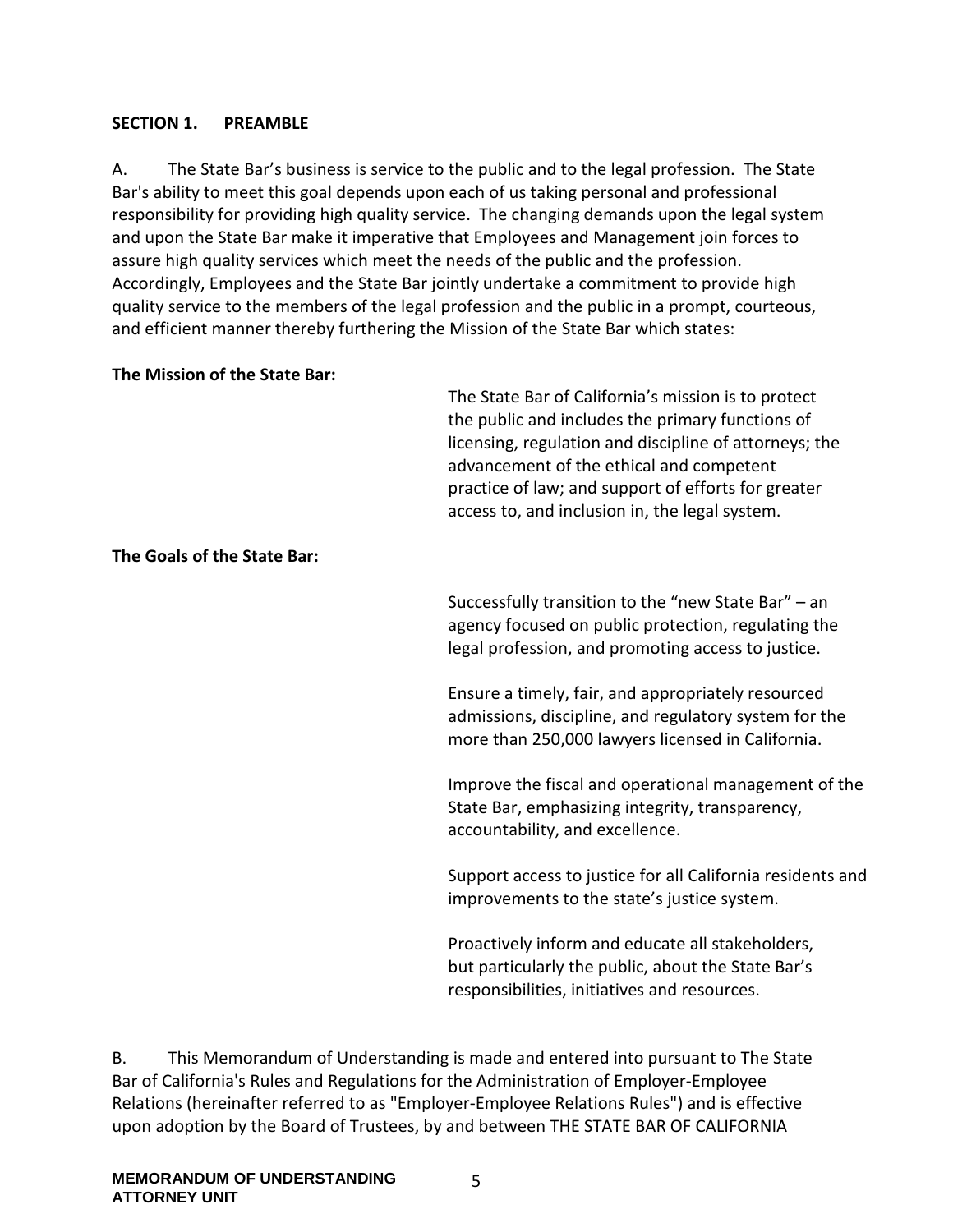## SECTION 1. PREAMBLE

A. The State Bar's business is service to the public and to the legal profession. The State Bar's ability to meet this goal depends upon each of us taking personal and professional responsibility for providing high quality service. The changing demands upon the legal system and upon the State Bar make it imperative that Employees and Management join forces to assure high quality services which meet the needs of the public and the profession. Accordingly, Employees and the State Bar jointly undertake a commitment to provide high quality service to the members of the legal profession and the public in a prompt, courteous, and efficient manner thereby furthering the Mission of the State Bar which states:

**The Mission of the State Bar:**

The State Bar of California's mission is to protect the public and includes the primary functions of licensing, regulation and discipline of attorneys; the advancement of the ethical and competent practice of law; and support of efforts for greater access to, and inclusion in, the legal system.

**The Goals of the State Bar:**

Successfully transition to the "new State Bar" – an agency focused on public protection, regulating the legal profession, and promoting access to justice.

Ensure a timely, fair, and appropriately resourced admissions, discipline, and regulatory system for the more than 250,000 lawyers licensed in California.

Improve the fiscal and operational management of the State Bar, emphasizing integrity, transparency, accountability, and excellence.

Support access to justice for all California residents and improvements to the state's justice system.

Proactively inform and educate all stakeholders, but particularly the public, about the State Bar's responsibilities, initiatives and resources.

B. This Memorandum of Understanding is made and entered into pursuant to The State Bar of California's Rules and Regulations for the Administration of Employer-Employee Relations (hereinafter referred to as "Employer-Employee Relations Rules") and is effective upon adoption by the Board of Trustees, by and between THE STATE BAR OF CALIFORNIA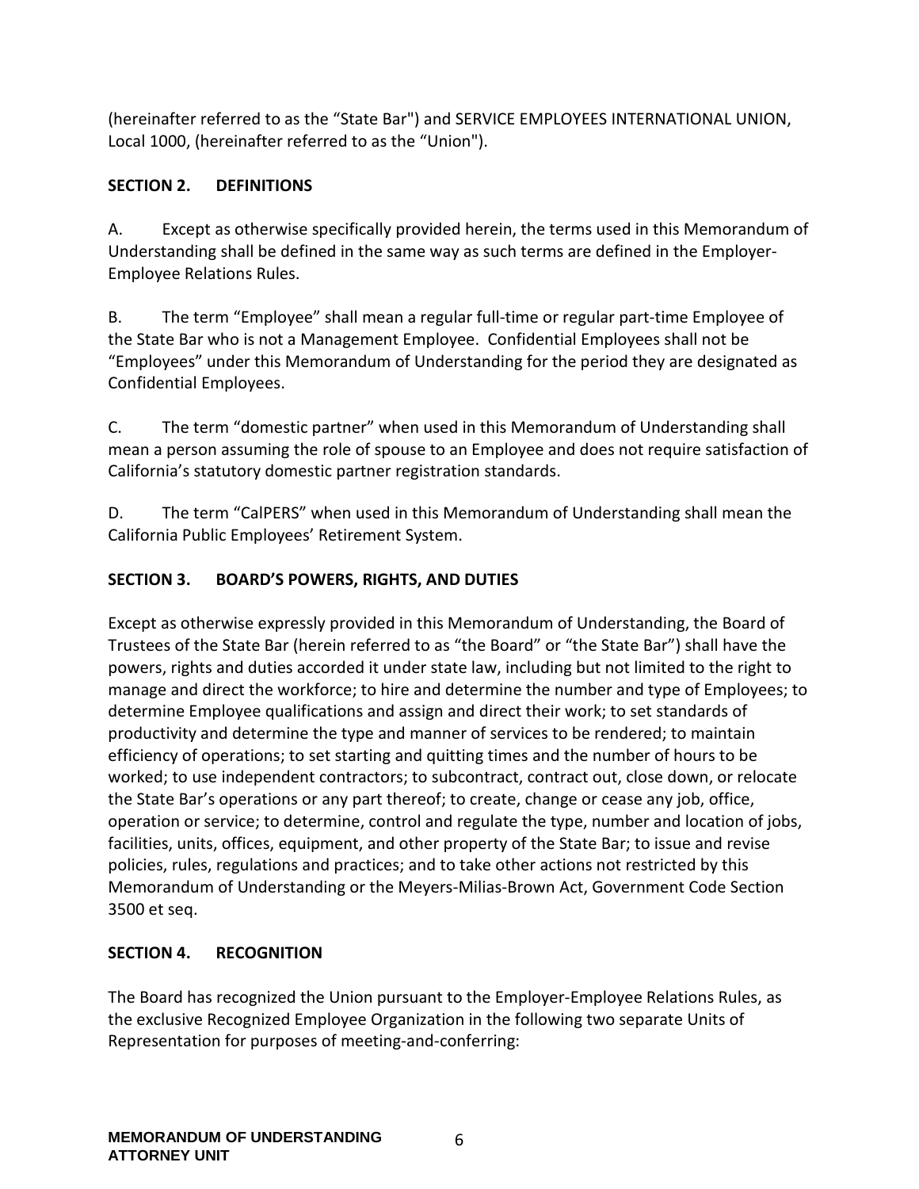(hereinafter referred to as the "State Bar") and SERVICE EMPLOYEES INTERNATIONAL UNION, Local 1000, (hereinafter referred to as the "Union").

## SECTION 2. DEFINITIONS

A. Except as otherwise specifically provided herein, the terms used in this Memorandum of Understanding shall be defined in the same way as such terms are defined in the Employer-Employee Relations Rules.

B. The term "Employee" shall mean a regular full-time or regular part-time Employee of the State Bar who is not a Management Employee. Confidential Employees shall not be "Employees" under this Memorandum of Understanding for the period they are designated as Confidential Employees.

C. The term "domestic partner" when used in this Memorandum of Understanding shall mean a person assuming the role of spouse to an Employee and does not require satisfaction of California's statutory domestic partner registration standards.

D. The term "CalPERS" when used in this Memorandum of Understanding shall mean the California Public Employees' Retirement System.

## SECTION 3. BOARD'S POWERS, RIGHTS, AND DUTIES

Except as otherwise expressly provided in this Memorandum of Understanding, the Board of Trustees of the State Bar (herein referred to as "the Board" or "the State Bar") shall have the powers, rights and duties accorded it under state law, including but not limited to the right to manage and direct the workforce; to hire and determine the number and type of Employees; to determine Employee qualifications and assign and direct their work; to set standards of productivity and determine the type and manner of services to be rendered; to maintain efficiency of operations; to set starting and quitting times and the number of hours to be worked; to use independent contractors; to subcontract, contract out, close down, or relocate the State Bar's operations or any part thereof; to create, change or cease any job, office, operation or service; to determine, control and regulate the type, number and location of jobs, facilities, units, offices, equipment, and other property of the State Bar; to issue and revise policies, rules, regulations and practices; and to take other actions not restricted by this Memorandum of Understanding or the Meyers-Milias-Brown Act, Government Code Section 3500 et seq.

## SECTION 4. RECOGNITION

The Board has recognized the Union pursuant to the Employer-Employee Relations Rules, as the exclusive Recognized Employee Organization in the following two separate Units of Representation for purposes of meeting-and-conferring: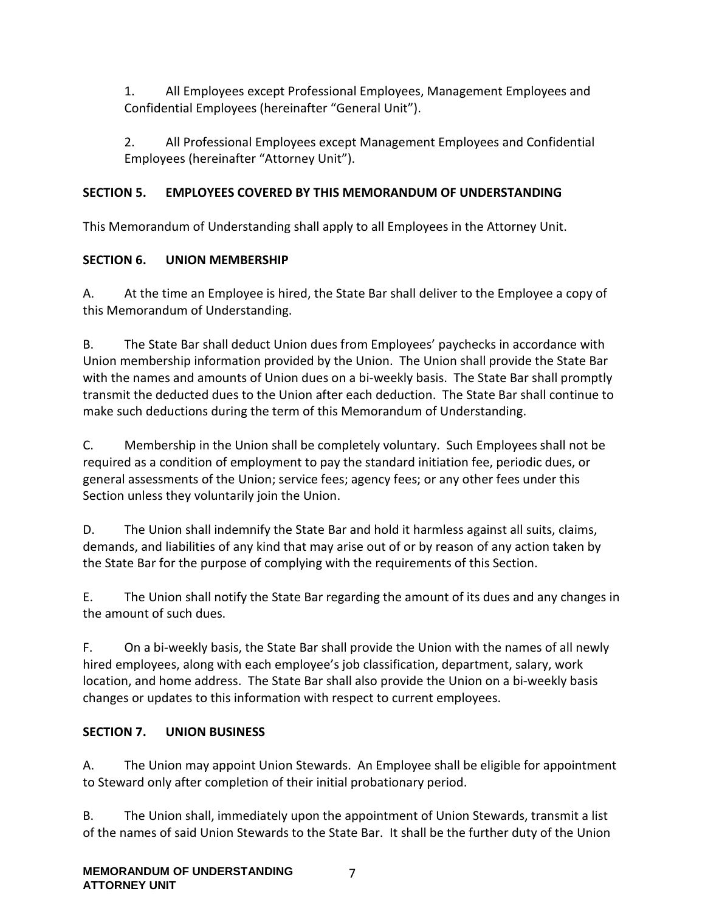1. All Employees except Professional Employees, Management Employees and Confidential Employees (hereinafter "General Unit").

2. All Professional Employees except Management Employees and Confidential Employees (hereinafter "Attorney Unit").

**SECTION 5. EMPLOYEES COVERED BY THIS MEMORANDUM OF UNDERSTANDING**

This Memorandum of Understanding shall apply to all Employees in the Attorney Unit.

**SECTION 6. UNION MEMBERSHIP**

A. At the time an Employee is hired, the State Bar shall deliver to the Employee a copy of this Memorandum of Understanding.

B. The State Bar shall deduct Union dues from Employees' paychecks in accordance with Union membership information provided by the Union. The Union shall provide the State Bar with the names and amounts of Union dues on a bi-weekly basis. The State Bar shall promptly transmit the deducted dues to the Union after each deduction. The State Bar shall continue to make such deductions during the term of this Memorandum of Understanding.

C. Membership in the Union shall be completely voluntary. Such Employees shall not be required as a condition of employment to pay the standard initiation fee, periodic dues, or general assessments of the Union; service fees; agency fees; or any other fees under this Section unless they voluntarily join the Union.

D. The Union shall indemnify the State Bar and hold it harmless against all suits, claims, demands, and liabilities of any kind that may arise out of or by reason of any action taken by the State Bar for the purpose of complying with the requirements of this Section.

E. The Union shall notify the State Bar regarding the amount of its dues and any changes in the amount of such dues.

F. On a bi-weekly basis, the State Bar shall provide the Union with the names of all newly hired employees, along with each employee's job classification, department, salary, work location, and home address. The State Bar shall also provide the Union on a bi-weekly basis changes or updates to this information with respect to current employees.

**SECTION 7. UNION BUSINESS**

A. The Union may appoint Union Stewards. An Employee shall be eligible for appointment to Steward only after completion of their initial probationary period.

B. The Union shall, immediately upon the appointment of Union Stewards, transmit a list of the names of said Union Stewards to the State Bar. It shall be the further duty of the Union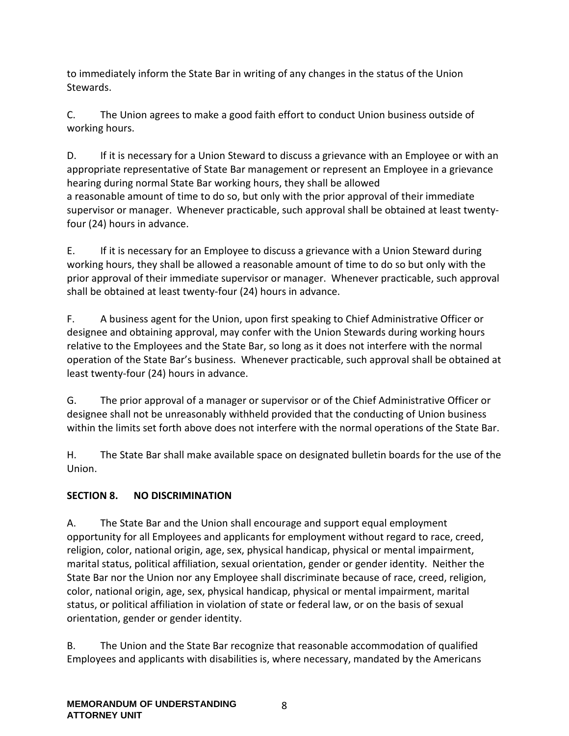to immediately inform the State Bar in writing of any changes in the status of the Union Stewards.

C. The Union agrees to make a good faith effort to conduct Union business outside of working hours.

D. If it is necessary for a Union Steward to discuss a grievance with an Employee or with an appropriate representative of State Bar management or represent an Employee in a grievance hearing during normal State Bar working hours, they shall be allowed a reasonable amount of time to do so, but only with the prior approval of their immediate supervisor or manager. Whenever practicable, such approval shall be obtained at least twenty-four (24) hours in advance.

E. If it is necessary for an Employee to discuss a grievance with a Union Steward during working hours, they shall be allowed a reasonable amount of time to do so but only with the prior approval of their immediate supervisor or manager. Whenever practicable, such approval shall be obtained at least twenty-four (24) hours in advance.

F. A business agent for the Union, upon first speaking to Chief Administrative Officer or designee and obtaining approval, may confer with the Union Stewards during working hours relative to the Employees and the State Bar, so long as it does not interfere with the normal operation of the State Bar's business. Whenever practicable, such approval shall be obtained at least twenty-four (24) hours in advance.

G. The prior approval of a manager or supervisor or of the Chief Administrative Officer or designee shall not be unreasonably withheld provided that the conducting of Union business within the limits set forth above does not interfere with the normal operations of the State Bar.

H. The State Bar shall make available space on designated bulletin boards for the use of the Union.

**SECTION 8. NO DISCRIMINATION**

A. The State Bar and the Union shall encourage and support equal employment opportunity for all Employees and applicants for employment without regard to race, creed, religion, color, national origin, age, sex, physical handicap, physical or mental impairment, marital status, political affiliation, sexual orientation, gender or gender identity. Neither the State Bar nor the Union nor any Employee shall discriminate because of race, creed, religion, color, national origin, age, sex, physical handicap, physical or mental impairment, marital status, or political affiliation in violation of state or federal law, or on the basis of sexual orientation, gender or gender identity.

B. The Union and the State Bar recognize that reasonable accommodation of qualified Employees and applicants with disabilities is, where necessary, mandated by the Americans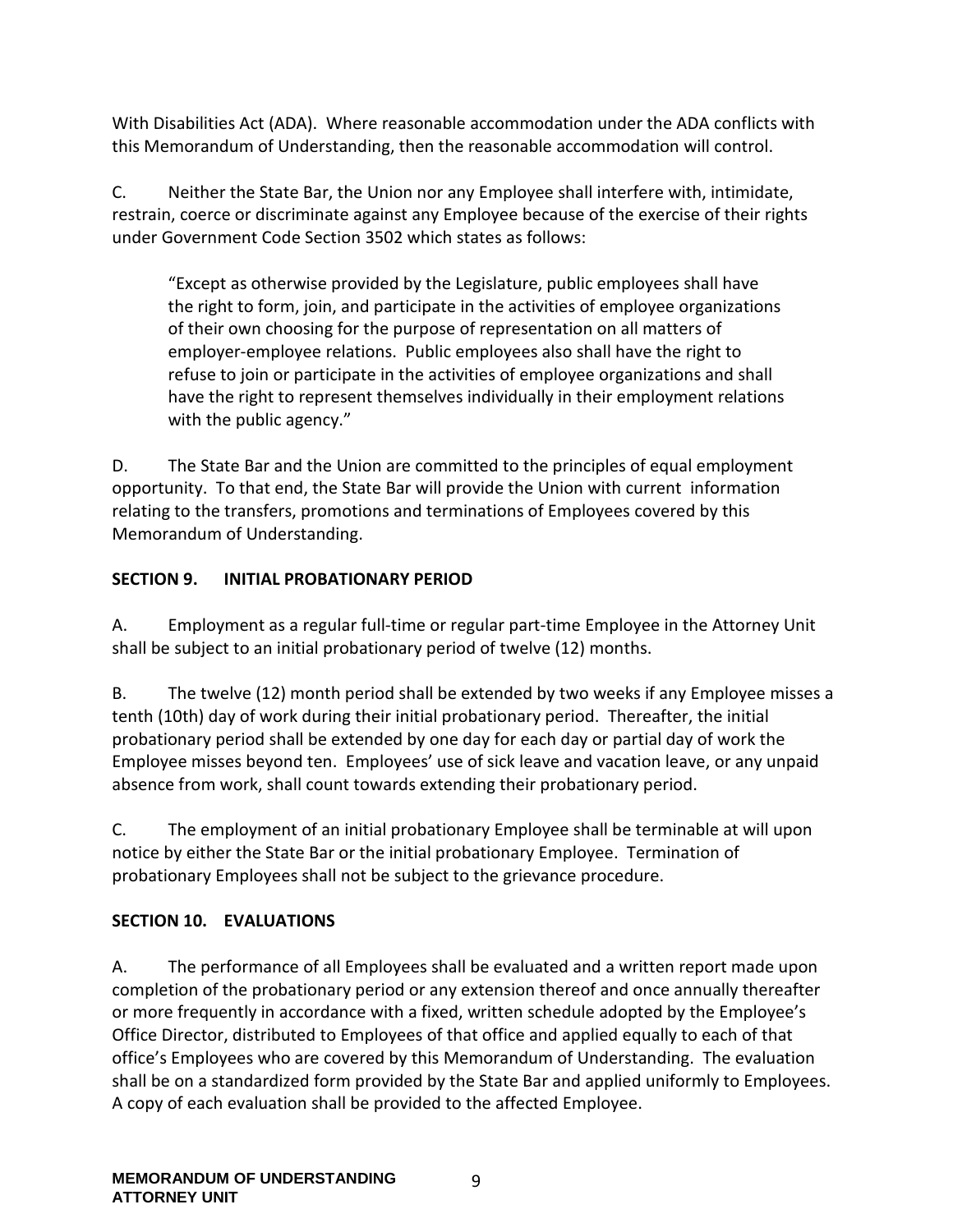With Disabilities Act (ADA). Where reasonable accommodation under the ADA conflicts with this Memorandum of Understanding, then the reasonable accommodation will control.

C. Neither the State Bar, the Union nor any Employee shall interfere with, intimidate, restrain, coerce or discriminate against any Employee because of the exercise of their rights under Government Code Section 3502 which states as follows:

> "Except as otherwise provided by the Legislature, public employees shall have the right to form, join, and participate in the activities of employee organizations of their own choosing for the purpose of representation on all matters of employer-employee relations. Public employees also shall have the right to refuse to join or participate in the activities of employee organizations and shall have the right to represent themselves individually in their employment relations with the public agency."

D. The State Bar and the Union are committed to the principles of equal employment opportunity. To that end, the State Bar will provide the Union with current information relating to the transfers, promotions and terminations of Employees covered by this Memorandum of Understanding.

## SECTION 9. INITIAL PROBATIONARY PERIOD

A. Employment as a regular full-time or regular part-time Employee in the Attorney Unit shall be subject to an initial probationary period of twelve (12) months.

B. The twelve (12) month period shall be extended by two weeks if any Employee misses a tenth (10th) day of work during their initial probationary period. Thereafter, the initial probationary period shall be extended by one day for each day or partial day of work the Employee misses beyond ten. Employees' use of sick leave and vacation leave, or any unpaid absence from work, shall count towards extending their probationary period.

C. The employment of an initial probationary Employee shall be terminable at will upon notice by either the State Bar or the initial probationary Employee. Termination of probationary Employees shall not be subject to the grievance procedure.

## SECTION 10. EVALUATIONS

A. The performance of all Employees shall be evaluated and a written report made upon completion of the probationary period or any extension thereof and once annually thereafter or more frequently in accordance with a fixed, written schedule adopted by the Employee's Office Director, distributed to Employees of that office and applied equally to each of that office's Employees who are covered by this Memorandum of Understanding. The evaluation shall be on a standardized form provided by the State Bar and applied uniformly to Employees. A copy of each evaluation shall be provided to the affected Employee.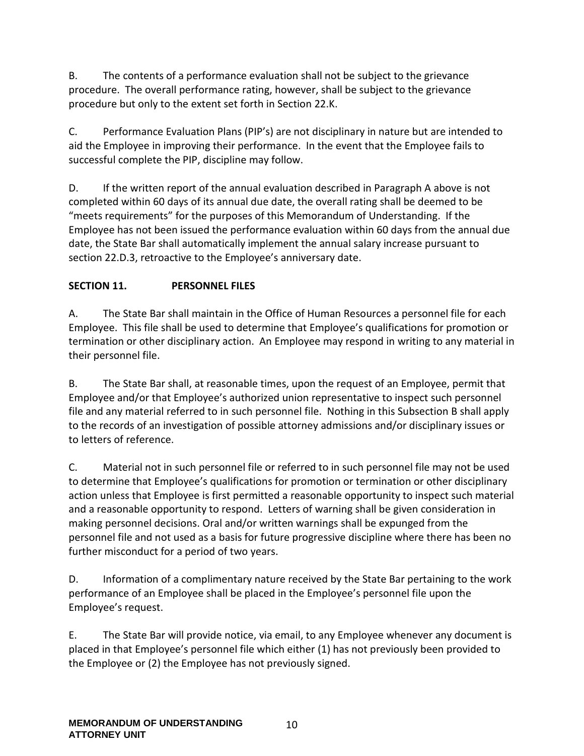B. The contents of a performance evaluation shall not be subject to the grievance procedure. The overall performance rating, however, shall be subject to the grievance procedure but only to the extent set forth in Section 22.K.

C. Performance Evaluation Plans (PIP's) are not disciplinary in nature but are intended to aid the Employee in improving their performance. In the event that the Employee fails to successful complete the PIP, discipline may follow.

D. If the written report of the annual evaluation described in Paragraph A above is not completed within 60 days of its annual due date, the overall rating shall be deemed to be "meets requirements" for the purposes of this Memorandum of Understanding. If the Employee has not been issued the performance evaluation within 60 days from the annual due date, the State Bar shall automatically implement the annual salary increase pursuant to section 22.D.3, retroactive to the Employee's anniversary date.

## SECTION 11. PERSONNEL FILES

A. The State Bar shall maintain in the Office of Human Resources a personnel file for each Employee. This file shall be used to determine that Employee's qualifications for promotion or termination or other disciplinary action. An Employee may respond in writing to any material in their personnel file.

B. The State Bar shall, at reasonable times, upon the request of an Employee, permit that Employee and/or that Employee's authorized union representative to inspect such personnel file and any material referred to in such personnel file. Nothing in this Subsection B shall apply to the records of an investigation of possible attorney admissions and/or disciplinary issues or to letters of reference.

C. Material not in such personnel file or referred to in such personnel file may not be used to determine that Employee's qualifications for promotion or termination or other disciplinary action unless that Employee is first permitted a reasonable opportunity to inspect such material and a reasonable opportunity to respond. Letters of warning shall be given consideration in making personnel decisions. Oral and/or written warnings shall be expunged from the personnel file and not used as a basis for future progressive discipline where there has been no further misconduct for a period of two years.

D. Information of a complimentary nature received by the State Bar pertaining to the work performance of an Employee shall be placed in the Employee's personnel file upon the Employee's request.

E. The State Bar will provide notice, via email, to any Employee whenever any document is placed in that Employee's personnel file which either (1) has not previously been provided to the Employee or (2) the Employee has not previously signed.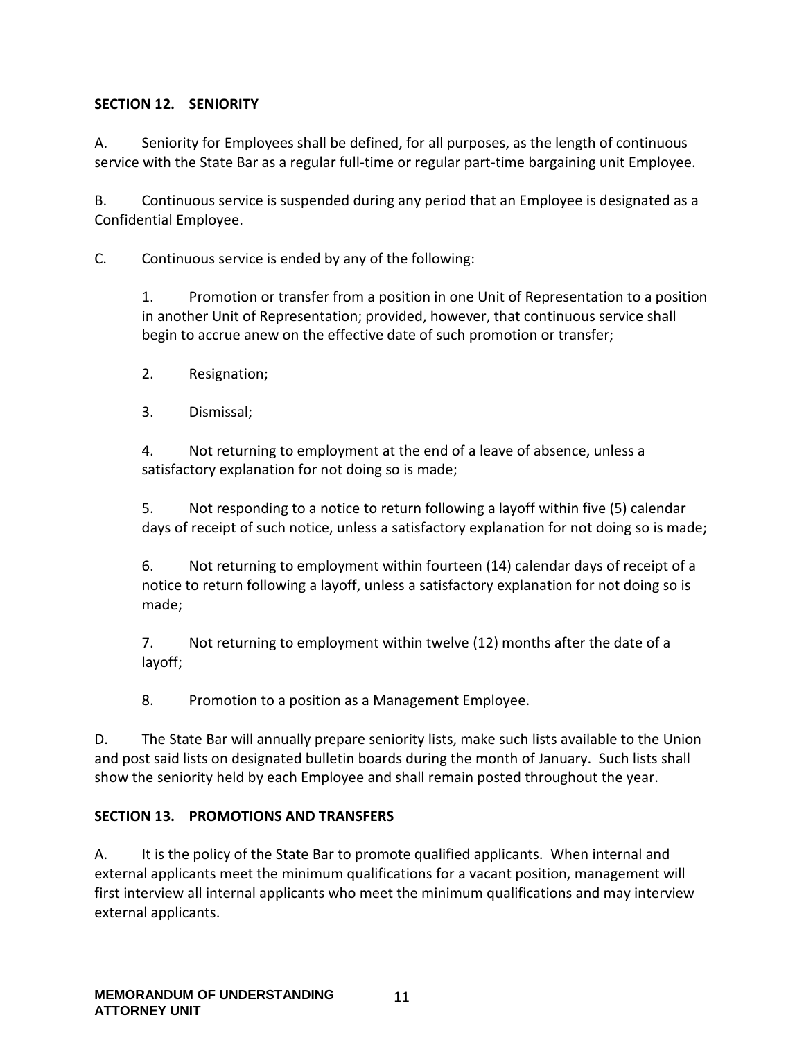## SECTION 12. SENIORITY

A. Seniority for Employees shall be defined, for all purposes, as the length of continuous service with the State Bar as a regular full-time or regular part-time bargaining unit Employee.

B. Continuous service is suspended during any period that an Employee is designated as a Confidential Employee.

C. Continuous service is ended by any of the following:

1. Promotion or transfer from a position in one Unit of Representation to a position in another Unit of Representation; provided, however, that continuous service shall begin to accrue anew on the effective date of such promotion or transfer;

2. Resignation;

3. Dismissal;

4. Not returning to employment at the end of a leave of absence, unless a satisfactory explanation for not doing so is made;

5. Not responding to a notice to return following a layoff within five (5) calendar days of receipt of such notice, unless a satisfactory explanation for not doing so is made;

6. Not returning to employment within fourteen (14) calendar days of receipt of a notice to return following a layoff, unless a satisfactory explanation for not doing so is made;

7. Not returning to employment within twelve (12) months after the date of a layoff;

8. Promotion to a position as a Management Employee.

D. The State Bar will annually prepare seniority lists, make such lists available to the Union and post said lists on designated bulletin boards during the month of January. Such lists shall show the seniority held by each Employee and shall remain posted throughout the year.

## SECTION 13. PROMOTIONS AND TRANSFERS

A. It is the policy of the State Bar to promote qualified applicants. When internal and external applicants meet the minimum qualifications for a vacant position, management will first interview all internal applicants who meet the minimum qualifications and may interview external applicants.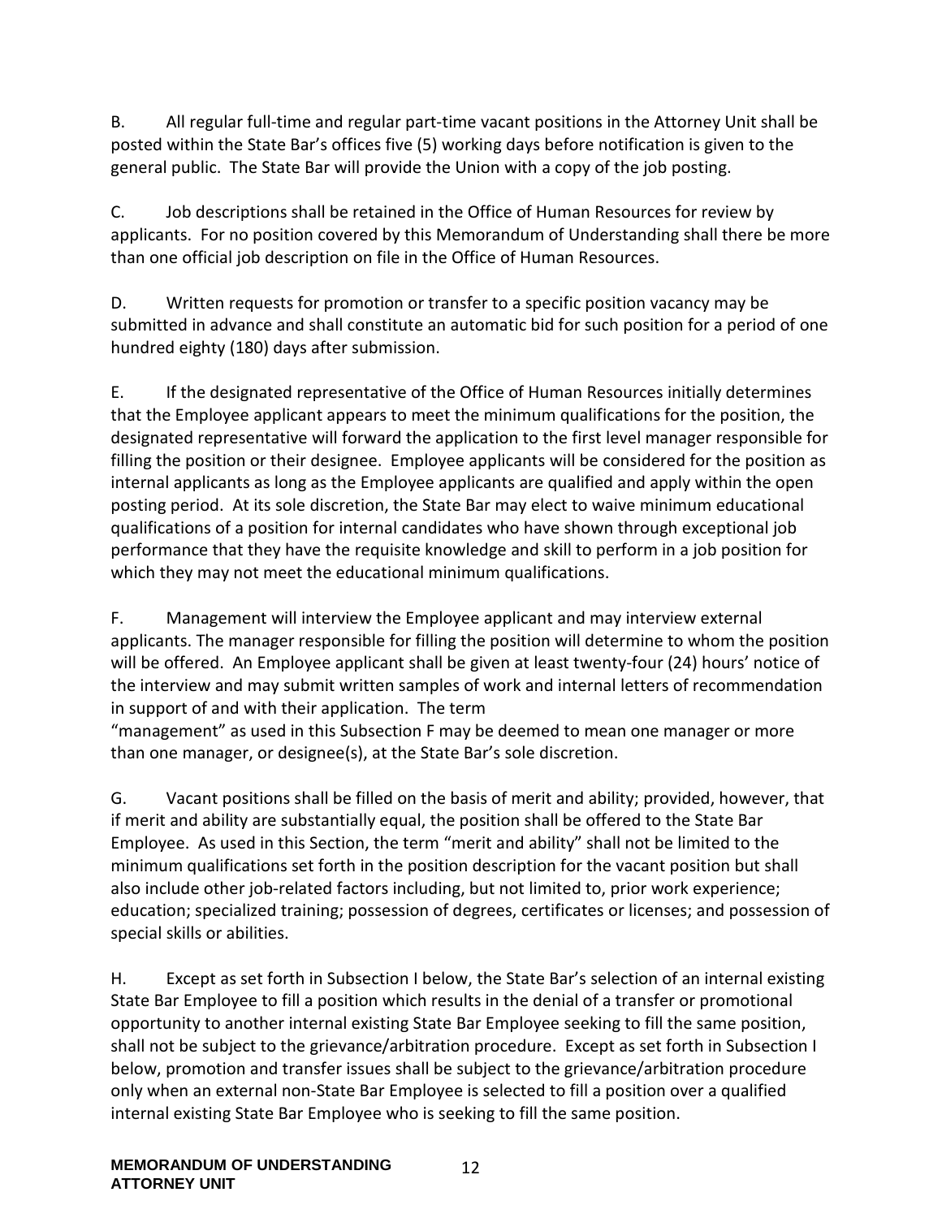B. All regular full-time and regular part-time vacant positions in the Attorney Unit shall be posted within the State Bar's offices five (5) working days before notification is given to the general public. The State Bar will provide the Union with a copy of the job posting.

C. Job descriptions shall be retained in the Office of Human Resources for review by applicants. For no position covered by this Memorandum of Understanding shall there be more than one official job description on file in the Office of Human Resources.

D. Written requests for promotion or transfer to a specific position vacancy may be submitted in advance and shall constitute an automatic bid for such position for a period of one hundred eighty (180) days after submission.

E. If the designated representative of the Office of Human Resources initially determines that the Employee applicant appears to meet the minimum qualifications for the position, the designated representative will forward the application to the first level manager responsible for filling the position or their designee. Employee applicants will be considered for the position as internal applicants as long as the Employee applicants are qualified and apply within the open posting period. At its sole discretion, the State Bar may elect to waive minimum educational qualifications of a position for internal candidates who have shown through exceptional job performance that they have the requisite knowledge and skill to perform in a job position for which they may not meet the educational minimum qualifications.

F. Management will interview the Employee applicant and may interview external applicants. The manager responsible for filling the position will determine to whom the position will be offered. An Employee applicant shall be given at least twenty-four (24) hours' notice of the interview and may submit written samples of work and internal letters of recommendation in support of and with their application. The term "management" as used in this Subsection F may be deemed to mean one manager or more than one manager, or designee(s), at the State Bar's sole discretion.

G. Vacant positions shall be filled on the basis of merit and ability; provided, however, that if merit and ability are substantially equal, the position shall be offered to the State Bar Employee. As used in this Section, the term "merit and ability" shall not be limited to the minimum qualifications set forth in the position description for the vacant position but shall also include other job-related factors including, but not limited to, prior work experience; education; specialized training; possession of degrees, certificates or licenses; and possession of special skills or abilities.

H. Except as set forth in Subsection I below, the State Bar's selection of an internal existing State Bar Employee to fill a position which results in the denial of a transfer or promotional opportunity to another internal existing State Bar Employee seeking to fill the same position, shall not be subject to the grievance/arbitration procedure. Except as set forth in Subsection I below, promotion and transfer issues shall be subject to the grievance/arbitration procedure only when an external non-State Bar Employee is selected to fill a position over a qualified internal existing State Bar Employee who is seeking to fill the same position.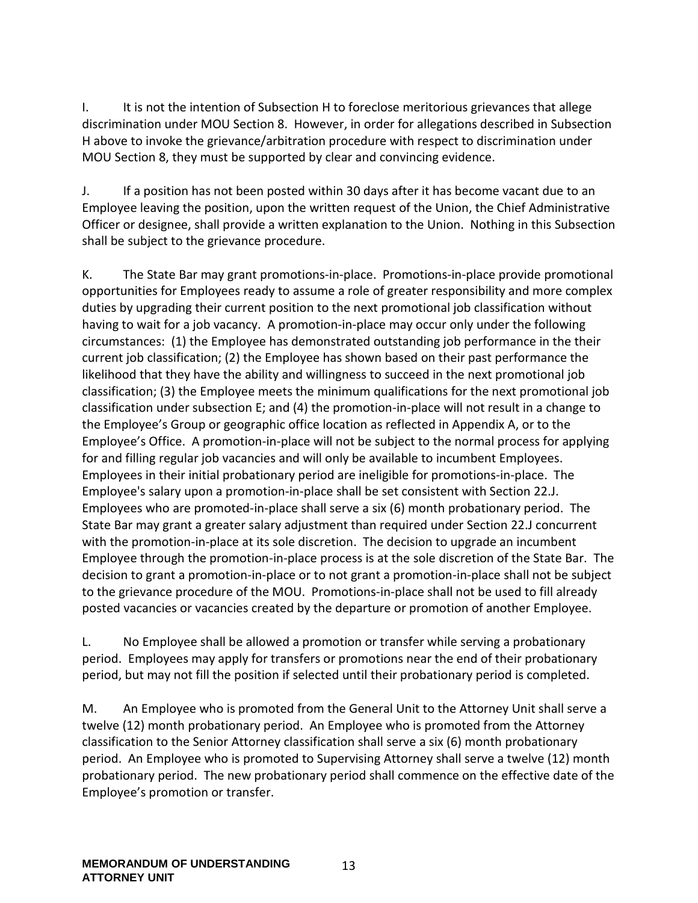I. It is not the intention of Subsection H to foreclose meritorious grievances that allege discrimination under MOU Section 8. However, in order for allegations described in Subsection H above to invoke the grievance/arbitration procedure with respect to discrimination under MOU Section 8, they must be supported by clear and convincing evidence.

J. If a position has not been posted within 30 days after it has become vacant due to an Employee leaving the position, upon the written request of the Union, the Chief Administrative Officer or designee, shall provide a written explanation to the Union. Nothing in this Subsection shall be subject to the grievance procedure.

K. The State Bar may grant promotions-in-place. Promotions-in-place provide promotional opportunities for Employees ready to assume a role of greater responsibility and more complex duties by upgrading their current position to the next promotional job classification without having to wait for a job vacancy. A promotion-in-place may occur only under the following circumstances: (1) the Employee has demonstrated outstanding job performance in the their current job classification; (2) the Employee has shown based on their past performance the likelihood that they have the ability and willingness to succeed in the next promotional job classification; (3) the Employee meets the minimum qualifications for the next promotional job classification under subsection E; and (4) the promotion-in-place will not result in a change to the Employee's Group or geographic office location as reflected in Appendix A, or to the Employee's Office. A promotion-in-place will not be subject to the normal process for applying for and filling regular job vacancies and will only be available to incumbent Employees. Employees in their initial probationary period are ineligible for promotions-in-place. The Employee's salary upon a promotion-in-place shall be set consistent with Section 22.J. Employees who are promoted-in-place shall serve a six (6) month probationary period. The State Bar may grant a greater salary adjustment than required under Section 22.J concurrent with the promotion-in-place at its sole discretion. The decision to upgrade an incumbent Employee through the promotion-in-place process is at the sole discretion of the State Bar. The decision to grant a promotion-in-place or to not grant a promotion-in-place shall not be subject to the grievance procedure of the MOU. Promotions-in-place shall not be used to fill already posted vacancies or vacancies created by the departure or promotion of another Employee.

L. No Employee shall be allowed a promotion or transfer while serving a probationary period. Employees may apply for transfers or promotions near the end of their probationary period, but may not fill the position if selected until their probationary period is completed.

M. An Employee who is promoted from the General Unit to the Attorney Unit shall serve a twelve (12) month probationary period. An Employee who is promoted from the Attorney classification to the Senior Attorney classification shall serve a six (6) month probationary period. An Employee who is promoted to Supervising Attorney shall serve a twelve (12) month probationary period. The new probationary period shall commence on the effective date of the Employee's promotion or transfer.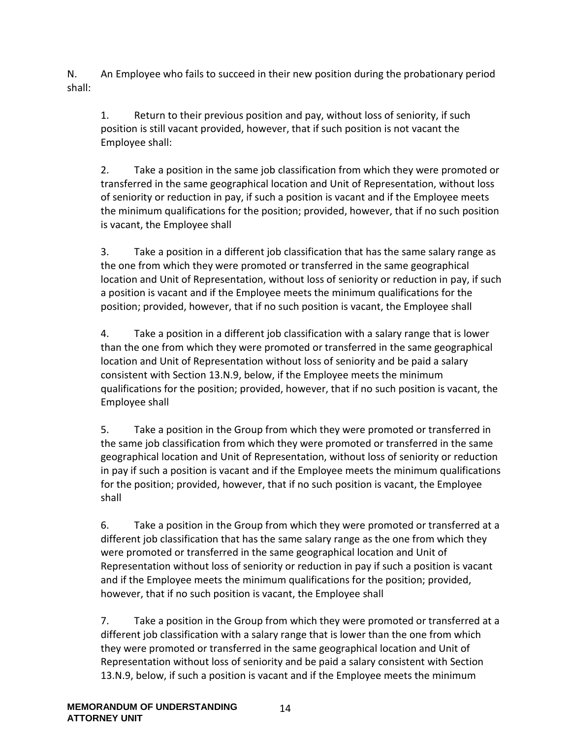N. An Employee who fails to succeed in their new position during the probationary period shall:

1. Return to their previous position and pay, without loss of seniority, if such position is still vacant provided, however, that if such position is not vacant the Employee shall:

2. Take a position in the same job classification from which they were promoted or transferred in the same geographical location and Unit of Representation, without loss of seniority or reduction in pay, if such a position is vacant and if the Employee meets the minimum qualifications for the position; provided, however, that if no such position is vacant, the Employee shall

3. Take a position in a different job classification that has the same salary range as the one from which they were promoted or transferred in the same geographical location and Unit of Representation, without loss of seniority or reduction in pay, if such a position is vacant and if the Employee meets the minimum qualifications for the position; provided, however, that if no such position is vacant, the Employee shall

4. Take a position in a different job classification with a salary range that is lower than the one from which they were promoted or transferred in the same geographical location and Unit of Representation without loss of seniority and be paid a salary consistent with Section 13.N.9, below, if the Employee meets the minimum qualifications for the position; provided, however, that if no such position is vacant, the Employee shall

5. Take a position in the Group from which they were promoted or transferred in the same job classification from which they were promoted or transferred in the same geographical location and Unit of Representation, without loss of seniority or reduction in pay if such a position is vacant and if the Employee meets the minimum qualifications for the position; provided, however, that if no such position is vacant, the Employee shall

6. Take a position in the Group from which they were promoted or transferred at a different job classification that has the same salary range as the one from which they were promoted or transferred in the same geographical location and Unit of Representation without loss of seniority or reduction in pay if such a position is vacant and if the Employee meets the minimum qualifications for the position; provided, however, that if no such position is vacant, the Employee shall

7. Take a position in the Group from which they were promoted or transferred at a different job classification with a salary range that is lower than the one from which they were promoted or transferred in the same geographical location and Unit of Representation without loss of seniority and be paid a salary consistent with Section 13.N.9, below, if such a position is vacant and if the Employee meets the minimum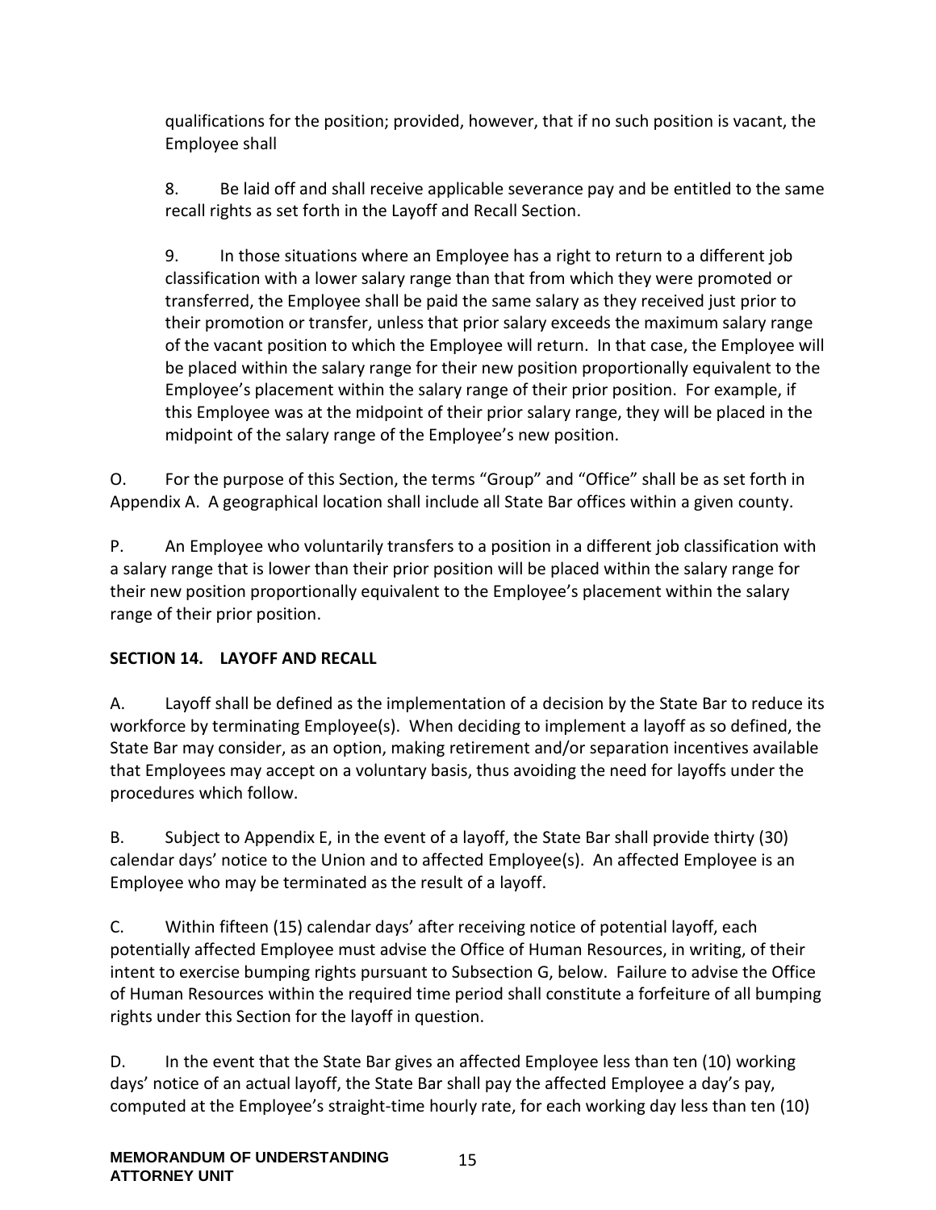qualifications for the position; provided, however, that if no such position is vacant, the Employee shall

8. Be laid off and shall receive applicable severance pay and be entitled to the same recall rights as set forth in the Layoff and Recall Section.

9. In those situations where an Employee has a right to return to a different job classification with a lower salary range than that from which they were promoted or transferred, the Employee shall be paid the same salary as they received just prior to their promotion or transfer, unless that prior salary exceeds the maximum salary range of the vacant position to which the Employee will return. In that case, the Employee will be placed within the salary range for their new position proportionally equivalent to the Employee's placement within the salary range of their prior position. For example, if this Employee was at the midpoint of their prior salary range, they will be placed in the midpoint of the salary range of the Employee's new position.

O. For the purpose of this Section, the terms "Group" and "Office" shall be as set forth in Appendix A. A geographical location shall include all State Bar offices within a given county.

P. An Employee who voluntarily transfers to a position in a different job classification with a salary range that is lower than their prior position will be placed within the salary range for their new position proportionally equivalent to the Employee's placement within the salary range of their prior position.

**SECTION 14. LAYOFF AND RECALL**

A. Layoff shall be defined as the implementation of a decision by the State Bar to reduce its workforce by terminating Employee(s). When deciding to implement a layoff as so defined, the State Bar may consider, as an option, making retirement and/or separation incentives available that Employees may accept on a voluntary basis, thus avoiding the need for layoffs under the procedures which follow.

B. Subject to Appendix E, in the event of a layoff, the State Bar shall provide thirty (30) calendar days' notice to the Union and to affected Employee(s). An affected Employee is an Employee who may be terminated as the result of a layoff.

C. Within fifteen (15) calendar days' after receiving notice of potential layoff, each potentially affected Employee must advise the Office of Human Resources, in writing, of their intent to exercise bumping rights pursuant to Subsection G, below. Failure to advise the Office of Human Resources within the required time period shall constitute a forfeiture of all bumping rights under this Section for the layoff in question.

D. In the event that the State Bar gives an affected Employee less than ten (10) working days' notice of an actual layoff, the State Bar shall pay the affected Employee a day's pay, computed at the Employee's straight-time hourly rate, for each working day less than ten (10)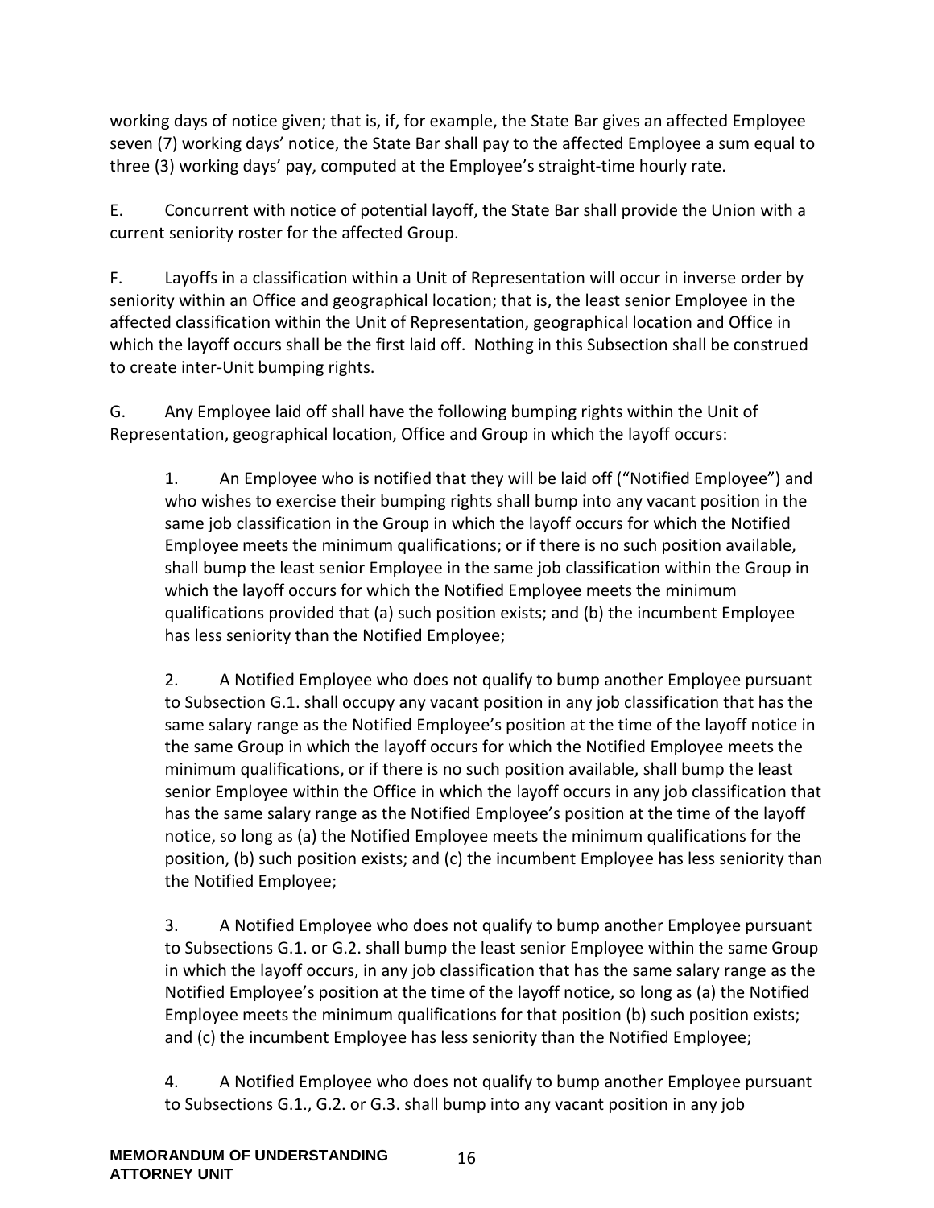working days of notice given; that is, if, for example, the State Bar gives an affected Employee seven (7) working days' notice, the State Bar shall pay to the affected Employee a sum equal to three (3) working days' pay, computed at the Employee's straight-time hourly rate.

E. Concurrent with notice of potential layoff, the State Bar shall provide the Union with a current seniority roster for the affected Group.

F. Layoffs in a classification within a Unit of Representation will occur in inverse order by seniority within an Office and geographical location; that is, the least senior Employee in the affected classification within the Unit of Representation, geographical location and Office in which the layoff occurs shall be the first laid off. Nothing in this Subsection shall be construed to create inter-Unit bumping rights.

G. Any Employee laid off shall have the following bumping rights within the Unit of Representation, geographical location, Office and Group in which the layoff occurs:

1. An Employee who is notified that they will be laid off ("Notified Employee") and who wishes to exercise their bumping rights shall bump into any vacant position in the same job classification in the Group in which the layoff occurs for which the Notified Employee meets the minimum qualifications; or if there is no such position available, shall bump the least senior Employee in the same job classification within the Group in which the layoff occurs for which the Notified Employee meets the minimum qualifications provided that (a) such position exists; and (b) the incumbent Employee has less seniority than the Notified Employee;

2. A Notified Employee who does not qualify to bump another Employee pursuant to Subsection G.1. shall occupy any vacant position in any job classification that has the same salary range as the Notified Employee's position at the time of the layoff notice in the same Group in which the layoff occurs for which the Notified Employee meets the minimum qualifications, or if there is no such position available, shall bump the least senior Employee within the Office in which the layoff occurs in any job classification that has the same salary range as the Notified Employee's position at the time of the layoff notice, so long as (a) the Notified Employee meets the minimum qualifications for the position, (b) such position exists; and (c) the incumbent Employee has less seniority than the Notified Employee;

3. A Notified Employee who does not qualify to bump another Employee pursuant to Subsections G.1. or G.2. shall bump the least senior Employee within the same Group in which the layoff occurs, in any job classification that has the same salary range as the Notified Employee's position at the time of the layoff notice, so long as (a) the Notified Employee meets the minimum qualifications for that position (b) such position exists; and (c) the incumbent Employee has less seniority than the Notified Employee;

4. A Notified Employee who does not qualify to bump another Employee pursuant to Subsections G.1., G.2. or G.3. shall bump into any vacant position in any job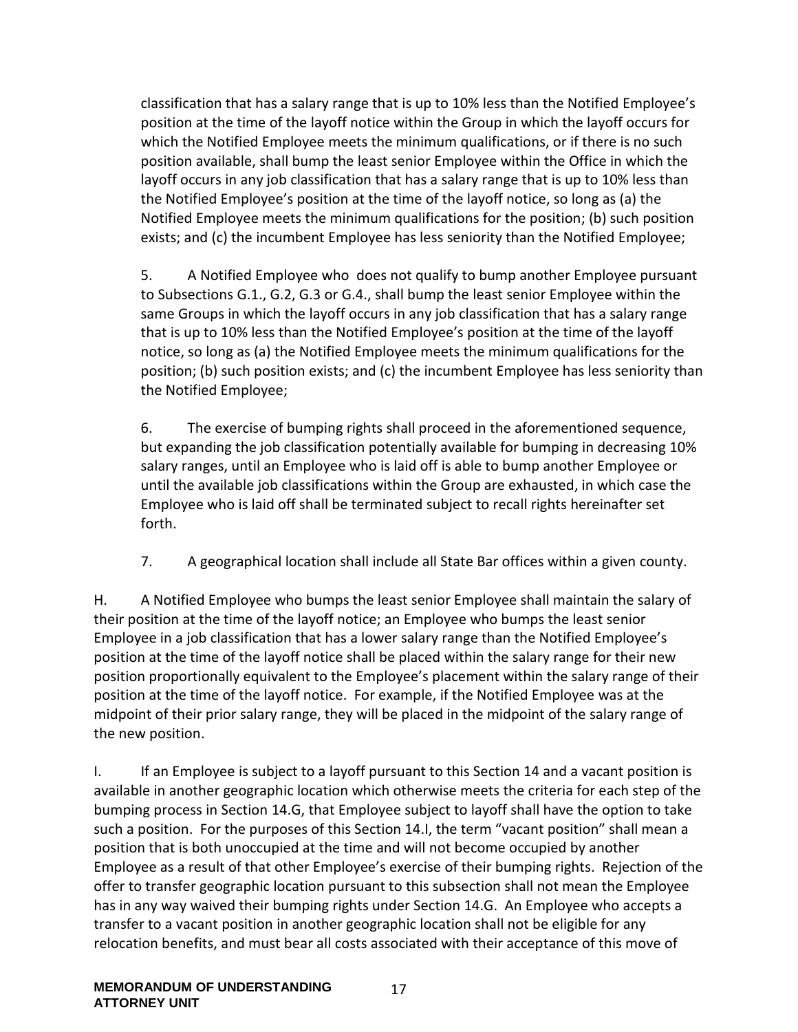classification that has a salary range that is up to 10% less than the Notified Employee's position at the time of the layoff notice within the Group in which the layoff occurs for which the Notified Employee meets the minimum qualifications, or if there is no such position available, shall bump the least senior Employee within the Office in which the layoff occurs in any job classification that has a salary range that is up to 10% less than the Notified Employee's position at the time of the layoff notice, so long as (a) the Notified Employee meets the minimum qualifications for the position; (b) such position exists; and (c) the incumbent Employee has less seniority than the Notified Employee;

5. A Notified Employee who does not qualify to bump another Employee pursuant to Subsections G.1., G.2, G.3 or G.4., shall bump the least senior Employee within the same Groups in which the layoff occurs in any job classification that has a salary range that is up to 10% less than the Notified Employee's position at the time of the layoff notice, so long as (a) the Notified Employee meets the minimum qualifications for the position; (b) such position exists; and (c) the incumbent Employee has less seniority than the Notified Employee;

6. The exercise of bumping rights shall proceed in the aforementioned sequence, but expanding the job classification potentially available for bumping in decreasing 10% salary ranges, until an Employee who is laid off is able to bump another Employee or until the available job classifications within the Group are exhausted, in which case the Employee who is laid off shall be terminated subject to recall rights hereinafter set forth.

7. A geographical location shall include all State Bar offices within a given county.

H. A Notified Employee who bumps the least senior Employee shall maintain the salary of their position at the time of the layoff notice; an Employee who bumps the least senior Employee in a job classification that has a lower salary range than the Notified Employee's position at the time of the layoff notice shall be placed within the salary range for their new position proportionally equivalent to the Employee's placement within the salary range of their position at the time of the layoff notice. For example, if the Notified Employee was at the midpoint of their prior salary range, they will be placed in the midpoint of the salary range of the new position.

I. If an Employee is subject to a layoff pursuant to this Section 14 and a vacant position is available in another geographic location which otherwise meets the criteria for each step of the bumping process in Section 14.G, that Employee subject to layoff shall have the option to take such a position. For the purposes of this Section 14.I, the term "vacant position" shall mean a position that is both unoccupied at the time and will not become occupied by another Employee as a result of that other Employee's exercise of their bumping rights. Rejection of the offer to transfer geographic location pursuant to this subsection shall not mean the Employee has in any way waived their bumping rights under Section 14.G. An Employee who accepts a transfer to a vacant position in another geographic location shall not be eligible for any relocation benefits, and must bear all costs associated with their acceptance of this move of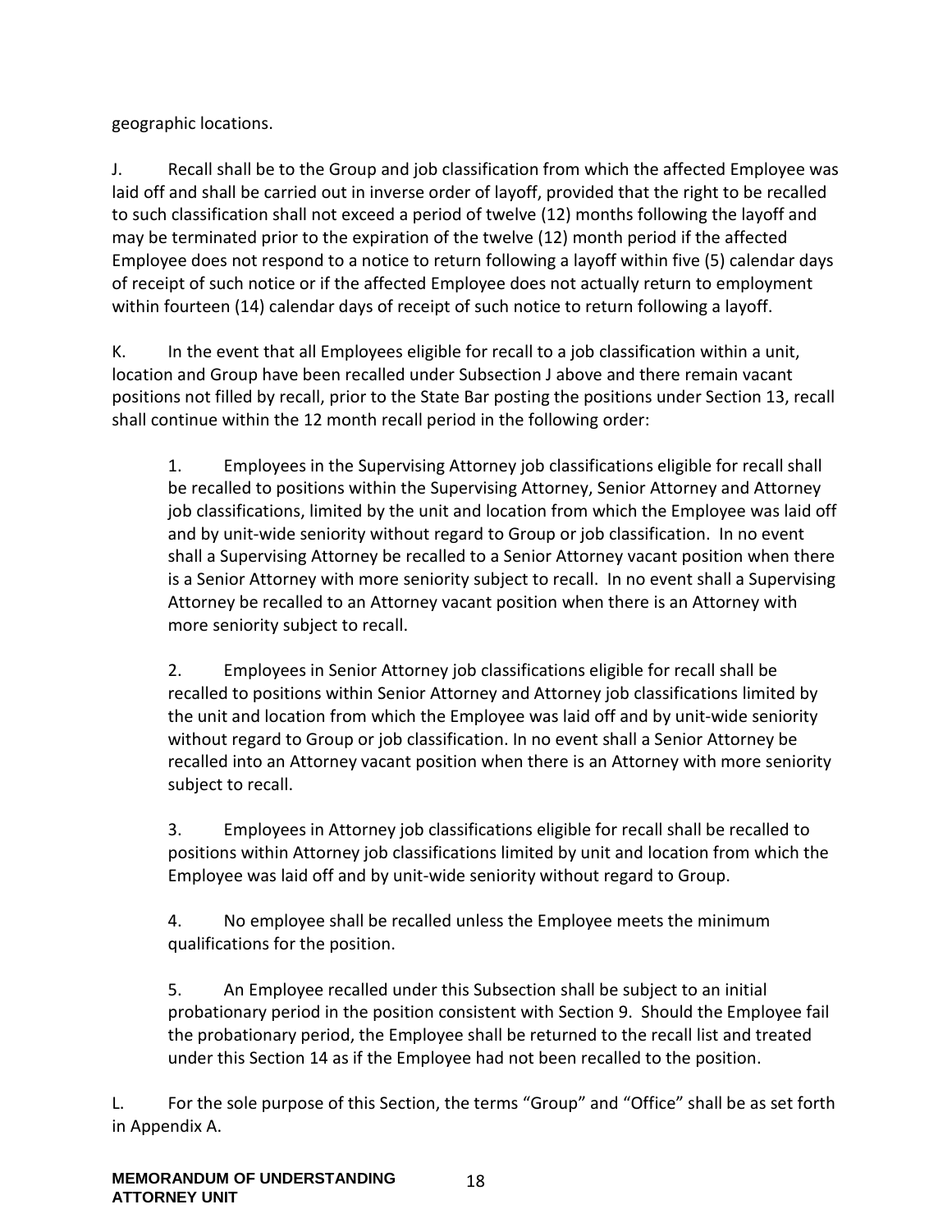geographic locations.

J. Recall shall be to the Group and job classification from which the affected Employee was laid off and shall be carried out in inverse order of layoff, provided that the right to be recalled to such classification shall not exceed a period of twelve (12) months following the layoff and may be terminated prior to the expiration of the twelve (12) month period if the affected Employee does not respond to a notice to return following a layoff within five (5) calendar days of receipt of such notice or if the affected Employee does not actually return to employment within fourteen (14) calendar days of receipt of such notice to return following a layoff.

K. In the event that all Employees eligible for recall to a job classification within a unit, location and Group have been recalled under Subsection J above and there remain vacant positions not filled by recall, prior to the State Bar posting the positions under Section 13, recall shall continue within the 12 month recall period in the following order:

> 1. Employees in the Supervising Attorney job classifications eligible for recall shall be recalled to positions within the Supervising Attorney, Senior Attorney and Attorney job classifications, limited by the unit and location from which the Employee was laid off and by unit-wide seniority without regard to Group or job classification. In no event shall a Supervising Attorney be recalled to a Senior Attorney vacant position when there is a Senior Attorney with more seniority subject to recall. In no event shall a Supervising Attorney be recalled to an Attorney vacant position when there is an Attorney with more seniority subject to recall.
>
> 2. Employees in Senior Attorney job classifications eligible for recall shall be recalled to positions within Senior Attorney and Attorney job classifications limited by the unit and location from which the Employee was laid off and by unit-wide seniority without regard to Group or job classification. In no event shall a Senior Attorney be recalled into an Attorney vacant position when there is an Attorney with more seniority subject to recall.
>
> 3. Employees in Attorney job classifications eligible for recall shall be recalled to positions within Attorney job classifications limited by unit and location from which the Employee was laid off and by unit-wide seniority without regard to Group.
>
> 4. No employee shall be recalled unless the Employee meets the minimum qualifications for the position.
>
> 5. An Employee recalled under this Subsection shall be subject to an initial probationary period in the position consistent with Section 9. Should the Employee fail the probationary period, the Employee shall be returned to the recall list and treated under this Section 14 as if the Employee had not been recalled to the position.

L. For the sole purpose of this Section, the terms "Group" and "Office" shall be as set forth in Appendix A.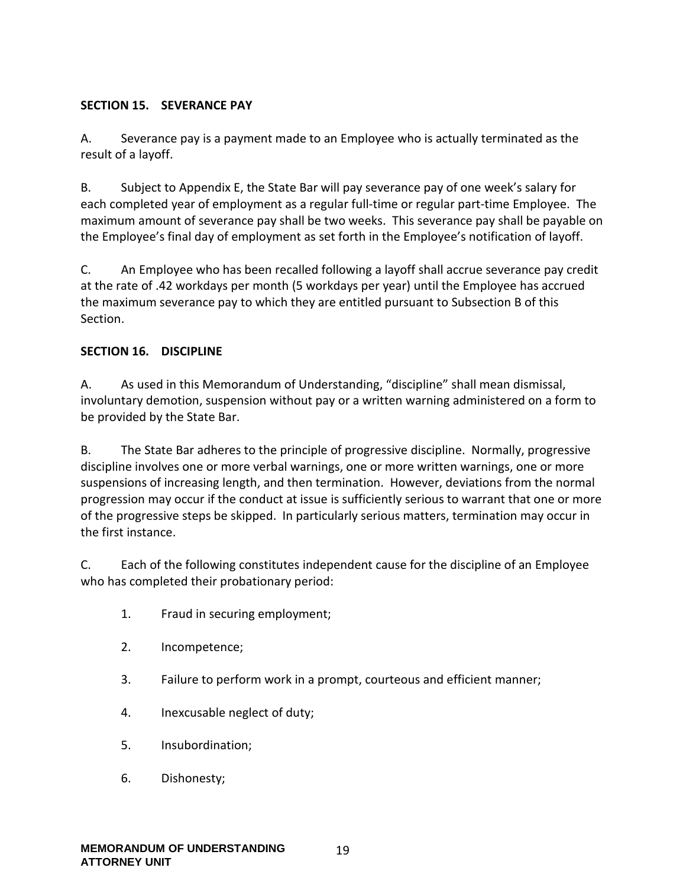## SECTION 15. SEVERANCE PAY

A. Severance pay is a payment made to an Employee who is actually terminated as the result of a layoff.

B. Subject to Appendix E, the State Bar will pay severance pay of one week's salary for each completed year of employment as a regular full-time or regular part-time Employee. The maximum amount of severance pay shall be two weeks. This severance pay shall be payable on the Employee's final day of employment as set forth in the Employee's notification of layoff.

C. An Employee who has been recalled following a layoff shall accrue severance pay credit at the rate of .42 workdays per month (5 workdays per year) until the Employee has accrued the maximum severance pay to which they are entitled pursuant to Subsection B of this Section.

## SECTION 16. DISCIPLINE

A. As used in this Memorandum of Understanding, "discipline" shall mean dismissal, involuntary demotion, suspension without pay or a written warning administered on a form to be provided by the State Bar.

B. The State Bar adheres to the principle of progressive discipline. Normally, progressive discipline involves one or more verbal warnings, one or more written warnings, one or more suspensions of increasing length, and then termination. However, deviations from the normal progression may occur if the conduct at issue is sufficiently serious to warrant that one or more of the progressive steps be skipped. In particularly serious matters, termination may occur in the first instance.

C. Each of the following constitutes independent cause for the discipline of an Employee who has completed their probationary period:

1. Fraud in securing employment;
2. Incompetence;
3. Failure to perform work in a prompt, courteous and efficient manner;
4. Inexcusable neglect of duty;
5. Insubordination;
6. Dishonesty;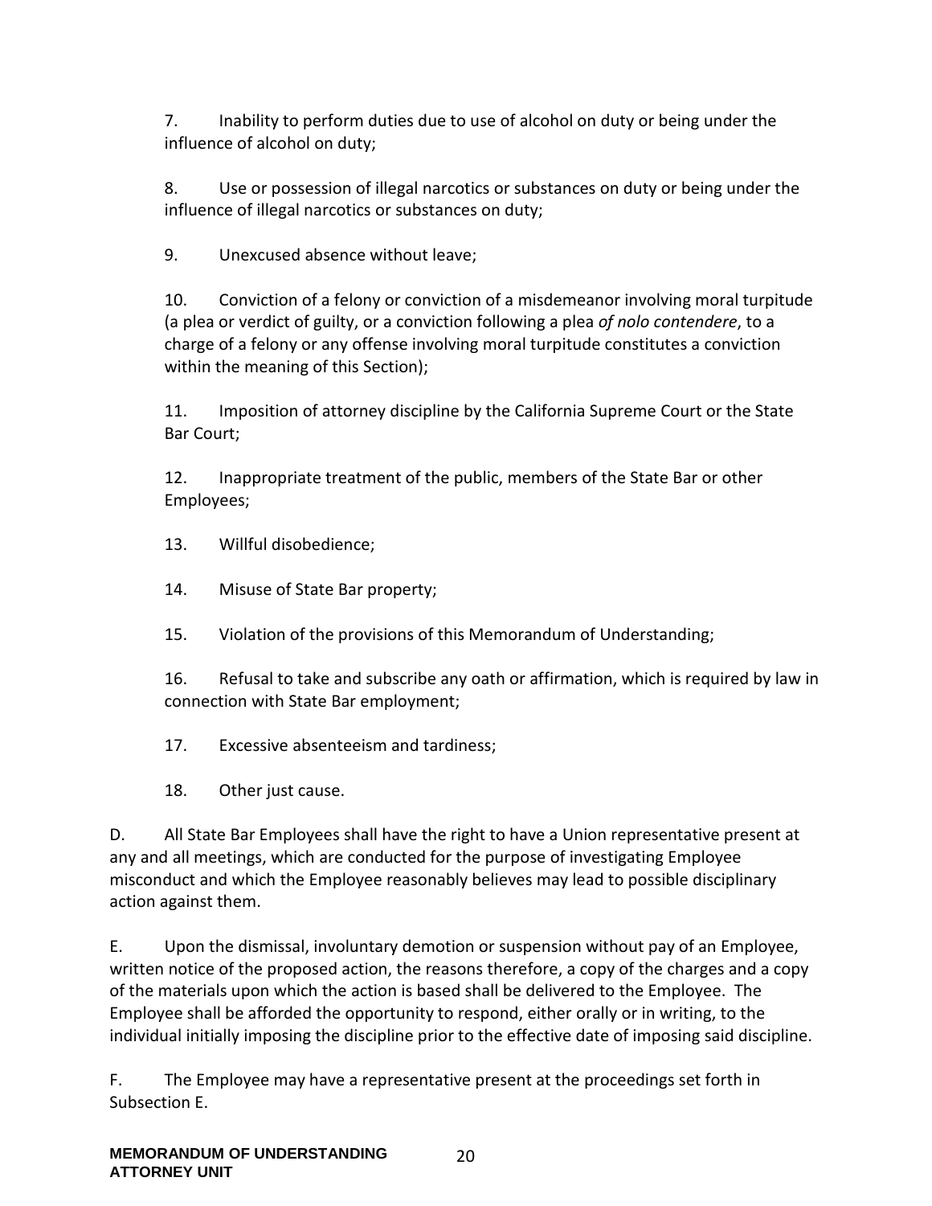7. Inability to perform duties due to use of alcohol on duty or being under the influence of alcohol on duty;

8. Use or possession of illegal narcotics or substances on duty or being under the influence of illegal narcotics or substances on duty;

9. Unexcused absence without leave;

10. Conviction of a felony or conviction of a misdemeanor involving moral turpitude (a plea or verdict of guilty, or a conviction following a plea *of nolo contendere*, to a charge of a felony or any offense involving moral turpitude constitutes a conviction within the meaning of this Section);

11. Imposition of attorney discipline by the California Supreme Court or the State Bar Court;

12. Inappropriate treatment of the public, members of the State Bar or other Employees;

13. Willful disobedience;

14. Misuse of State Bar property;

15. Violation of the provisions of this Memorandum of Understanding;

16. Refusal to take and subscribe any oath or affirmation, which is required by law in connection with State Bar employment;

17. Excessive absenteeism and tardiness;

18. Other just cause.

D. All State Bar Employees shall have the right to have a Union representative present at any and all meetings, which are conducted for the purpose of investigating Employee misconduct and which the Employee reasonably believes may lead to possible disciplinary action against them.

E. Upon the dismissal, involuntary demotion or suspension without pay of an Employee, written notice of the proposed action, the reasons therefore, a copy of the charges and a copy of the materials upon which the action is based shall be delivered to the Employee. The Employee shall be afforded the opportunity to respond, either orally or in writing, to the individual initially imposing the discipline prior to the effective date of imposing said discipline.

F. The Employee may have a representative present at the proceedings set forth in Subsection E.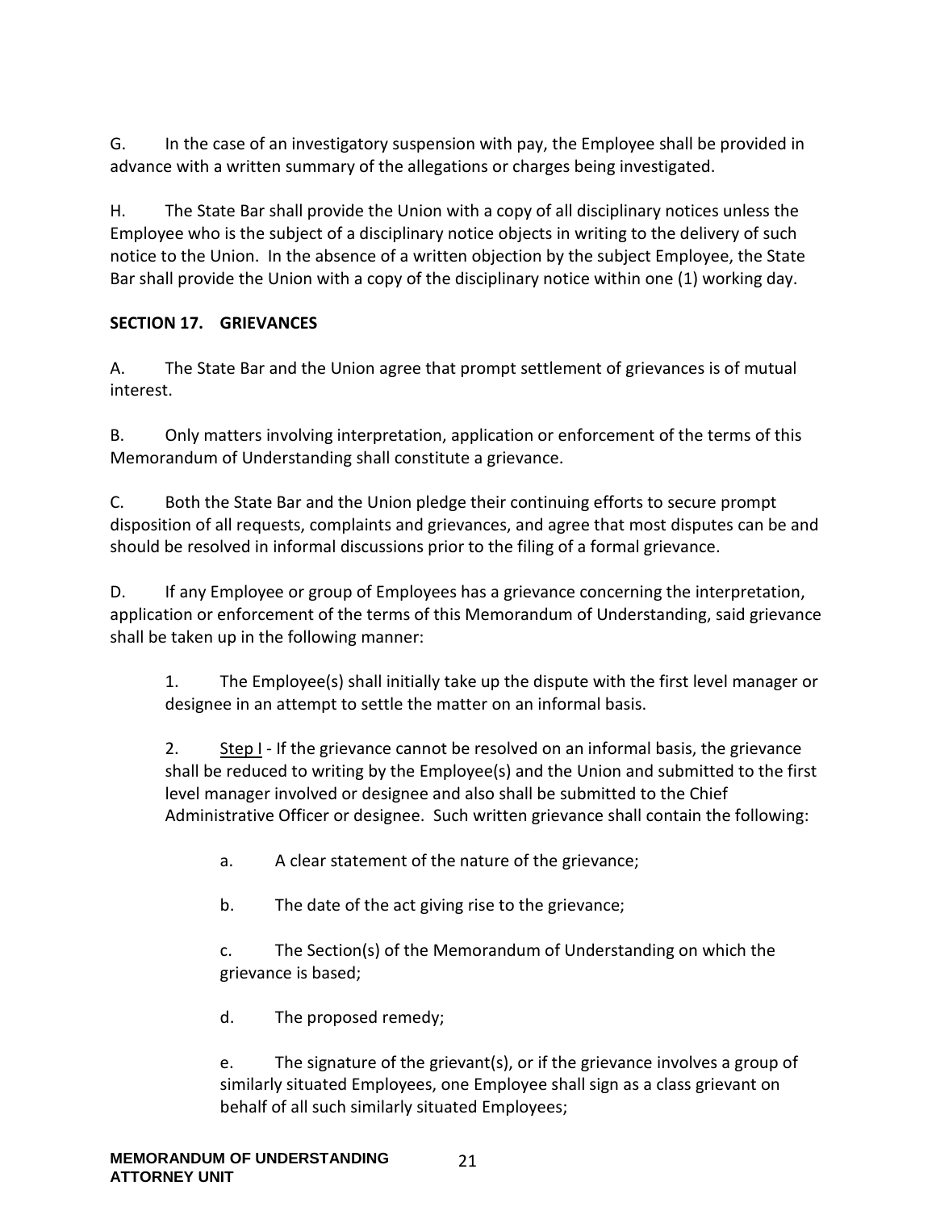G. In the case of an investigatory suspension with pay, the Employee shall be provided in advance with a written summary of the allegations or charges being investigated.

H. The State Bar shall provide the Union with a copy of all disciplinary notices unless the Employee who is the subject of a disciplinary notice objects in writing to the delivery of such notice to the Union. In the absence of a written objection by the subject Employee, the State Bar shall provide the Union with a copy of the disciplinary notice within one (1) working day.

## SECTION 17. GRIEVANCES

A. The State Bar and the Union agree that prompt settlement of grievances is of mutual interest.

B. Only matters involving interpretation, application or enforcement of the terms of this Memorandum of Understanding shall constitute a grievance.

C. Both the State Bar and the Union pledge their continuing efforts to secure prompt disposition of all requests, complaints and grievances, and agree that most disputes can be and should be resolved in informal discussions prior to the filing of a formal grievance.

D. If any Employee or group of Employees has a grievance concerning the interpretation, application or enforcement of the terms of this Memorandum of Understanding, said grievance shall be taken up in the following manner:

1. The Employee(s) shall initially take up the dispute with the first level manager or designee in an attempt to settle the matter on an informal basis.

2. <u>Step I</u> - If the grievance cannot be resolved on an informal basis, the grievance shall be reduced to writing by the Employee(s) and the Union and submitted to the first level manager involved or designee and also shall be submitted to the Chief Administrative Officer or designee. Such written grievance shall contain the following:

   a. A clear statement of the nature of the grievance;

   b. The date of the act giving rise to the grievance;

   c. The Section(s) of the Memorandum of Understanding on which the grievance is based;

   d. The proposed remedy;

   e. The signature of the grievant(s), or if the grievance involves a group of similarly situated Employees, one Employee shall sign as a class grievant on behalf of all such similarly situated Employees;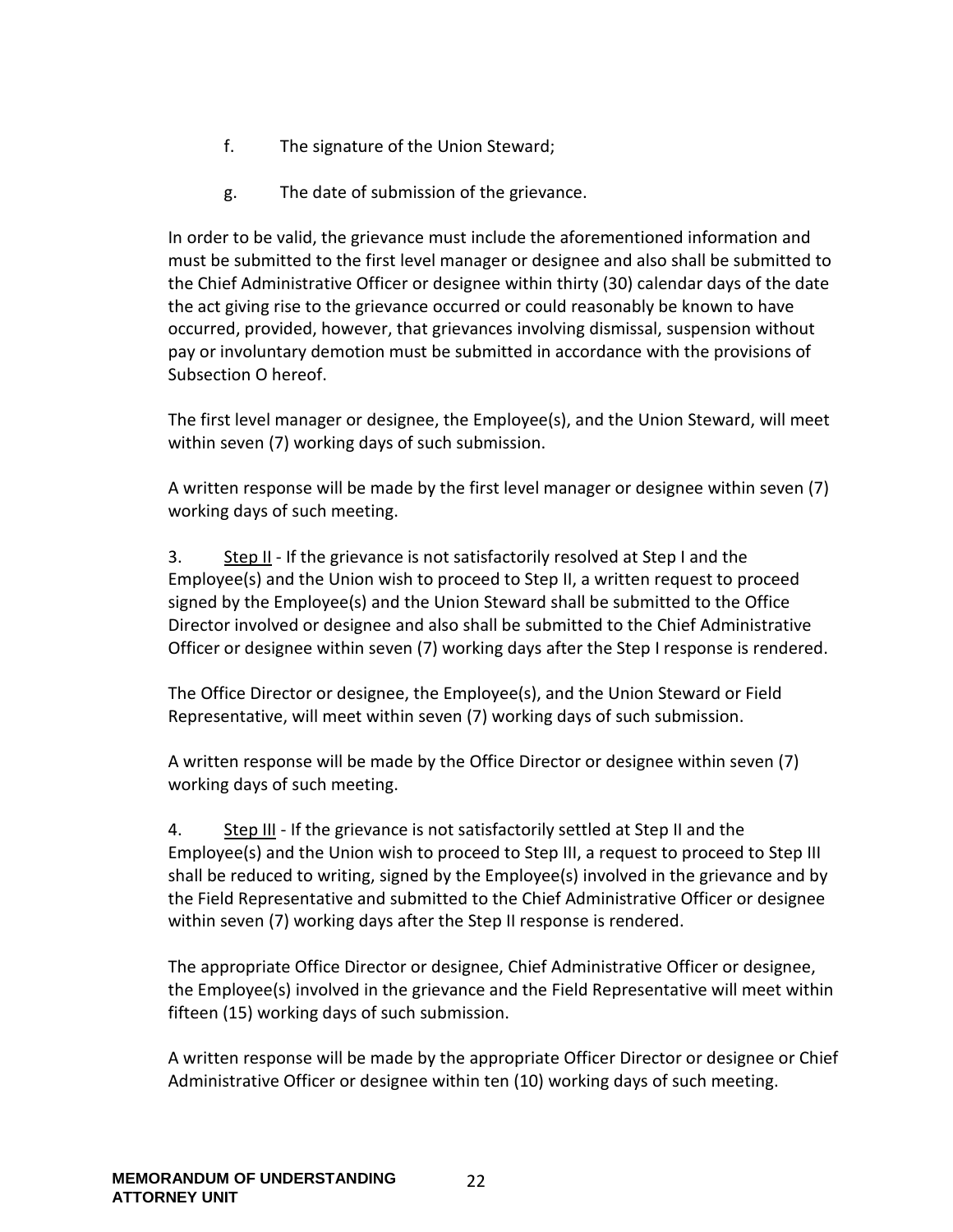f. The signature of the Union Steward;

g. The date of submission of the grievance.

In order to be valid, the grievance must include the aforementioned information and must be submitted to the first level manager or designee and also shall be submitted to the Chief Administrative Officer or designee within thirty (30) calendar days of the date the act giving rise to the grievance occurred or could reasonably be known to have occurred, provided, however, that grievances involving dismissal, suspension without pay or involuntary demotion must be submitted in accordance with the provisions of Subsection O hereof.

The first level manager or designee, the Employee(s), and the Union Steward, will meet within seven (7) working days of such submission.

A written response will be made by the first level manager or designee within seven (7) working days of such meeting.

3. <u>Step II</u> - If the grievance is not satisfactorily resolved at Step I and the Employee(s) and the Union wish to proceed to Step II, a written request to proceed signed by the Employee(s) and the Union Steward shall be submitted to the Office Director involved or designee and also shall be submitted to the Chief Administrative Officer or designee within seven (7) working days after the Step I response is rendered.

The Office Director or designee, the Employee(s), and the Union Steward or Field Representative, will meet within seven (7) working days of such submission.

A written response will be made by the Office Director or designee within seven (7) working days of such meeting.

4. <u>Step III</u> - If the grievance is not satisfactorily settled at Step II and the Employee(s) and the Union wish to proceed to Step III, a request to proceed to Step III shall be reduced to writing, signed by the Employee(s) involved in the grievance and by the Field Representative and submitted to the Chief Administrative Officer or designee within seven (7) working days after the Step II response is rendered.

The appropriate Office Director or designee, Chief Administrative Officer or designee, the Employee(s) involved in the grievance and the Field Representative will meet within fifteen (15) working days of such submission.

A written response will be made by the appropriate Officer Director or designee or Chief Administrative Officer or designee within ten (10) working days of such meeting.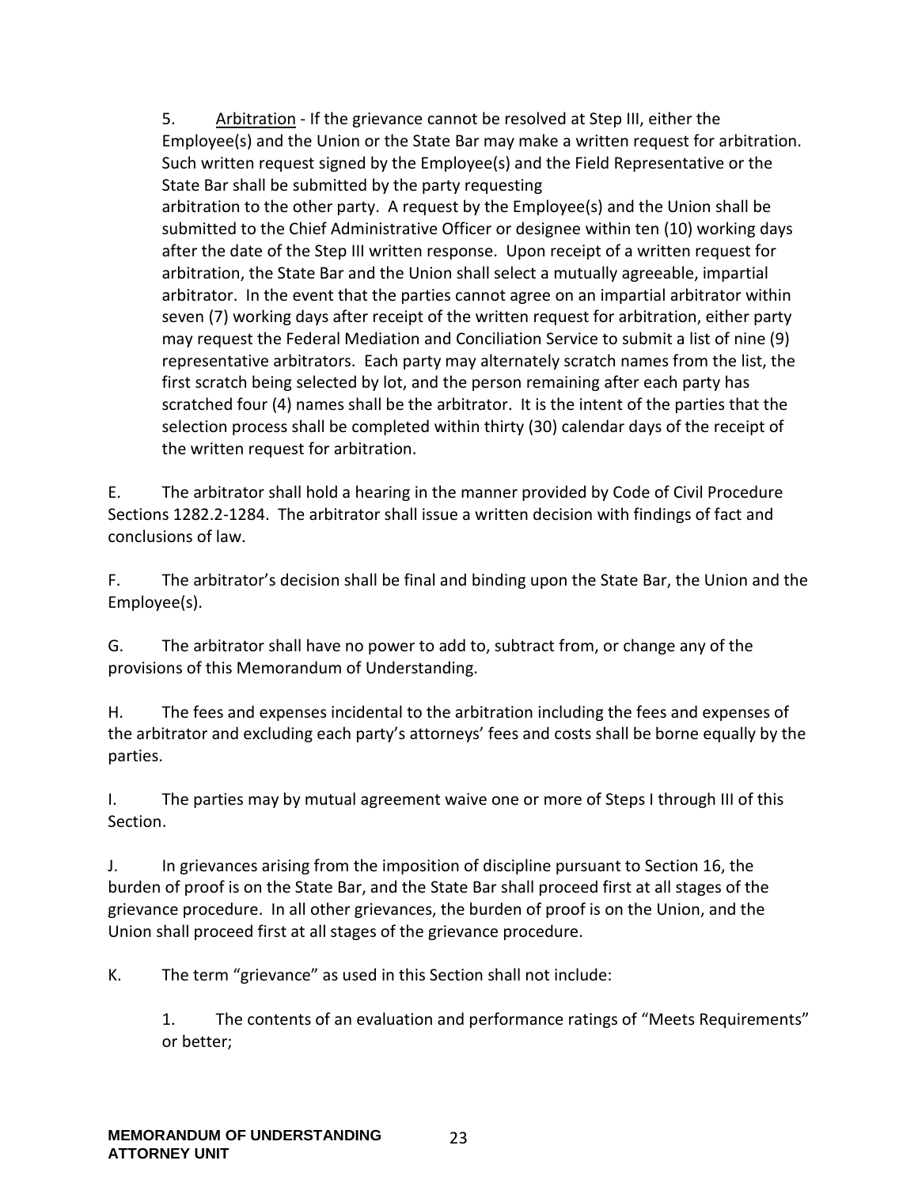5. <u>Arbitration</u> - If the grievance cannot be resolved at Step III, either the Employee(s) and the Union or the State Bar may make a written request for arbitration. Such written request signed by the Employee(s) and the Field Representative or the State Bar shall be submitted by the party requesting arbitration to the other party. A request by the Employee(s) and the Union shall be submitted to the Chief Administrative Officer or designee within ten (10) working days after the date of the Step III written response. Upon receipt of a written request for arbitration, the State Bar and the Union shall select a mutually agreeable, impartial arbitrator. In the event that the parties cannot agree on an impartial arbitrator within seven (7) working days after receipt of the written request for arbitration, either party may request the Federal Mediation and Conciliation Service to submit a list of nine (9) representative arbitrators. Each party may alternately scratch names from the list, the first scratch being selected by lot, and the person remaining after each party has scratched four (4) names shall be the arbitrator. It is the intent of the parties that the selection process shall be completed within thirty (30) calendar days of the receipt of the written request for arbitration.

E. The arbitrator shall hold a hearing in the manner provided by Code of Civil Procedure Sections 1282.2-1284. The arbitrator shall issue a written decision with findings of fact and conclusions of law.

F. The arbitrator's decision shall be final and binding upon the State Bar, the Union and the Employee(s).

G. The arbitrator shall have no power to add to, subtract from, or change any of the provisions of this Memorandum of Understanding.

H. The fees and expenses incidental to the arbitration including the fees and expenses of the arbitrator and excluding each party's attorneys' fees and costs shall be borne equally by the parties.

I. The parties may by mutual agreement waive one or more of Steps I through III of this Section.

J. In grievances arising from the imposition of discipline pursuant to Section 16, the burden of proof is on the State Bar, and the State Bar shall proceed first at all stages of the grievance procedure. In all other grievances, the burden of proof is on the Union, and the Union shall proceed first at all stages of the grievance procedure.

K. The term "grievance" as used in this Section shall not include:

1. The contents of an evaluation and performance ratings of "Meets Requirements" or better;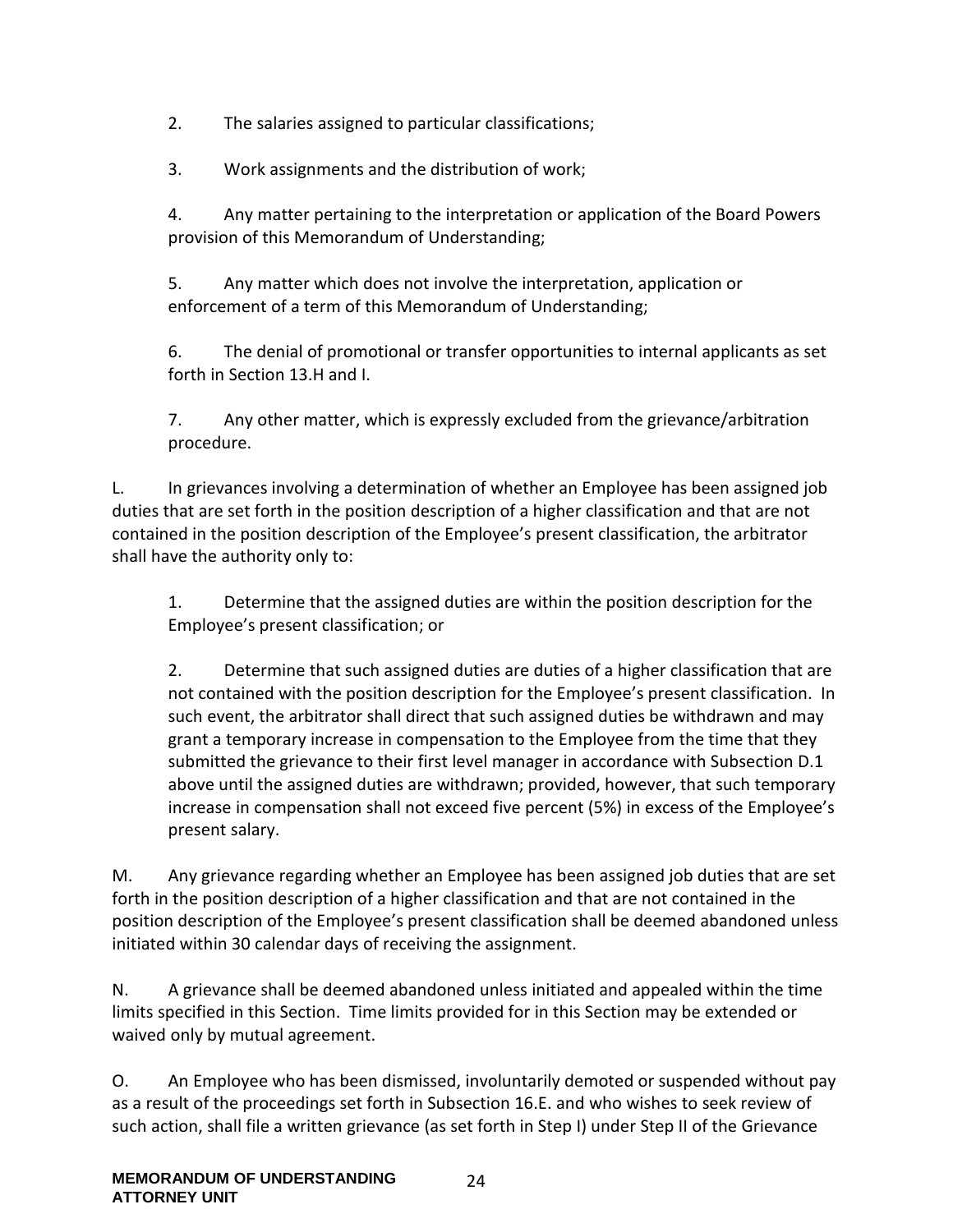2. The salaries assigned to particular classifications;

3. Work assignments and the distribution of work;

4. Any matter pertaining to the interpretation or application of the Board Powers provision of this Memorandum of Understanding;

5. Any matter which does not involve the interpretation, application or enforcement of a term of this Memorandum of Understanding;

6. The denial of promotional or transfer opportunities to internal applicants as set forth in Section 13.H and I.

7. Any other matter, which is expressly excluded from the grievance/arbitration procedure.

L. In grievances involving a determination of whether an Employee has been assigned job duties that are set forth in the position description of a higher classification and that are not contained in the position description of the Employee's present classification, the arbitrator shall have the authority only to:

1. Determine that the assigned duties are within the position description for the Employee's present classification; or

2. Determine that such assigned duties are duties of a higher classification that are not contained with the position description for the Employee's present classification. In such event, the arbitrator shall direct that such assigned duties be withdrawn and may grant a temporary increase in compensation to the Employee from the time that they submitted the grievance to their first level manager in accordance with Subsection D.1 above until the assigned duties are withdrawn; provided, however, that such temporary increase in compensation shall not exceed five percent (5%) in excess of the Employee's present salary.

M. Any grievance regarding whether an Employee has been assigned job duties that are set forth in the position description of a higher classification and that are not contained in the position description of the Employee's present classification shall be deemed abandoned unless initiated within 30 calendar days of receiving the assignment.

N. A grievance shall be deemed abandoned unless initiated and appealed within the time limits specified in this Section. Time limits provided for in this Section may be extended or waived only by mutual agreement.

O. An Employee who has been dismissed, involuntarily demoted or suspended without pay as a result of the proceedings set forth in Subsection 16.E. and who wishes to seek review of such action, shall file a written grievance (as set forth in Step I) under Step II of the Grievance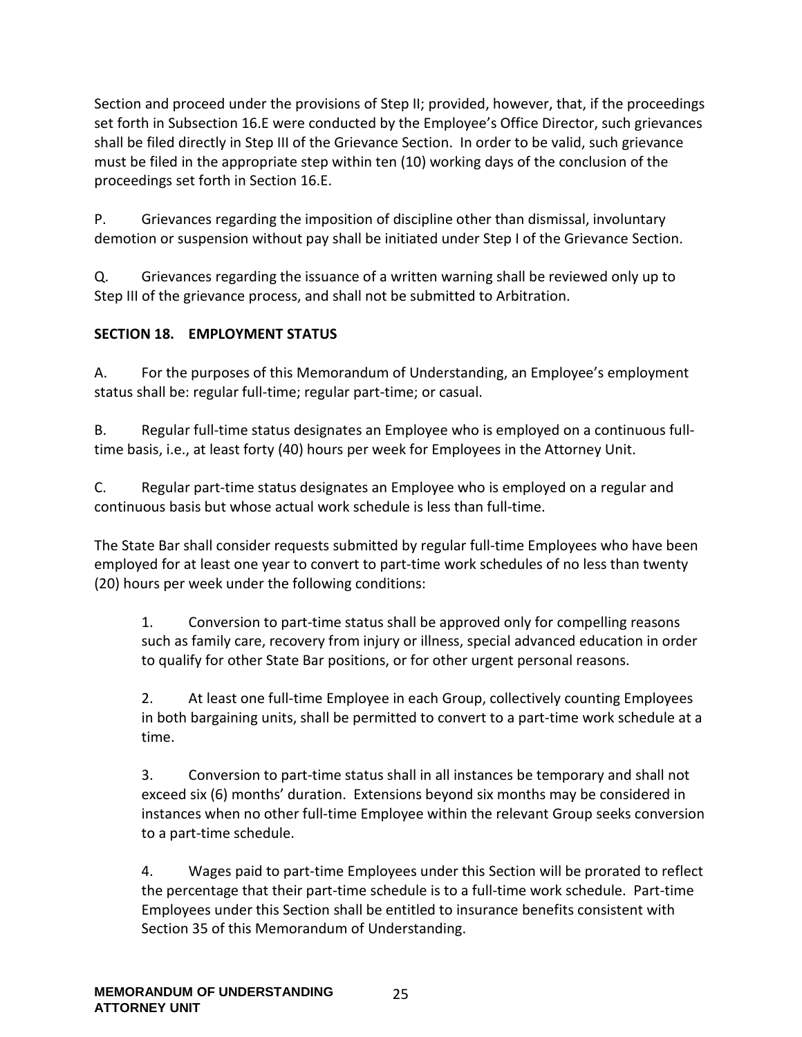Section and proceed under the provisions of Step II; provided, however, that, if the proceedings set forth in Subsection 16.E were conducted by the Employee's Office Director, such grievances shall be filed directly in Step III of the Grievance Section. In order to be valid, such grievance must be filed in the appropriate step within ten (10) working days of the conclusion of the proceedings set forth in Section 16.E.

P. Grievances regarding the imposition of discipline other than dismissal, involuntary demotion or suspension without pay shall be initiated under Step I of the Grievance Section.

Q. Grievances regarding the issuance of a written warning shall be reviewed only up to Step III of the grievance process, and shall not be submitted to Arbitration.

## SECTION 18. EMPLOYMENT STATUS

A. For the purposes of this Memorandum of Understanding, an Employee's employment status shall be: regular full-time; regular part-time; or casual.

B. Regular full-time status designates an Employee who is employed on a continuous full-time basis, i.e., at least forty (40) hours per week for Employees in the Attorney Unit.

C. Regular part-time status designates an Employee who is employed on a regular and continuous basis but whose actual work schedule is less than full-time.

The State Bar shall consider requests submitted by regular full-time Employees who have been employed for at least one year to convert to part-time work schedules of no less than twenty (20) hours per week under the following conditions:

1. Conversion to part-time status shall be approved only for compelling reasons such as family care, recovery from injury or illness, special advanced education in order to qualify for other State Bar positions, or for other urgent personal reasons.

2. At least one full-time Employee in each Group, collectively counting Employees in both bargaining units, shall be permitted to convert to a part-time work schedule at a time.

3. Conversion to part-time status shall in all instances be temporary and shall not exceed six (6) months' duration. Extensions beyond six months may be considered in instances when no other full-time Employee within the relevant Group seeks conversion to a part-time schedule.

4. Wages paid to part-time Employees under this Section will be prorated to reflect the percentage that their part-time schedule is to a full-time work schedule. Part-time Employees under this Section shall be entitled to insurance benefits consistent with Section 35 of this Memorandum of Understanding.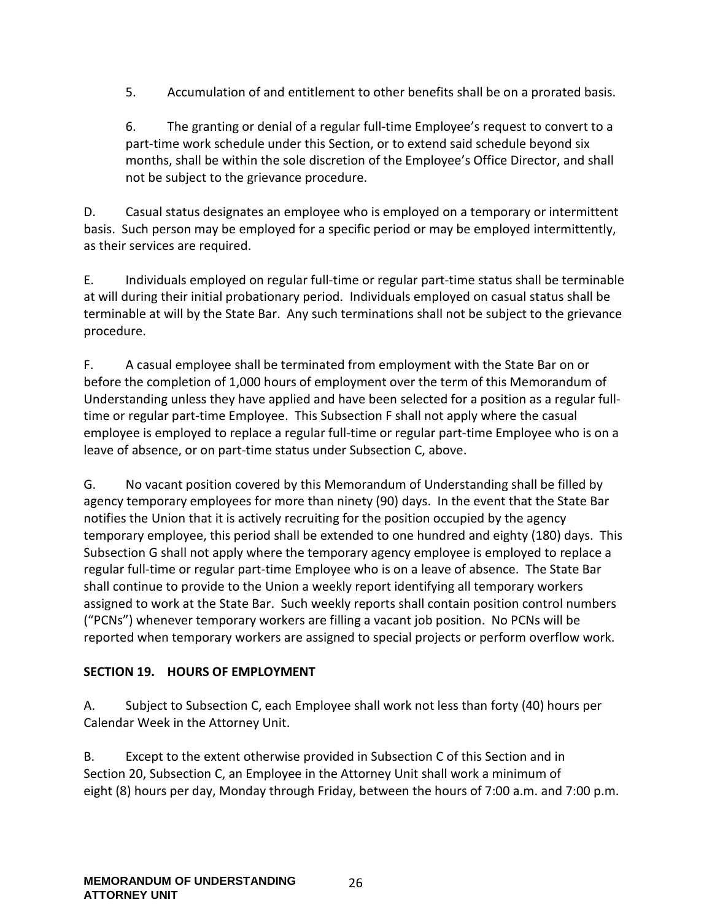5. Accumulation of and entitlement to other benefits shall be on a prorated basis.

6. The granting or denial of a regular full-time Employee's request to convert to a part-time work schedule under this Section, or to extend said schedule beyond six months, shall be within the sole discretion of the Employee's Office Director, and shall not be subject to the grievance procedure.

D. Casual status designates an employee who is employed on a temporary or intermittent basis. Such person may be employed for a specific period or may be employed intermittently, as their services are required.

E. Individuals employed on regular full-time or regular part-time status shall be terminable at will during their initial probationary period. Individuals employed on casual status shall be terminable at will by the State Bar. Any such terminations shall not be subject to the grievance procedure.

F. A casual employee shall be terminated from employment with the State Bar on or before the completion of 1,000 hours of employment over the term of this Memorandum of Understanding unless they have applied and have been selected for a position as a regular full-time or regular part-time Employee. This Subsection F shall not apply where the casual employee is employed to replace a regular full-time or regular part-time Employee who is on a leave of absence, or on part-time status under Subsection C, above.

G. No vacant position covered by this Memorandum of Understanding shall be filled by agency temporary employees for more than ninety (90) days. In the event that the State Bar notifies the Union that it is actively recruiting for the position occupied by the agency temporary employee, this period shall be extended to one hundred and eighty (180) days. This Subsection G shall not apply where the temporary agency employee is employed to replace a regular full-time or regular part-time Employee who is on a leave of absence. The State Bar shall continue to provide to the Union a weekly report identifying all temporary workers assigned to work at the State Bar. Such weekly reports shall contain position control numbers ("PCNs") whenever temporary workers are filling a vacant job position. No PCNs will be reported when temporary workers are assigned to special projects or perform overflow work.

## SECTION 19. HOURS OF EMPLOYMENT

A. Subject to Subsection C, each Employee shall work not less than forty (40) hours per Calendar Week in the Attorney Unit.

B. Except to the extent otherwise provided in Subsection C of this Section and in Section 20, Subsection C, an Employee in the Attorney Unit shall work a minimum of eight (8) hours per day, Monday through Friday, between the hours of 7:00 a.m. and 7:00 p.m.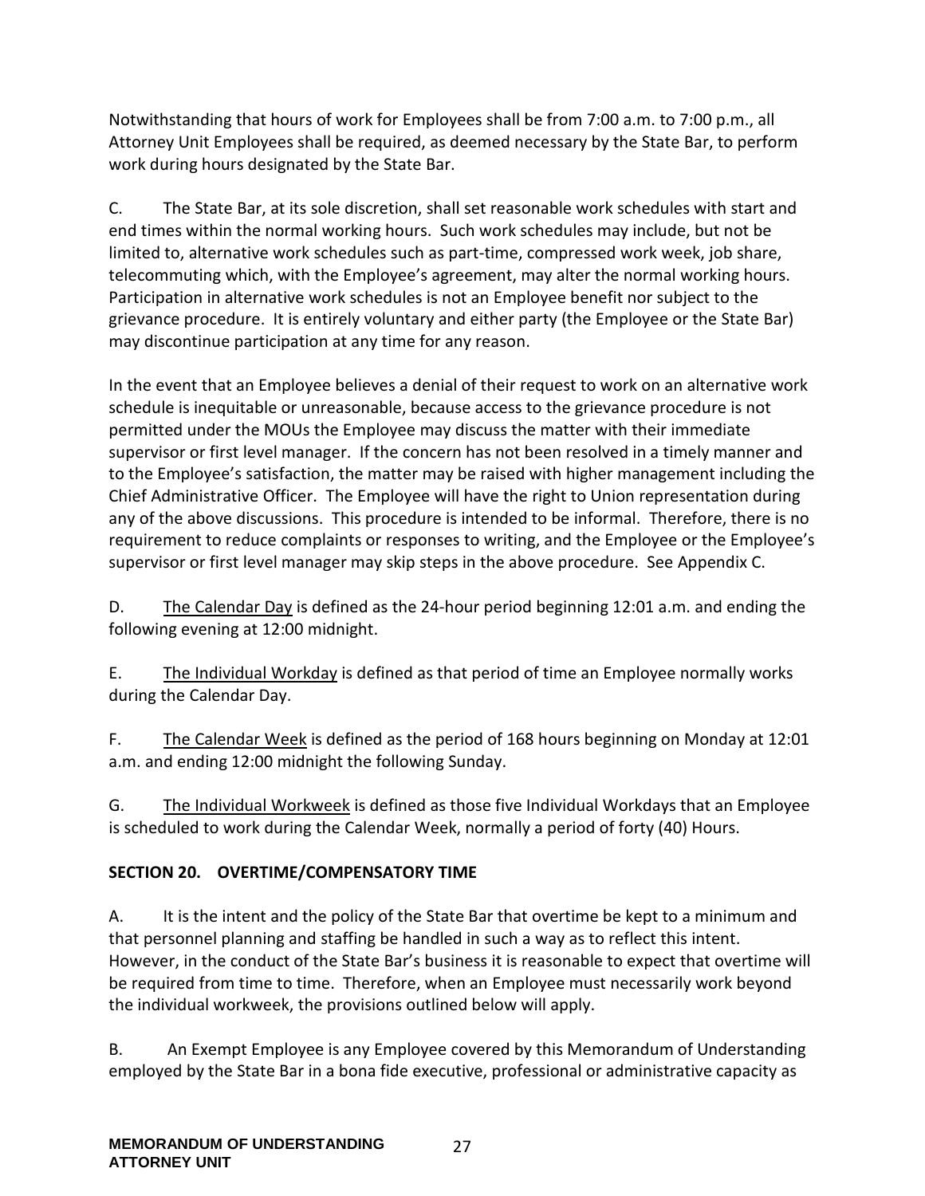Notwithstanding that hours of work for Employees shall be from 7:00 a.m. to 7:00 p.m., all Attorney Unit Employees shall be required, as deemed necessary by the State Bar, to perform work during hours designated by the State Bar.

C. The State Bar, at its sole discretion, shall set reasonable work schedules with start and end times within the normal working hours. Such work schedules may include, but not be limited to, alternative work schedules such as part-time, compressed work week, job share, telecommuting which, with the Employee's agreement, may alter the normal working hours. Participation in alternative work schedules is not an Employee benefit nor subject to the grievance procedure. It is entirely voluntary and either party (the Employee or the State Bar) may discontinue participation at any time for any reason.

In the event that an Employee believes a denial of their request to work on an alternative work schedule is inequitable or unreasonable, because access to the grievance procedure is not permitted under the MOUs the Employee may discuss the matter with their immediate supervisor or first level manager. If the concern has not been resolved in a timely manner and to the Employee's satisfaction, the matter may be raised with higher management including the Chief Administrative Officer. The Employee will have the right to Union representation during any of the above discussions. This procedure is intended to be informal. Therefore, there is no requirement to reduce complaints or responses to writing, and the Employee or the Employee's supervisor or first level manager may skip steps in the above procedure. See Appendix C.

D. The Calendar Day is defined as the 24-hour period beginning 12:01 a.m. and ending the following evening at 12:00 midnight.

E. The Individual Workday is defined as that period of time an Employee normally works during the Calendar Day.

F. The Calendar Week is defined as the period of 168 hours beginning on Monday at 12:01 a.m. and ending 12:00 midnight the following Sunday.

G. The Individual Workweek is defined as those five Individual Workdays that an Employee is scheduled to work during the Calendar Week, normally a period of forty (40) Hours.

## SECTION 20. OVERTIME/COMPENSATORY TIME

A. It is the intent and the policy of the State Bar that overtime be kept to a minimum and that personnel planning and staffing be handled in such a way as to reflect this intent. However, in the conduct of the State Bar's business it is reasonable to expect that overtime will be required from time to time. Therefore, when an Employee must necessarily work beyond the individual workweek, the provisions outlined below will apply.

B. An Exempt Employee is any Employee covered by this Memorandum of Understanding employed by the State Bar in a bona fide executive, professional or administrative capacity as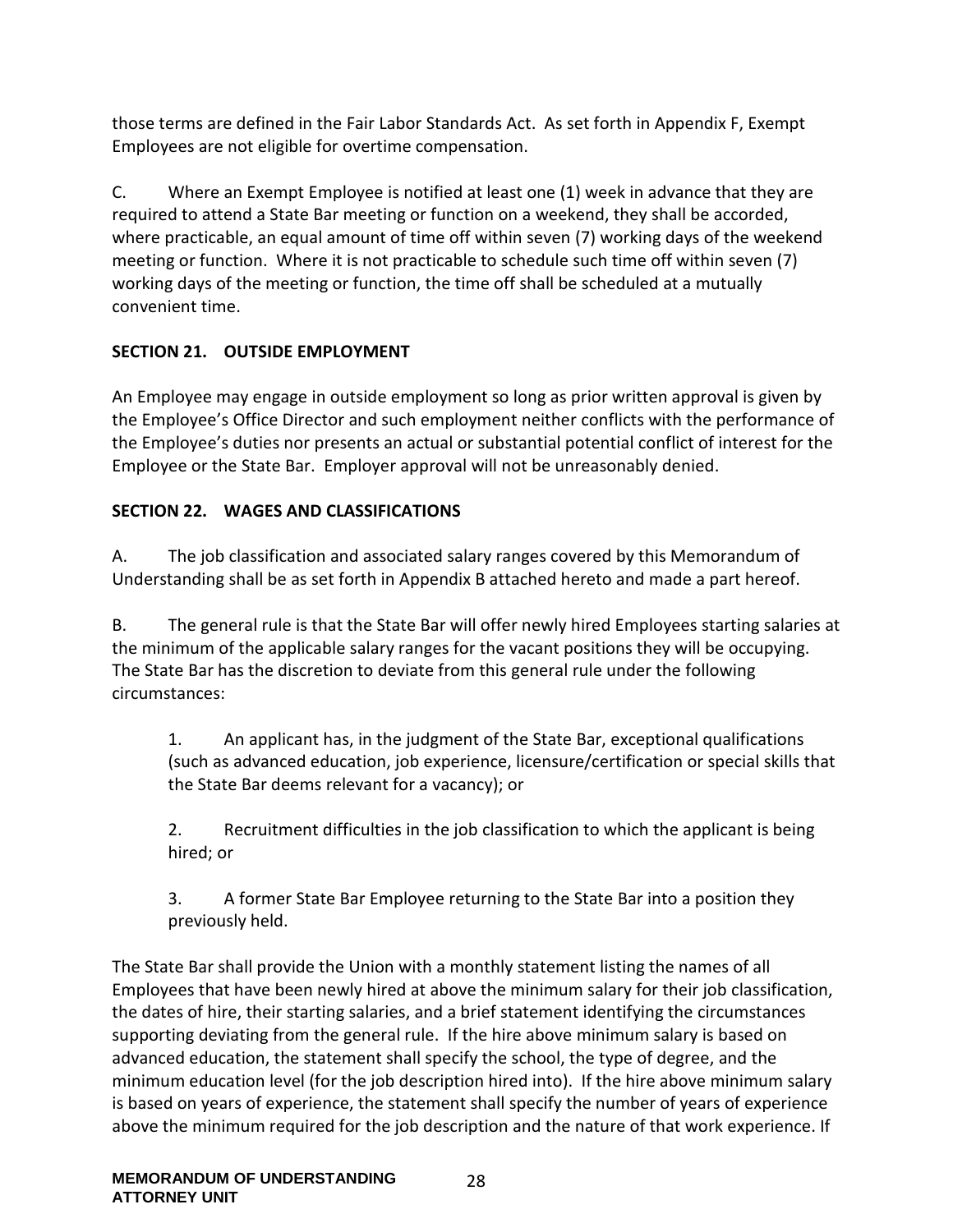those terms are defined in the Fair Labor Standards Act. As set forth in Appendix F, Exempt Employees are not eligible for overtime compensation.

C. Where an Exempt Employee is notified at least one (1) week in advance that they are required to attend a State Bar meeting or function on a weekend, they shall be accorded, where practicable, an equal amount of time off within seven (7) working days of the weekend meeting or function. Where it is not practicable to schedule such time off within seven (7) working days of the meeting or function, the time off shall be scheduled at a mutually convenient time.

## SECTION 21. OUTSIDE EMPLOYMENT

An Employee may engage in outside employment so long as prior written approval is given by the Employee's Office Director and such employment neither conflicts with the performance of the Employee's duties nor presents an actual or substantial potential conflict of interest for the Employee or the State Bar. Employer approval will not be unreasonably denied.

## SECTION 22. WAGES AND CLASSIFICATIONS

A. The job classification and associated salary ranges covered by this Memorandum of Understanding shall be as set forth in Appendix B attached hereto and made a part hereof.

B. The general rule is that the State Bar will offer newly hired Employees starting salaries at the minimum of the applicable salary ranges for the vacant positions they will be occupying. The State Bar has the discretion to deviate from this general rule under the following circumstances:

1. An applicant has, in the judgment of the State Bar, exceptional qualifications (such as advanced education, job experience, licensure/certification or special skills that the State Bar deems relevant for a vacancy); or

2. Recruitment difficulties in the job classification to which the applicant is being hired; or

3. A former State Bar Employee returning to the State Bar into a position they previously held.

The State Bar shall provide the Union with a monthly statement listing the names of all Employees that have been newly hired at above the minimum salary for their job classification, the dates of hire, their starting salaries, and a brief statement identifying the circumstances supporting deviating from the general rule. If the hire above minimum salary is based on advanced education, the statement shall specify the school, the type of degree, and the minimum education level (for the job description hired into). If the hire above minimum salary is based on years of experience, the statement shall specify the number of years of experience above the minimum required for the job description and the nature of that work experience. If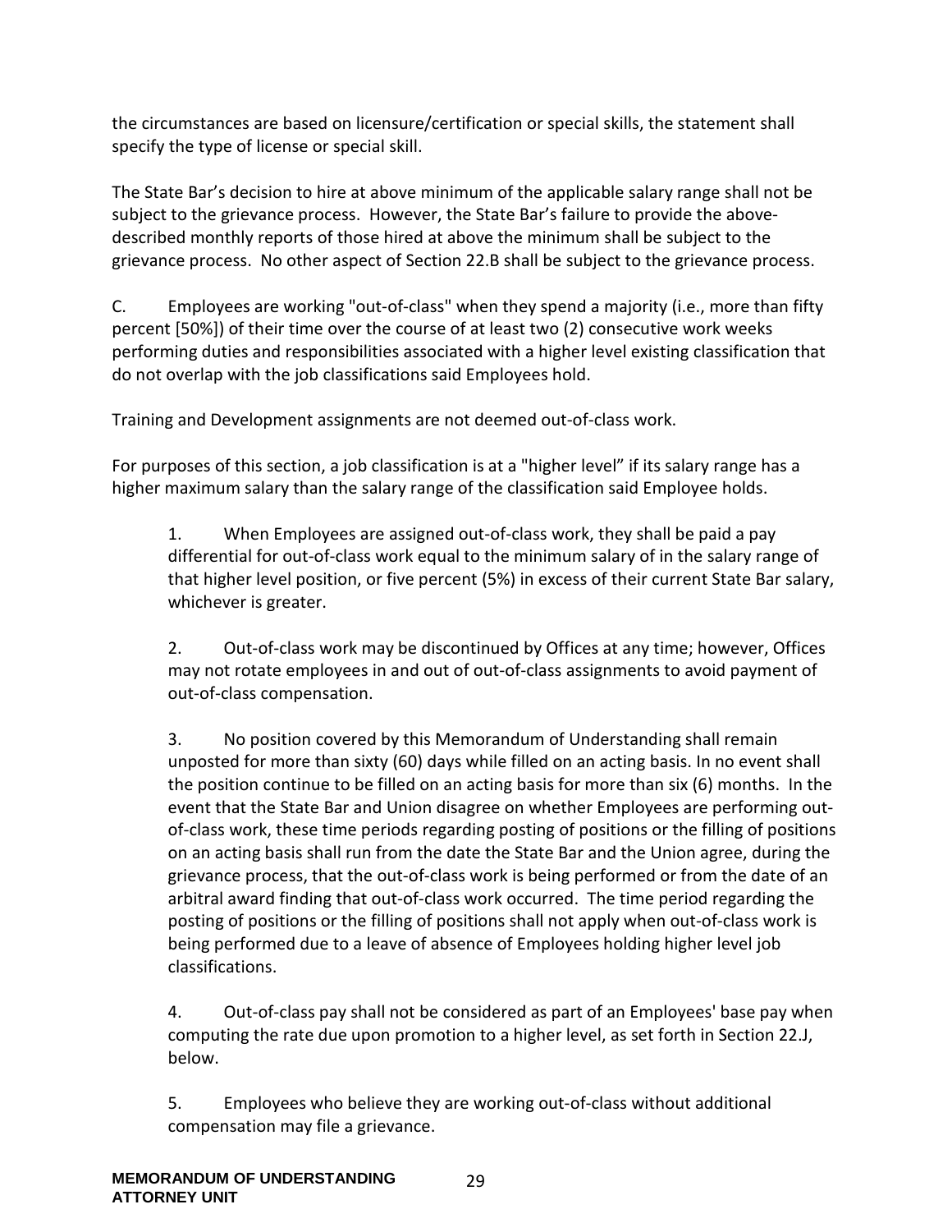the circumstances are based on licensure/certification or special skills, the statement shall specify the type of license or special skill.

The State Bar's decision to hire at above minimum of the applicable salary range shall not be subject to the grievance process. However, the State Bar's failure to provide the above-described monthly reports of those hired at above the minimum shall be subject to the grievance process. No other aspect of Section 22.B shall be subject to the grievance process.

C. Employees are working "out-of-class" when they spend a majority (i.e., more than fifty percent [50%]) of their time over the course of at least two (2) consecutive work weeks performing duties and responsibilities associated with a higher level existing classification that do not overlap with the job classifications said Employees hold.

Training and Development assignments are not deemed out-of-class work.

For purposes of this section, a job classification is at a "higher level" if its salary range has a higher maximum salary than the salary range of the classification said Employee holds.

1. When Employees are assigned out-of-class work, they shall be paid a pay differential for out-of-class work equal to the minimum salary of in the salary range of that higher level position, or five percent (5%) in excess of their current State Bar salary, whichever is greater.

2. Out-of-class work may be discontinued by Offices at any time; however, Offices may not rotate employees in and out of out-of-class assignments to avoid payment of out-of-class compensation.

3. No position covered by this Memorandum of Understanding shall remain unposted for more than sixty (60) days while filled on an acting basis. In no event shall the position continue to be filled on an acting basis for more than six (6) months. In the event that the State Bar and Union disagree on whether Employees are performing out-of-class work, these time periods regarding posting of positions or the filling of positions on an acting basis shall run from the date the State Bar and the Union agree, during the grievance process, that the out-of-class work is being performed or from the date of an arbitral award finding that out-of-class work occurred. The time period regarding the posting of positions or the filling of positions shall not apply when out-of-class work is being performed due to a leave of absence of Employees holding higher level job classifications.

4. Out-of-class pay shall not be considered as part of an Employees' base pay when computing the rate due upon promotion to a higher level, as set forth in Section 22.J, below.

5. Employees who believe they are working out-of-class without additional compensation may file a grievance.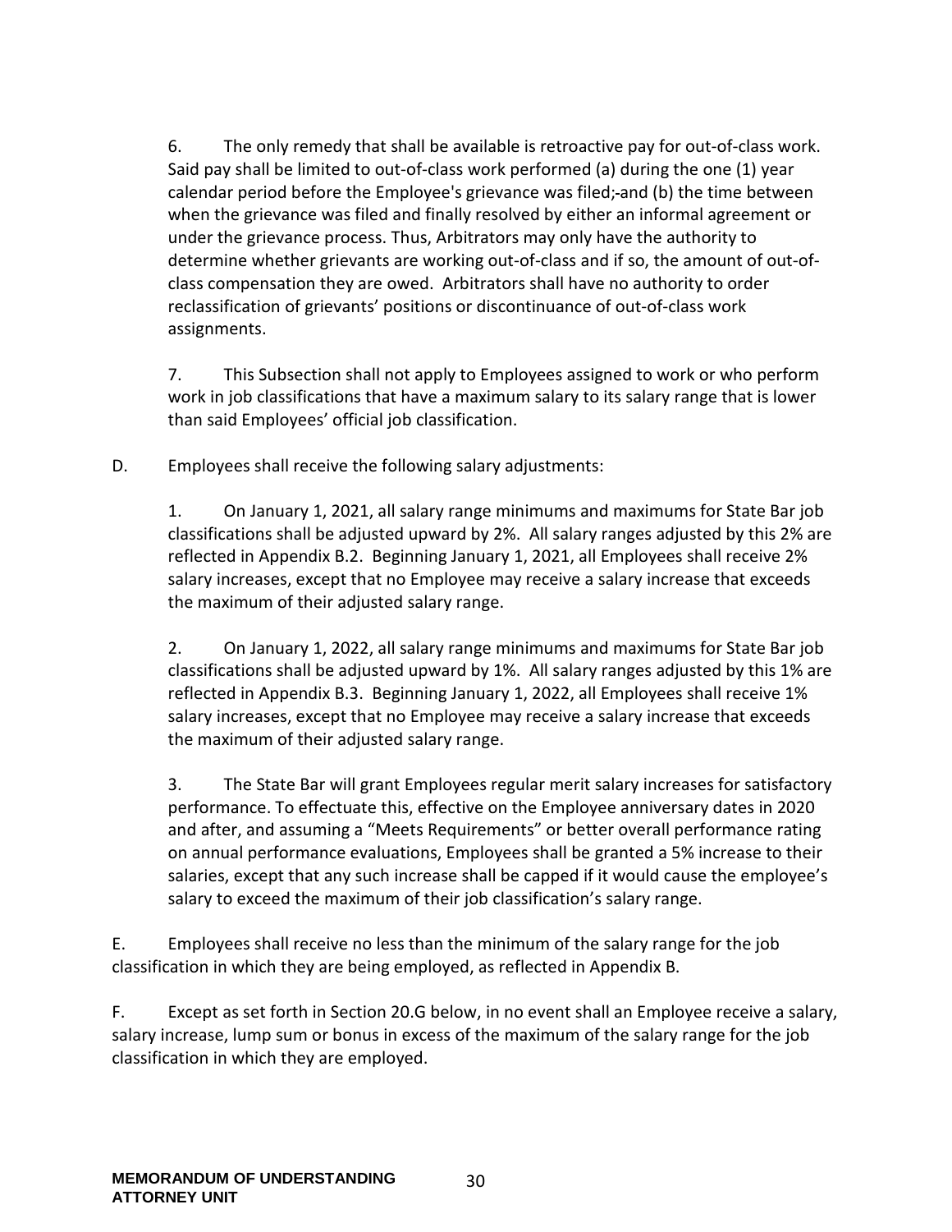6. The only remedy that shall be available is retroactive pay for out-of-class work. Said pay shall be limited to out-of-class work performed (a) during the one (1) year calendar period before the Employee's grievance was filed; and (b) the time between when the grievance was filed and finally resolved by either an informal agreement or under the grievance process. Thus, Arbitrators may only have the authority to determine whether grievants are working out-of-class and if so, the amount of out-of-class compensation they are owed. Arbitrators shall have no authority to order reclassification of grievants' positions or discontinuance of out-of-class work assignments.

7. This Subsection shall not apply to Employees assigned to work or who perform work in job classifications that have a maximum salary to its salary range that is lower than said Employees' official job classification.

D. Employees shall receive the following salary adjustments:

1. On January 1, 2021, all salary range minimums and maximums for State Bar job classifications shall be adjusted upward by 2%. All salary ranges adjusted by this 2% are reflected in Appendix B.2. Beginning January 1, 2021, all Employees shall receive 2% salary increases, except that no Employee may receive a salary increase that exceeds the maximum of their adjusted salary range.

2. On January 1, 2022, all salary range minimums and maximums for State Bar job classifications shall be adjusted upward by 1%. All salary ranges adjusted by this 1% are reflected in Appendix B.3. Beginning January 1, 2022, all Employees shall receive 1% salary increases, except that no Employee may receive a salary increase that exceeds the maximum of their adjusted salary range.

3. The State Bar will grant Employees regular merit salary increases for satisfactory performance. To effectuate this, effective on the Employee anniversary dates in 2020 and after, and assuming a "Meets Requirements" or better overall performance rating on annual performance evaluations, Employees shall be granted a 5% increase to their salaries, except that any such increase shall be capped if it would cause the employee's salary to exceed the maximum of their job classification's salary range.

E. Employees shall receive no less than the minimum of the salary range for the job classification in which they are being employed, as reflected in Appendix B.

F. Except as set forth in Section 20.G below, in no event shall an Employee receive a salary, salary increase, lump sum or bonus in excess of the maximum of the salary range for the job classification in which they are employed.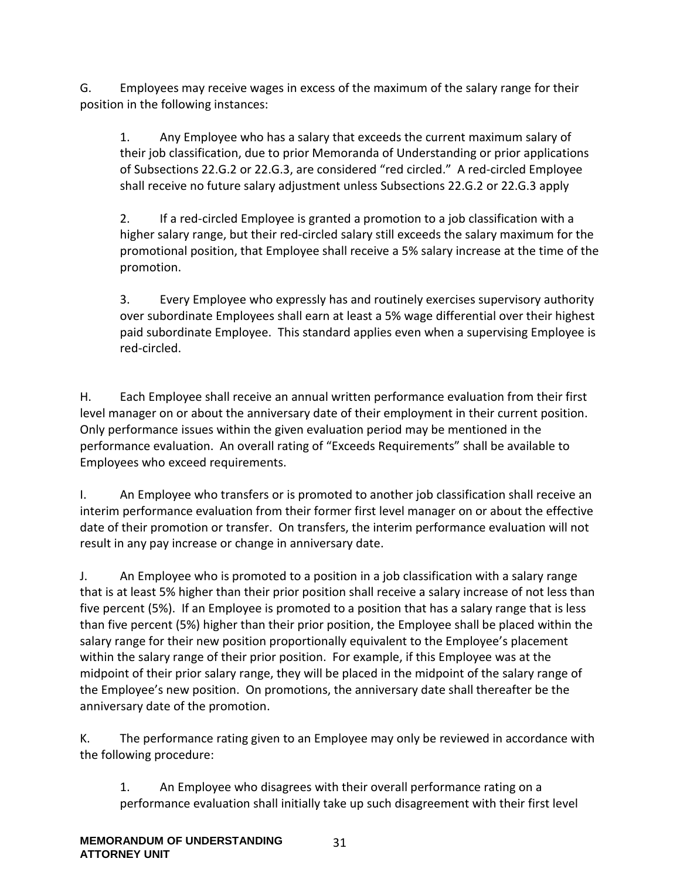G. Employees may receive wages in excess of the maximum of the salary range for their position in the following instances:

> 1. Any Employee who has a salary that exceeds the current maximum salary of their job classification, due to prior Memoranda of Understanding or prior applications of Subsections 22.G.2 or 22.G.3, are considered "red circled." A red-circled Employee shall receive no future salary adjustment unless Subsections 22.G.2 or 22.G.3 apply
>
> 2. If a red-circled Employee is granted a promotion to a job classification with a higher salary range, but their red-circled salary still exceeds the salary maximum for the promotional position, that Employee shall receive a 5% salary increase at the time of the promotion.
>
> 3. Every Employee who expressly has and routinely exercises supervisory authority over subordinate Employees shall earn at least a 5% wage differential over their highest paid subordinate Employee. This standard applies even when a supervising Employee is red-circled.

H. Each Employee shall receive an annual written performance evaluation from their first level manager on or about the anniversary date of their employment in their current position. Only performance issues within the given evaluation period may be mentioned in the performance evaluation. An overall rating of "Exceeds Requirements" shall be available to Employees who exceed requirements.

I. An Employee who transfers or is promoted to another job classification shall receive an interim performance evaluation from their former first level manager on or about the effective date of their promotion or transfer. On transfers, the interim performance evaluation will not result in any pay increase or change in anniversary date.

J. An Employee who is promoted to a position in a job classification with a salary range that is at least 5% higher than their prior position shall receive a salary increase of not less than five percent (5%). If an Employee is promoted to a position that has a salary range that is less than five percent (5%) higher than their prior position, the Employee shall be placed within the salary range for their new position proportionally equivalent to the Employee's placement within the salary range of their prior position. For example, if this Employee was at the midpoint of their prior salary range, they will be placed in the midpoint of the salary range of the Employee's new position. On promotions, the anniversary date shall thereafter be the anniversary date of the promotion.

K. The performance rating given to an Employee may only be reviewed in accordance with the following procedure:

> 1. An Employee who disagrees with their overall performance rating on a performance evaluation shall initially take up such disagreement with their first level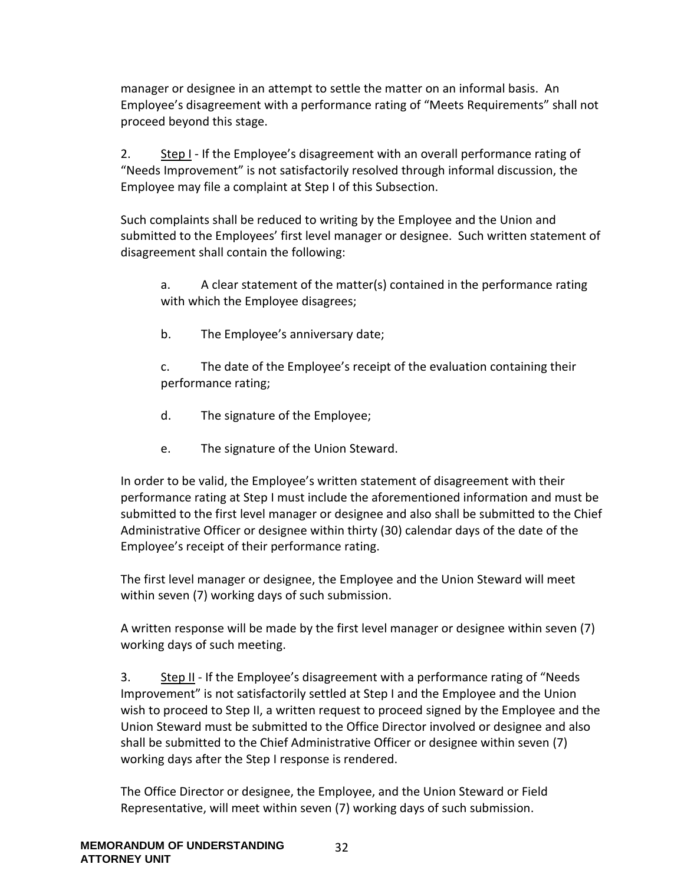manager or designee in an attempt to settle the matter on an informal basis. An Employee's disagreement with a performance rating of "Meets Requirements" shall not proceed beyond this stage.

2. Step I - If the Employee's disagreement with an overall performance rating of "Needs Improvement" is not satisfactorily resolved through informal discussion, the Employee may file a complaint at Step I of this Subsection.

Such complaints shall be reduced to writing by the Employee and the Union and submitted to the Employees' first level manager or designee. Such written statement of disagreement shall contain the following:

a. A clear statement of the matter(s) contained in the performance rating with which the Employee disagrees;

b. The Employee's anniversary date;

c. The date of the Employee's receipt of the evaluation containing their performance rating;

d. The signature of the Employee;

e. The signature of the Union Steward.

In order to be valid, the Employee's written statement of disagreement with their performance rating at Step I must include the aforementioned information and must be submitted to the first level manager or designee and also shall be submitted to the Chief Administrative Officer or designee within thirty (30) calendar days of the date of the Employee's receipt of their performance rating.

The first level manager or designee, the Employee and the Union Steward will meet within seven (7) working days of such submission.

A written response will be made by the first level manager or designee within seven (7) working days of such meeting.

3. Step II - If the Employee's disagreement with a performance rating of "Needs Improvement" is not satisfactorily settled at Step I and the Employee and the Union wish to proceed to Step II, a written request to proceed signed by the Employee and the Union Steward must be submitted to the Office Director involved or designee and also shall be submitted to the Chief Administrative Officer or designee within seven (7) working days after the Step I response is rendered.

The Office Director or designee, the Employee, and the Union Steward or Field Representative, will meet within seven (7) working days of such submission.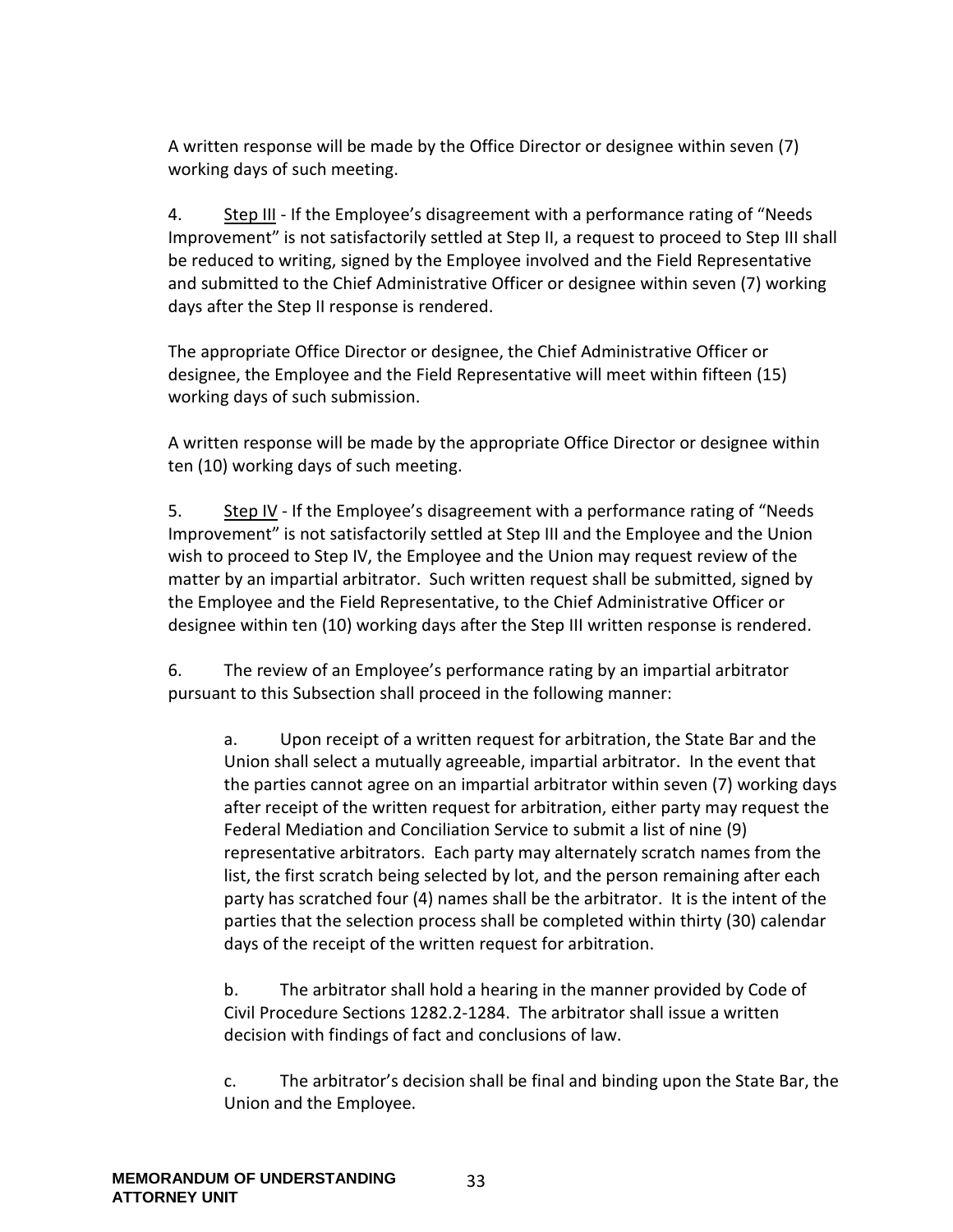A written response will be made by the Office Director or designee within seven (7) working days of such meeting.

4. Step III - If the Employee's disagreement with a performance rating of "Needs Improvement" is not satisfactorily settled at Step II, a request to proceed to Step III shall be reduced to writing, signed by the Employee involved and the Field Representative and submitted to the Chief Administrative Officer or designee within seven (7) working days after the Step II response is rendered.

The appropriate Office Director or designee, the Chief Administrative Officer or designee, the Employee and the Field Representative will meet within fifteen (15) working days of such submission.

A written response will be made by the appropriate Office Director or designee within ten (10) working days of such meeting.

5. Step IV - If the Employee's disagreement with a performance rating of "Needs Improvement" is not satisfactorily settled at Step III and the Employee and the Union wish to proceed to Step IV, the Employee and the Union may request review of the matter by an impartial arbitrator. Such written request shall be submitted, signed by the Employee and the Field Representative, to the Chief Administrative Officer or designee within ten (10) working days after the Step III written response is rendered.

6. The review of an Employee's performance rating by an impartial arbitrator pursuant to this Subsection shall proceed in the following manner:

   a. Upon receipt of a written request for arbitration, the State Bar and the Union shall select a mutually agreeable, impartial arbitrator. In the event that the parties cannot agree on an impartial arbitrator within seven (7) working days after receipt of the written request for arbitration, either party may request the Federal Mediation and Conciliation Service to submit a list of nine (9) representative arbitrators. Each party may alternately scratch names from the list, the first scratch being selected by lot, and the person remaining after each party has scratched four (4) names shall be the arbitrator. It is the intent of the parties that the selection process shall be completed within thirty (30) calendar days of the receipt of the written request for arbitration.

   b. The arbitrator shall hold a hearing in the manner provided by Code of Civil Procedure Sections 1282.2-1284. The arbitrator shall issue a written decision with findings of fact and conclusions of law.

   c. The arbitrator's decision shall be final and binding upon the State Bar, the Union and the Employee.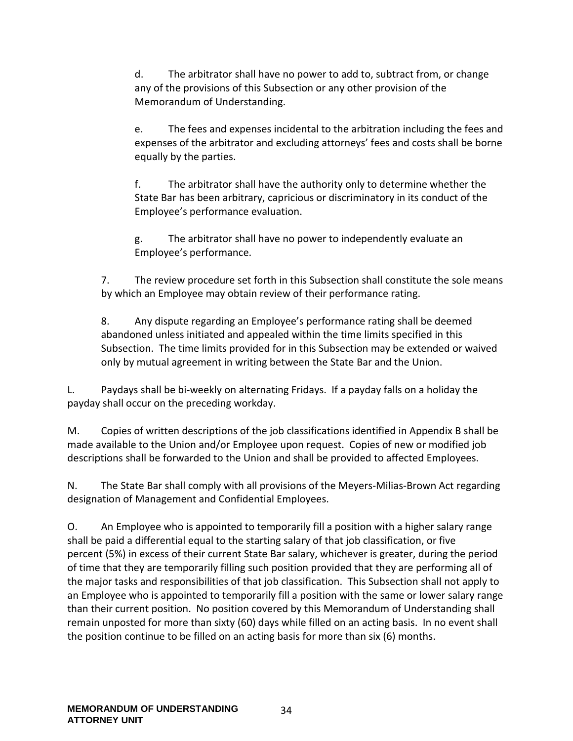d. The arbitrator shall have no power to add to, subtract from, or change any of the provisions of this Subsection or any other provision of the Memorandum of Understanding.

e. The fees and expenses incidental to the arbitration including the fees and expenses of the arbitrator and excluding attorneys' fees and costs shall be borne equally by the parties.

f. The arbitrator shall have the authority only to determine whether the State Bar has been arbitrary, capricious or discriminatory in its conduct of the Employee's performance evaluation.

g. The arbitrator shall have no power to independently evaluate an Employee's performance.

7. The review procedure set forth in this Subsection shall constitute the sole means by which an Employee may obtain review of their performance rating.

8. Any dispute regarding an Employee's performance rating shall be deemed abandoned unless initiated and appealed within the time limits specified in this Subsection. The time limits provided for in this Subsection may be extended or waived only by mutual agreement in writing between the State Bar and the Union.

L. Paydays shall be bi-weekly on alternating Fridays. If a payday falls on a holiday the payday shall occur on the preceding workday.

M. Copies of written descriptions of the job classifications identified in Appendix B shall be made available to the Union and/or Employee upon request. Copies of new or modified job descriptions shall be forwarded to the Union and shall be provided to affected Employees.

N. The State Bar shall comply with all provisions of the Meyers-Milias-Brown Act regarding designation of Management and Confidential Employees.

O. An Employee who is appointed to temporarily fill a position with a higher salary range shall be paid a differential equal to the starting salary of that job classification, or five percent (5%) in excess of their current State Bar salary, whichever is greater, during the period of time that they are temporarily filling such position provided that they are performing all of the major tasks and responsibilities of that job classification. This Subsection shall not apply to an Employee who is appointed to temporarily fill a position with the same or lower salary range than their current position. No position covered by this Memorandum of Understanding shall remain unposted for more than sixty (60) days while filled on an acting basis. In no event shall the position continue to be filled on an acting basis for more than six (6) months.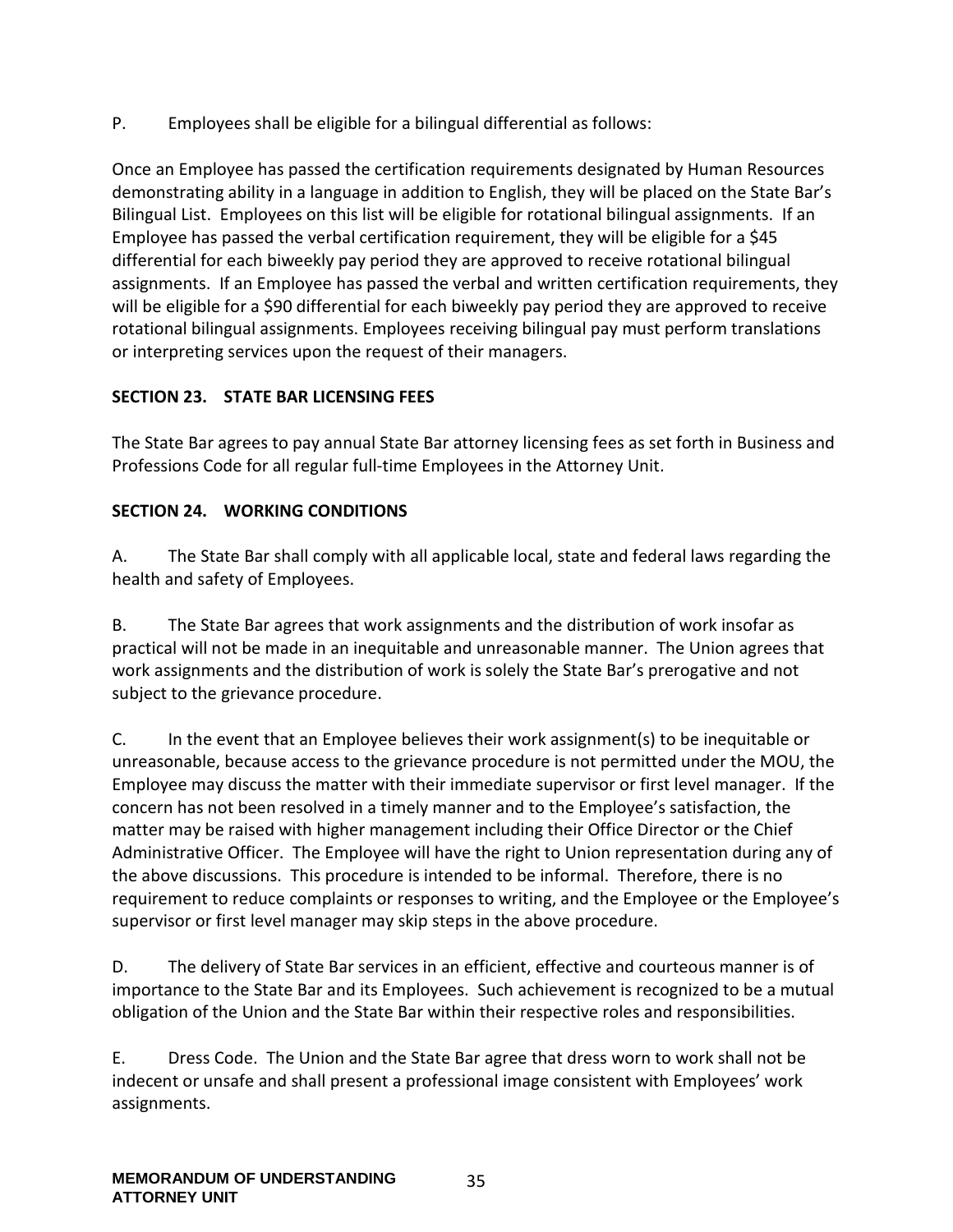P. Employees shall be eligible for a bilingual differential as follows:

Once an Employee has passed the certification requirements designated by Human Resources demonstrating ability in a language in addition to English, they will be placed on the State Bar's Bilingual List. Employees on this list will be eligible for rotational bilingual assignments. If an Employee has passed the verbal certification requirement, they will be eligible for a $45 differential for each biweekly pay period they are approved to receive rotational bilingual assignments. If an Employee has passed the verbal and written certification requirements, they will be eligible for a $90 differential for each biweekly pay period they are approved to receive rotational bilingual assignments. Employees receiving bilingual pay must perform translations or interpreting services upon the request of their managers.

## SECTION 23. STATE BAR LICENSING FEES

The State Bar agrees to pay annual State Bar attorney licensing fees as set forth in Business and Professions Code for all regular full-time Employees in the Attorney Unit.

## SECTION 24. WORKING CONDITIONS

A. The State Bar shall comply with all applicable local, state and federal laws regarding the health and safety of Employees.

B. The State Bar agrees that work assignments and the distribution of work insofar as practical will not be made in an inequitable and unreasonable manner. The Union agrees that work assignments and the distribution of work is solely the State Bar's prerogative and not subject to the grievance procedure.

C. In the event that an Employee believes their work assignment(s) to be inequitable or unreasonable, because access to the grievance procedure is not permitted under the MOU, the Employee may discuss the matter with their immediate supervisor or first level manager. If the concern has not been resolved in a timely manner and to the Employee's satisfaction, the matter may be raised with higher management including their Office Director or the Chief Administrative Officer. The Employee will have the right to Union representation during any of the above discussions. This procedure is intended to be informal. Therefore, there is no requirement to reduce complaints or responses to writing, and the Employee or the Employee's supervisor or first level manager may skip steps in the above procedure.

D. The delivery of State Bar services in an efficient, effective and courteous manner is of importance to the State Bar and its Employees. Such achievement is recognized to be a mutual obligation of the Union and the State Bar within their respective roles and responsibilities.

E. Dress Code. The Union and the State Bar agree that dress worn to work shall not be indecent or unsafe and shall present a professional image consistent with Employees' work assignments.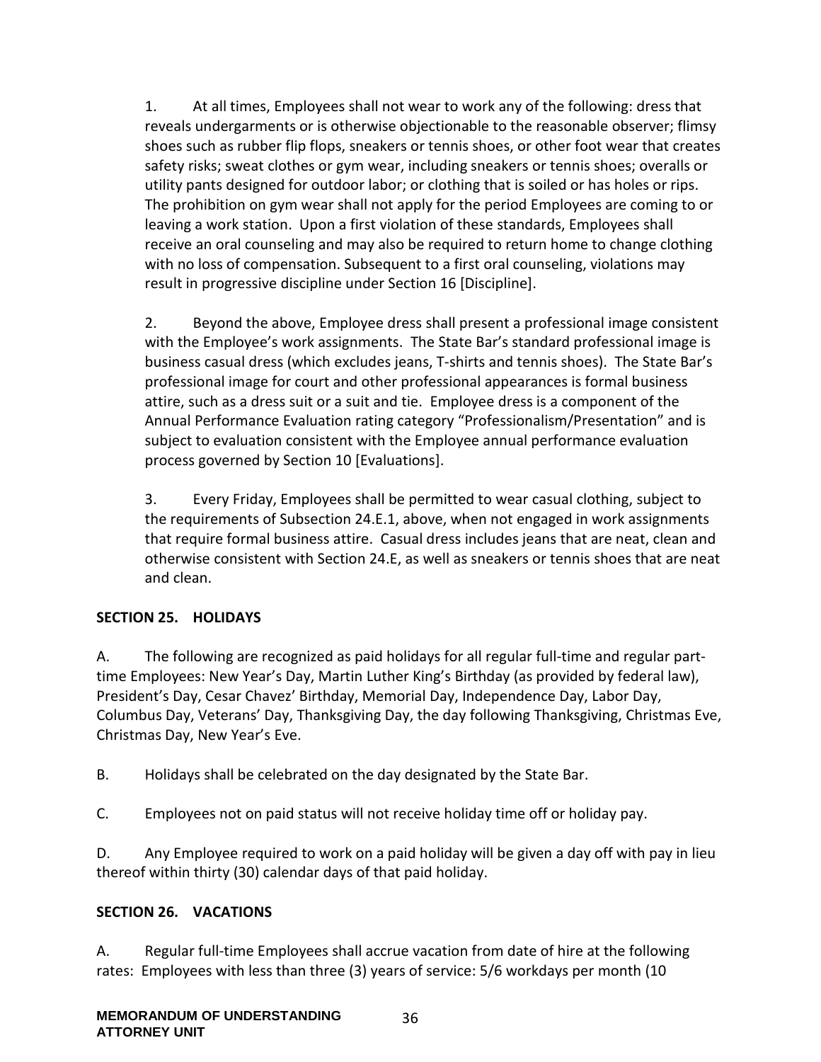1. At all times, Employees shall not wear to work any of the following: dress that reveals undergarments or is otherwise objectionable to the reasonable observer; flimsy shoes such as rubber flip flops, sneakers or tennis shoes, or other foot wear that creates safety risks; sweat clothes or gym wear, including sneakers or tennis shoes; overalls or utility pants designed for outdoor labor; or clothing that is soiled or has holes or rips. The prohibition on gym wear shall not apply for the period Employees are coming to or leaving a work station. Upon a first violation of these standards, Employees shall receive an oral counseling and may also be required to return home to change clothing with no loss of compensation. Subsequent to a first oral counseling, violations may result in progressive discipline under Section 16 [Discipline].

2. Beyond the above, Employee dress shall present a professional image consistent with the Employee's work assignments. The State Bar's standard professional image is business casual dress (which excludes jeans, T-shirts and tennis shoes). The State Bar's professional image for court and other professional appearances is formal business attire, such as a dress suit or a suit and tie. Employee dress is a component of the Annual Performance Evaluation rating category "Professionalism/Presentation" and is subject to evaluation consistent with the Employee annual performance evaluation process governed by Section 10 [Evaluations].

3. Every Friday, Employees shall be permitted to wear casual clothing, subject to the requirements of Subsection 24.E.1, above, when not engaged in work assignments that require formal business attire. Casual dress includes jeans that are neat, clean and otherwise consistent with Section 24.E, as well as sneakers or tennis shoes that are neat and clean.

## SECTION 25. HOLIDAYS

A. The following are recognized as paid holidays for all regular full-time and regular part-time Employees: New Year's Day, Martin Luther King's Birthday (as provided by federal law), President's Day, Cesar Chavez' Birthday, Memorial Day, Independence Day, Labor Day, Columbus Day, Veterans' Day, Thanksgiving Day, the day following Thanksgiving, Christmas Eve, Christmas Day, New Year's Eve.

B. Holidays shall be celebrated on the day designated by the State Bar.

C. Employees not on paid status will not receive holiday time off or holiday pay.

D. Any Employee required to work on a paid holiday will be given a day off with pay in lieu thereof within thirty (30) calendar days of that paid holiday.

## SECTION 26. VACATIONS

A. Regular full-time Employees shall accrue vacation from date of hire at the following rates: Employees with less than three (3) years of service: 5/6 workdays per month (10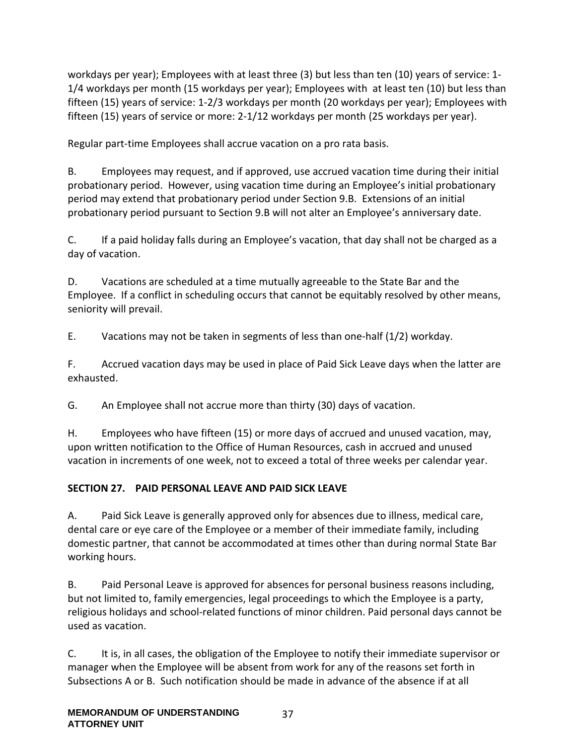workdays per year); Employees with at least three (3) but less than ten (10) years of service: 1-1/4 workdays per month (15 workdays per year); Employees with at least ten (10) but less than fifteen (15) years of service: 1-2/3 workdays per month (20 workdays per year); Employees with fifteen (15) years of service or more: 2-1/12 workdays per month (25 workdays per year).

Regular part-time Employees shall accrue vacation on a pro rata basis.

B. Employees may request, and if approved, use accrued vacation time during their initial probationary period. However, using vacation time during an Employee's initial probationary period may extend that probationary period under Section 9.B. Extensions of an initial probationary period pursuant to Section 9.B will not alter an Employee's anniversary date.

C. If a paid holiday falls during an Employee's vacation, that day shall not be charged as a day of vacation.

D. Vacations are scheduled at a time mutually agreeable to the State Bar and the Employee. If a conflict in scheduling occurs that cannot be equitably resolved by other means, seniority will prevail.

E. Vacations may not be taken in segments of less than one-half (1/2) workday.

F. Accrued vacation days may be used in place of Paid Sick Leave days when the latter are exhausted.

G. An Employee shall not accrue more than thirty (30) days of vacation.

H. Employees who have fifteen (15) or more days of accrued and unused vacation, may, upon written notification to the Office of Human Resources, cash in accrued and unused vacation in increments of one week, not to exceed a total of three weeks per calendar year.

## SECTION 27. PAID PERSONAL LEAVE AND PAID SICK LEAVE

A. Paid Sick Leave is generally approved only for absences due to illness, medical care, dental care or eye care of the Employee or a member of their immediate family, including domestic partner, that cannot be accommodated at times other than during normal State Bar working hours.

B. Paid Personal Leave is approved for absences for personal business reasons including, but not limited to, family emergencies, legal proceedings to which the Employee is a party, religious holidays and school-related functions of minor children. Paid personal days cannot be used as vacation.

C. It is, in all cases, the obligation of the Employee to notify their immediate supervisor or manager when the Employee will be absent from work for any of the reasons set forth in Subsections A or B. Such notification should be made in advance of the absence if at all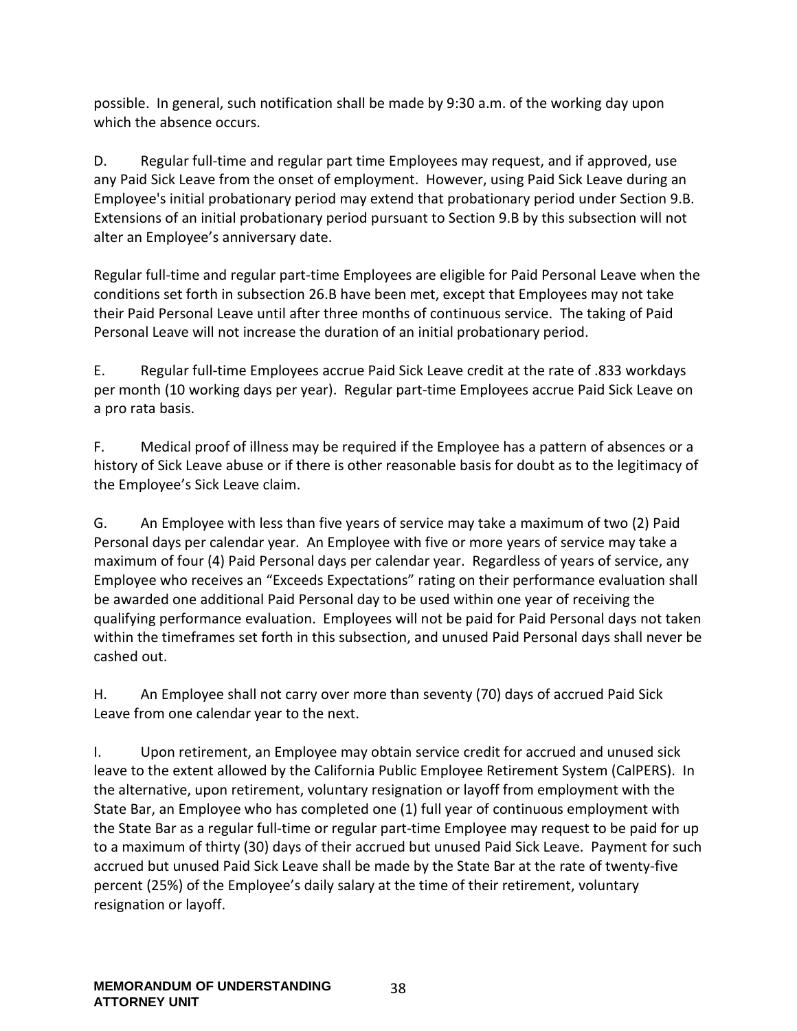possible. In general, such notification shall be made by 9:30 a.m. of the working day upon which the absence occurs.

D. Regular full-time and regular part time Employees may request, and if approved, use any Paid Sick Leave from the onset of employment. However, using Paid Sick Leave during an Employee's initial probationary period may extend that probationary period under Section 9.B. Extensions of an initial probationary period pursuant to Section 9.B by this subsection will not alter an Employee's anniversary date.

Regular full-time and regular part-time Employees are eligible for Paid Personal Leave when the conditions set forth in subsection 26.B have been met, except that Employees may not take their Paid Personal Leave until after three months of continuous service. The taking of Paid Personal Leave will not increase the duration of an initial probationary period.

E. Regular full-time Employees accrue Paid Sick Leave credit at the rate of .833 workdays per month (10 working days per year). Regular part-time Employees accrue Paid Sick Leave on a pro rata basis.

F. Medical proof of illness may be required if the Employee has a pattern of absences or a history of Sick Leave abuse or if there is other reasonable basis for doubt as to the legitimacy of the Employee's Sick Leave claim.

G. An Employee with less than five years of service may take a maximum of two (2) Paid Personal days per calendar year. An Employee with five or more years of service may take a maximum of four (4) Paid Personal days per calendar year. Regardless of years of service, any Employee who receives an "Exceeds Expectations" rating on their performance evaluation shall be awarded one additional Paid Personal day to be used within one year of receiving the qualifying performance evaluation. Employees will not be paid for Paid Personal days not taken within the timeframes set forth in this subsection, and unused Paid Personal days shall never be cashed out.

H. An Employee shall not carry over more than seventy (70) days of accrued Paid Sick Leave from one calendar year to the next.

I. Upon retirement, an Employee may obtain service credit for accrued and unused sick leave to the extent allowed by the California Public Employee Retirement System (CalPERS). In the alternative, upon retirement, voluntary resignation or layoff from employment with the State Bar, an Employee who has completed one (1) full year of continuous employment with the State Bar as a regular full-time or regular part-time Employee may request to be paid for up to a maximum of thirty (30) days of their accrued but unused Paid Sick Leave. Payment for such accrued but unused Paid Sick Leave shall be made by the State Bar at the rate of twenty-five percent (25%) of the Employee's daily salary at the time of their retirement, voluntary resignation or layoff.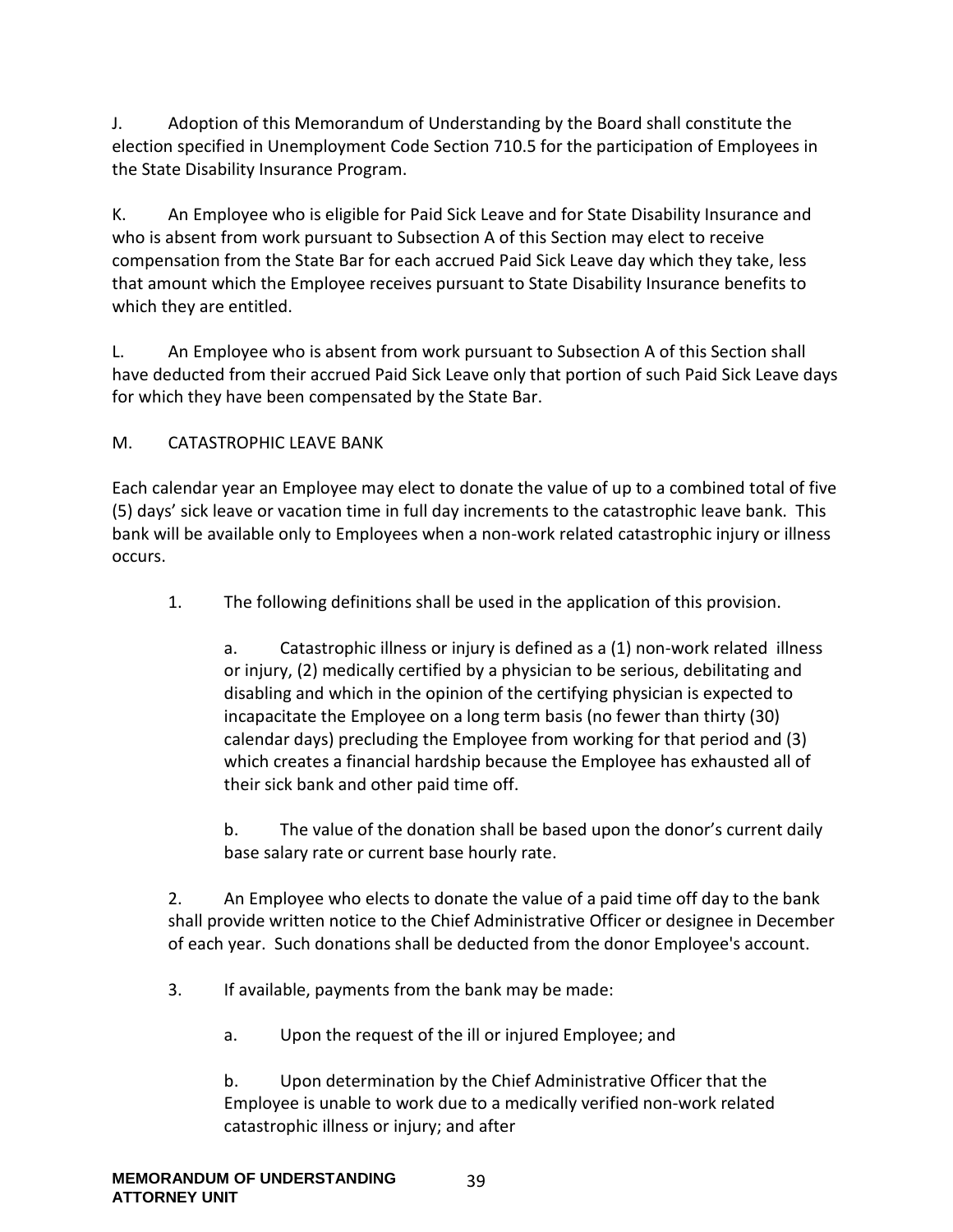J. Adoption of this Memorandum of Understanding by the Board shall constitute the election specified in Unemployment Code Section 710.5 for the participation of Employees in the State Disability Insurance Program.

K. An Employee who is eligible for Paid Sick Leave and for State Disability Insurance and who is absent from work pursuant to Subsection A of this Section may elect to receive compensation from the State Bar for each accrued Paid Sick Leave day which they take, less that amount which the Employee receives pursuant to State Disability Insurance benefits to which they are entitled.

L. An Employee who is absent from work pursuant to Subsection A of this Section shall have deducted from their accrued Paid Sick Leave only that portion of such Paid Sick Leave days for which they have been compensated by the State Bar.

M. CATASTROPHIC LEAVE BANK

Each calendar year an Employee may elect to donate the value of up to a combined total of five (5) days' sick leave or vacation time in full day increments to the catastrophic leave bank. This bank will be available only to Employees when a non-work related catastrophic injury or illness occurs.

1. The following definitions shall be used in the application of this provision.

   a. Catastrophic illness or injury is defined as a (1) non-work related illness or injury, (2) medically certified by a physician to be serious, debilitating and disabling and which in the opinion of the certifying physician is expected to incapacitate the Employee on a long term basis (no fewer than thirty (30) calendar days) precluding the Employee from working for that period and (3) which creates a financial hardship because the Employee has exhausted all of their sick bank and other paid time off.

   b. The value of the donation shall be based upon the donor's current daily base salary rate or current base hourly rate.

2. An Employee who elects to donate the value of a paid time off day to the bank shall provide written notice to the Chief Administrative Officer or designee in December of each year. Such donations shall be deducted from the donor Employee's account.

3. If available, payments from the bank may be made:

   a. Upon the request of the ill or injured Employee; and

   b. Upon determination by the Chief Administrative Officer that the Employee is unable to work due to a medically verified non-work related catastrophic illness or injury; and after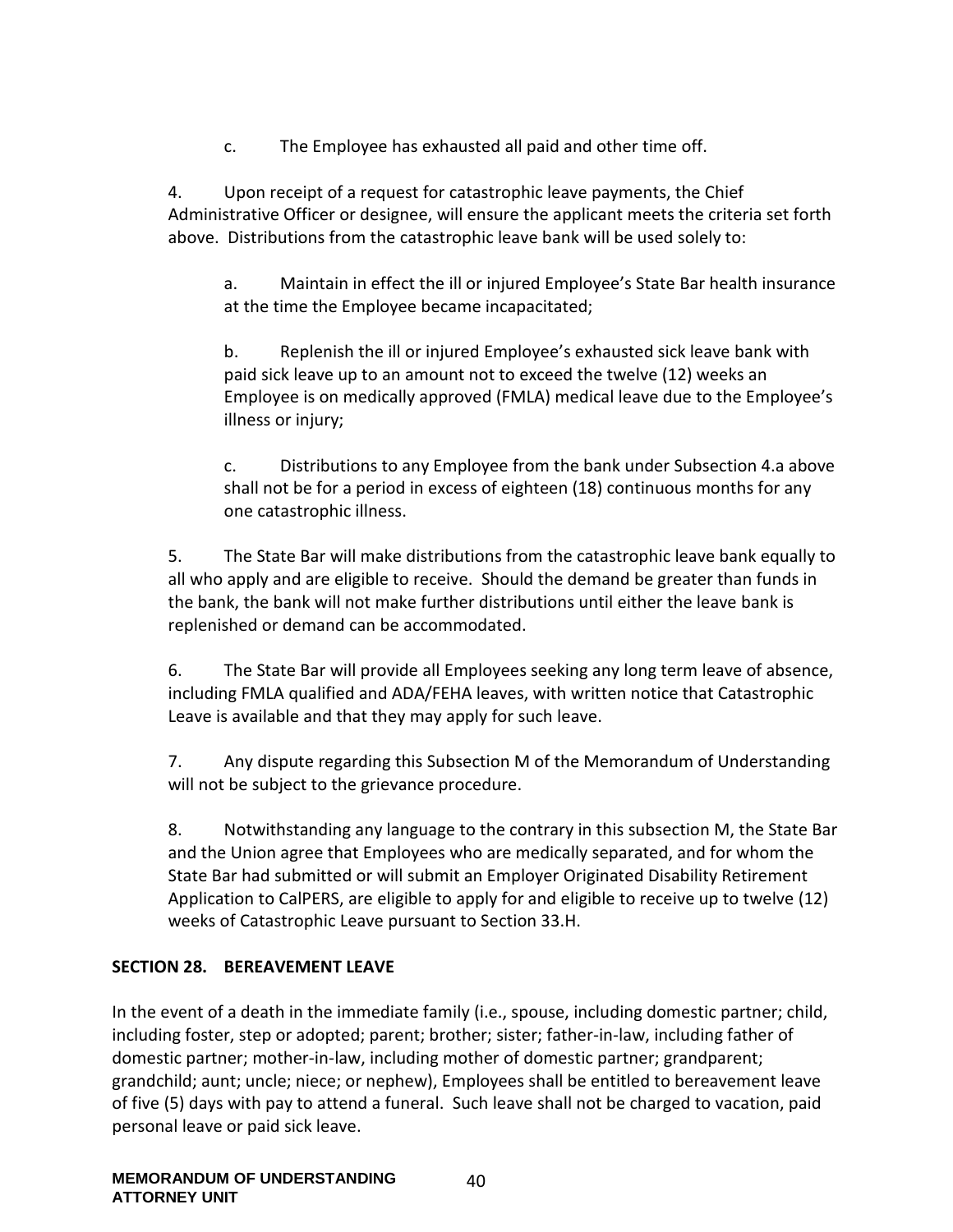c. The Employee has exhausted all paid and other time off.

4. Upon receipt of a request for catastrophic leave payments, the Chief Administrative Officer or designee, will ensure the applicant meets the criteria set forth above. Distributions from the catastrophic leave bank will be used solely to:

a. Maintain in effect the ill or injured Employee's State Bar health insurance at the time the Employee became incapacitated;

b. Replenish the ill or injured Employee's exhausted sick leave bank with paid sick leave up to an amount not to exceed the twelve (12) weeks an Employee is on medically approved (FMLA) medical leave due to the Employee's illness or injury;

c. Distributions to any Employee from the bank under Subsection 4.a above shall not be for a period in excess of eighteen (18) continuous months for any one catastrophic illness.

5. The State Bar will make distributions from the catastrophic leave bank equally to all who apply and are eligible to receive. Should the demand be greater than funds in the bank, the bank will not make further distributions until either the leave bank is replenished or demand can be accommodated.

6. The State Bar will provide all Employees seeking any long term leave of absence, including FMLA qualified and ADA/FEHA leaves, with written notice that Catastrophic Leave is available and that they may apply for such leave.

7. Any dispute regarding this Subsection M of the Memorandum of Understanding will not be subject to the grievance procedure.

8. Notwithstanding any language to the contrary in this subsection M, the State Bar and the Union agree that Employees who are medically separated, and for whom the State Bar had submitted or will submit an Employer Originated Disability Retirement Application to CalPERS, are eligible to apply for and eligible to receive up to twelve (12) weeks of Catastrophic Leave pursuant to Section 33.H.

## SECTION 28. BEREAVEMENT LEAVE

In the event of a death in the immediate family (i.e., spouse, including domestic partner; child, including foster, step or adopted; parent; brother; sister; father-in-law, including father of domestic partner; mother-in-law, including mother of domestic partner; grandparent; grandchild; aunt; uncle; niece; or nephew), Employees shall be entitled to bereavement leave of five (5) days with pay to attend a funeral. Such leave shall not be charged to vacation, paid personal leave or paid sick leave.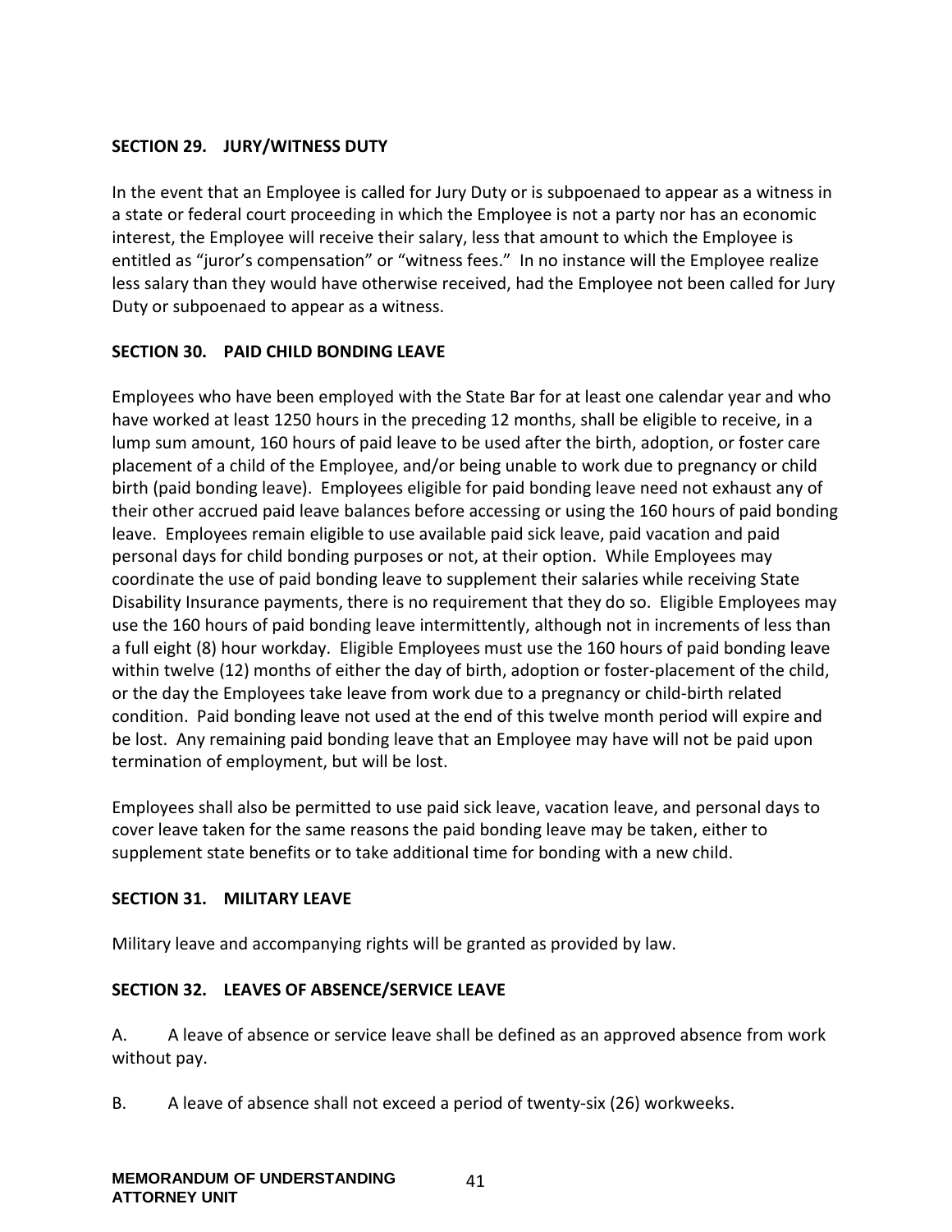**SECTION 29. JURY/WITNESS DUTY**

In the event that an Employee is called for Jury Duty or is subpoenaed to appear as a witness in a state or federal court proceeding in which the Employee is not a party nor has an economic interest, the Employee will receive their salary, less that amount to which the Employee is entitled as "juror's compensation" or "witness fees." In no instance will the Employee realize less salary than they would have otherwise received, had the Employee not been called for Jury Duty or subpoenaed to appear as a witness.

**SECTION 30. PAID CHILD BONDING LEAVE**

Employees who have been employed with the State Bar for at least one calendar year and who have worked at least 1250 hours in the preceding 12 months, shall be eligible to receive, in a lump sum amount, 160 hours of paid leave to be used after the birth, adoption, or foster care placement of a child of the Employee, and/or being unable to work due to pregnancy or child birth (paid bonding leave). Employees eligible for paid bonding leave need not exhaust any of their other accrued paid leave balances before accessing or using the 160 hours of paid bonding leave. Employees remain eligible to use available paid sick leave, paid vacation and paid personal days for child bonding purposes or not, at their option. While Employees may coordinate the use of paid bonding leave to supplement their salaries while receiving State Disability Insurance payments, there is no requirement that they do so. Eligible Employees may use the 160 hours of paid bonding leave intermittently, although not in increments of less than a full eight (8) hour workday. Eligible Employees must use the 160 hours of paid bonding leave within twelve (12) months of either the day of birth, adoption or foster-placement of the child, or the day the Employees take leave from work due to a pregnancy or child-birth related condition. Paid bonding leave not used at the end of this twelve month period will expire and be lost. Any remaining paid bonding leave that an Employee may have will not be paid upon termination of employment, but will be lost.

Employees shall also be permitted to use paid sick leave, vacation leave, and personal days to cover leave taken for the same reasons the paid bonding leave may be taken, either to supplement state benefits or to take additional time for bonding with a new child.

**SECTION 31. MILITARY LEAVE**

Military leave and accompanying rights will be granted as provided by law.

**SECTION 32. LEAVES OF ABSENCE/SERVICE LEAVE**

A. A leave of absence or service leave shall be defined as an approved absence from work without pay.

B. A leave of absence shall not exceed a period of twenty-six (26) workweeks.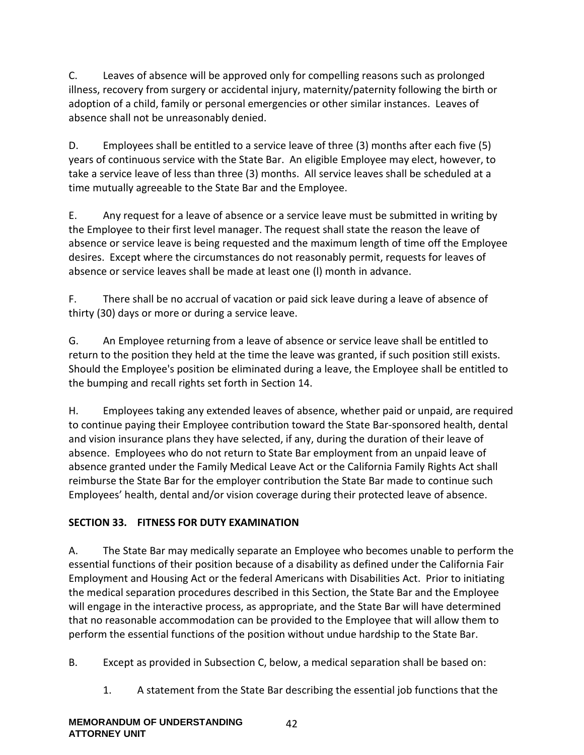C. Leaves of absence will be approved only for compelling reasons such as prolonged illness, recovery from surgery or accidental injury, maternity/paternity following the birth or adoption of a child, family or personal emergencies or other similar instances. Leaves of absence shall not be unreasonably denied.

D. Employees shall be entitled to a service leave of three (3) months after each five (5) years of continuous service with the State Bar. An eligible Employee may elect, however, to take a service leave of less than three (3) months. All service leaves shall be scheduled at a time mutually agreeable to the State Bar and the Employee.

E. Any request for a leave of absence or a service leave must be submitted in writing by the Employee to their first level manager. The request shall state the reason the leave of absence or service leave is being requested and the maximum length of time off the Employee desires. Except where the circumstances do not reasonably permit, requests for leaves of absence or service leaves shall be made at least one (l) month in advance.

F. There shall be no accrual of vacation or paid sick leave during a leave of absence of thirty (30) days or more or during a service leave.

G. An Employee returning from a leave of absence or service leave shall be entitled to return to the position they held at the time the leave was granted, if such position still exists. Should the Employee's position be eliminated during a leave, the Employee shall be entitled to the bumping and recall rights set forth in Section 14.

H. Employees taking any extended leaves of absence, whether paid or unpaid, are required to continue paying their Employee contribution toward the State Bar-sponsored health, dental and vision insurance plans they have selected, if any, during the duration of their leave of absence. Employees who do not return to State Bar employment from an unpaid leave of absence granted under the Family Medical Leave Act or the California Family Rights Act shall reimburse the State Bar for the employer contribution the State Bar made to continue such Employees' health, dental and/or vision coverage during their protected leave of absence.

## SECTION 33. FITNESS FOR DUTY EXAMINATION

A. The State Bar may medically separate an Employee who becomes unable to perform the essential functions of their position because of a disability as defined under the California Fair Employment and Housing Act or the federal Americans with Disabilities Act. Prior to initiating the medical separation procedures described in this Section, the State Bar and the Employee will engage in the interactive process, as appropriate, and the State Bar will have determined that no reasonable accommodation can be provided to the Employee that will allow them to perform the essential functions of the position without undue hardship to the State Bar.

B. Except as provided in Subsection C, below, a medical separation shall be based on:

1. A statement from the State Bar describing the essential job functions that the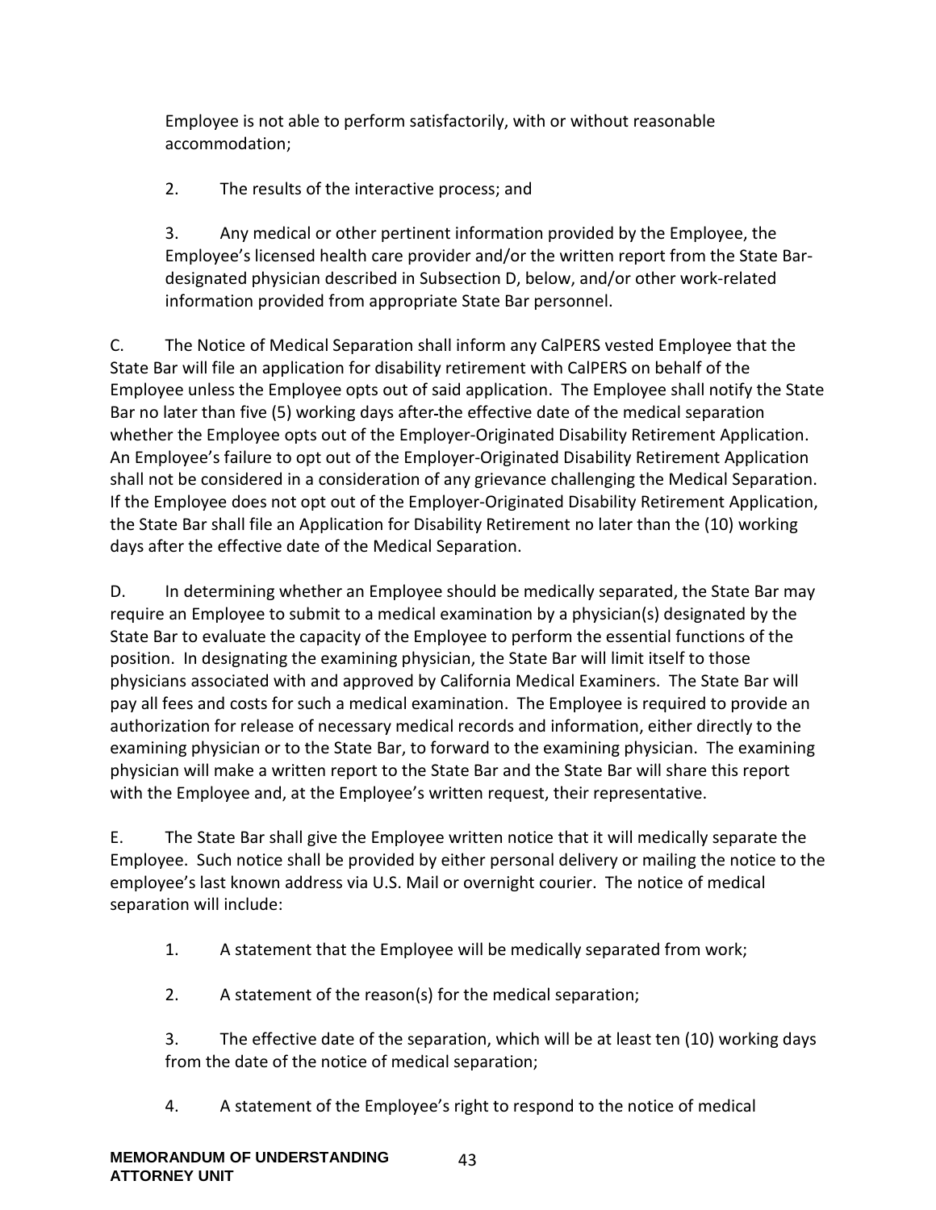Employee is not able to perform satisfactorily, with or without reasonable accommodation;

2. The results of the interactive process; and

3. Any medical or other pertinent information provided by the Employee, the Employee's licensed health care provider and/or the written report from the State Bar-designated physician described in Subsection D, below, and/or other work-related information provided from appropriate State Bar personnel.

C. The Notice of Medical Separation shall inform any CalPERS vested Employee that the State Bar will file an application for disability retirement with CalPERS on behalf of the Employee unless the Employee opts out of said application. The Employee shall notify the State Bar no later than five (5) working days after the effective date of the medical separation whether the Employee opts out of the Employer-Originated Disability Retirement Application. An Employee's failure to opt out of the Employer-Originated Disability Retirement Application shall not be considered in a consideration of any grievance challenging the Medical Separation. If the Employee does not opt out of the Employer-Originated Disability Retirement Application, the State Bar shall file an Application for Disability Retirement no later than the (10) working days after the effective date of the Medical Separation.

D. In determining whether an Employee should be medically separated, the State Bar may require an Employee to submit to a medical examination by a physician(s) designated by the State Bar to evaluate the capacity of the Employee to perform the essential functions of the position. In designating the examining physician, the State Bar will limit itself to those physicians associated with and approved by California Medical Examiners. The State Bar will pay all fees and costs for such a medical examination. The Employee is required to provide an authorization for release of necessary medical records and information, either directly to the examining physician or to the State Bar, to forward to the examining physician. The examining physician will make a written report to the State Bar and the State Bar will share this report with the Employee and, at the Employee's written request, their representative.

E. The State Bar shall give the Employee written notice that it will medically separate the Employee. Such notice shall be provided by either personal delivery or mailing the notice to the employee's last known address via U.S. Mail or overnight courier. The notice of medical separation will include:

1. A statement that the Employee will be medically separated from work;

2. A statement of the reason(s) for the medical separation;

3. The effective date of the separation, which will be at least ten (10) working days from the date of the notice of medical separation;

4. A statement of the Employee's right to respond to the notice of medical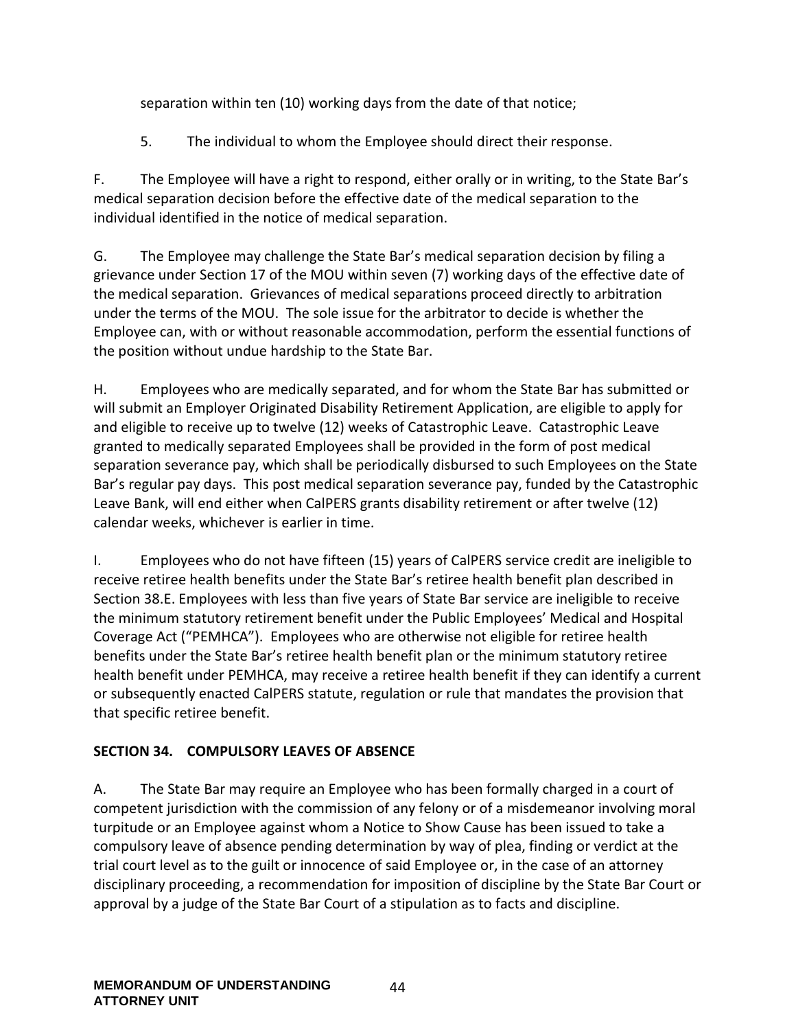separation within ten (10) working days from the date of that notice;

5. The individual to whom the Employee should direct their response.

F. The Employee will have a right to respond, either orally or in writing, to the State Bar's medical separation decision before the effective date of the medical separation to the individual identified in the notice of medical separation.

G. The Employee may challenge the State Bar's medical separation decision by filing a grievance under Section 17 of the MOU within seven (7) working days of the effective date of the medical separation. Grievances of medical separations proceed directly to arbitration under the terms of the MOU. The sole issue for the arbitrator to decide is whether the Employee can, with or without reasonable accommodation, perform the essential functions of the position without undue hardship to the State Bar.

H. Employees who are medically separated, and for whom the State Bar has submitted or will submit an Employer Originated Disability Retirement Application, are eligible to apply for and eligible to receive up to twelve (12) weeks of Catastrophic Leave. Catastrophic Leave granted to medically separated Employees shall be provided in the form of post medical separation severance pay, which shall be periodically disbursed to such Employees on the State Bar's regular pay days. This post medical separation severance pay, funded by the Catastrophic Leave Bank, will end either when CalPERS grants disability retirement or after twelve (12) calendar weeks, whichever is earlier in time.

I. Employees who do not have fifteen (15) years of CalPERS service credit are ineligible to receive retiree health benefits under the State Bar's retiree health benefit plan described in Section 38.E. Employees with less than five years of State Bar service are ineligible to receive the minimum statutory retirement benefit under the Public Employees' Medical and Hospital Coverage Act ("PEMHCA"). Employees who are otherwise not eligible for retiree health benefits under the State Bar's retiree health benefit plan or the minimum statutory retiree health benefit under PEMHCA, may receive a retiree health benefit if they can identify a current or subsequently enacted CalPERS statute, regulation or rule that mandates the provision that that specific retiree benefit.

## SECTION 34. COMPULSORY LEAVES OF ABSENCE

A. The State Bar may require an Employee who has been formally charged in a court of competent jurisdiction with the commission of any felony or of a misdemeanor involving moral turpitude or an Employee against whom a Notice to Show Cause has been issued to take a compulsory leave of absence pending determination by way of plea, finding or verdict at the trial court level as to the guilt or innocence of said Employee or, in the case of an attorney disciplinary proceeding, a recommendation for imposition of discipline by the State Bar Court or approval by a judge of the State Bar Court of a stipulation as to facts and discipline.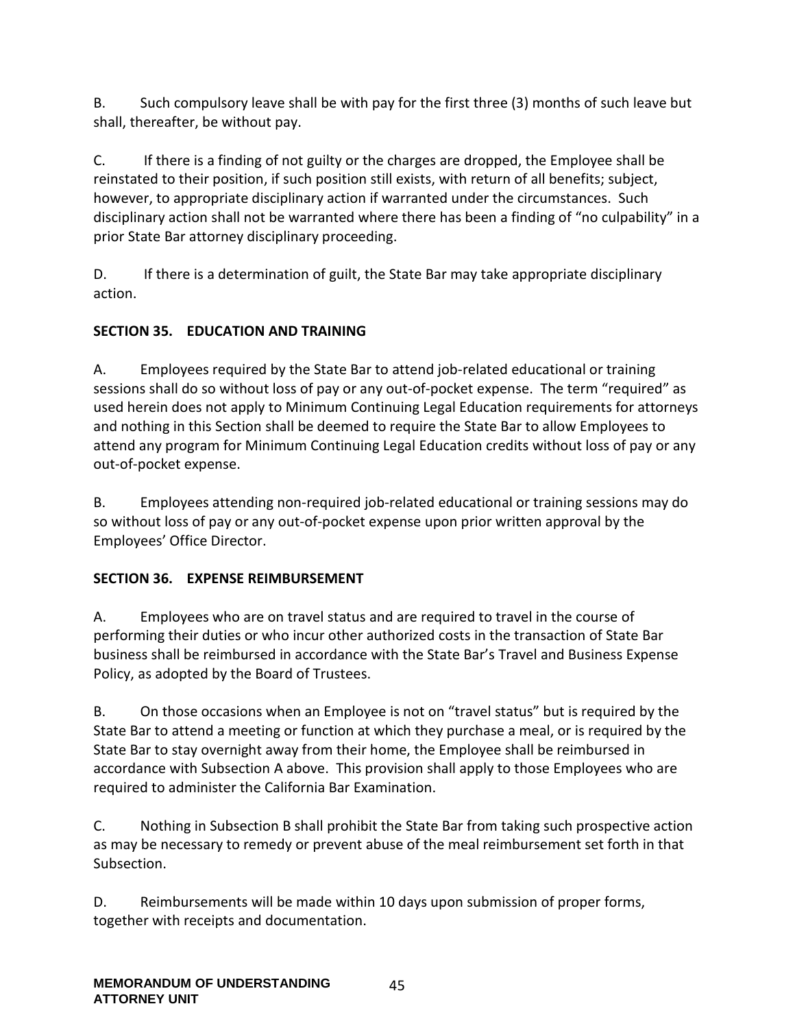B. Such compulsory leave shall be with pay for the first three (3) months of such leave but shall, thereafter, be without pay.

C. If there is a finding of not guilty or the charges are dropped, the Employee shall be reinstated to their position, if such position still exists, with return of all benefits; subject, however, to appropriate disciplinary action if warranted under the circumstances. Such disciplinary action shall not be warranted where there has been a finding of "no culpability" in a prior State Bar attorney disciplinary proceeding.

D. If there is a determination of guilt, the State Bar may take appropriate disciplinary action.

## SECTION 35. EDUCATION AND TRAINING

A. Employees required by the State Bar to attend job-related educational or training sessions shall do so without loss of pay or any out-of-pocket expense. The term "required" as used herein does not apply to Minimum Continuing Legal Education requirements for attorneys and nothing in this Section shall be deemed to require the State Bar to allow Employees to attend any program for Minimum Continuing Legal Education credits without loss of pay or any out-of-pocket expense.

B. Employees attending non-required job-related educational or training sessions may do so without loss of pay or any out-of-pocket expense upon prior written approval by the Employees' Office Director.

## SECTION 36. EXPENSE REIMBURSEMENT

A. Employees who are on travel status and are required to travel in the course of performing their duties or who incur other authorized costs in the transaction of State Bar business shall be reimbursed in accordance with the State Bar's Travel and Business Expense Policy, as adopted by the Board of Trustees.

B. On those occasions when an Employee is not on "travel status" but is required by the State Bar to attend a meeting or function at which they purchase a meal, or is required by the State Bar to stay overnight away from their home, the Employee shall be reimbursed in accordance with Subsection A above. This provision shall apply to those Employees who are required to administer the California Bar Examination.

C. Nothing in Subsection B shall prohibit the State Bar from taking such prospective action as may be necessary to remedy or prevent abuse of the meal reimbursement set forth in that Subsection.

D. Reimbursements will be made within 10 days upon submission of proper forms, together with receipts and documentation.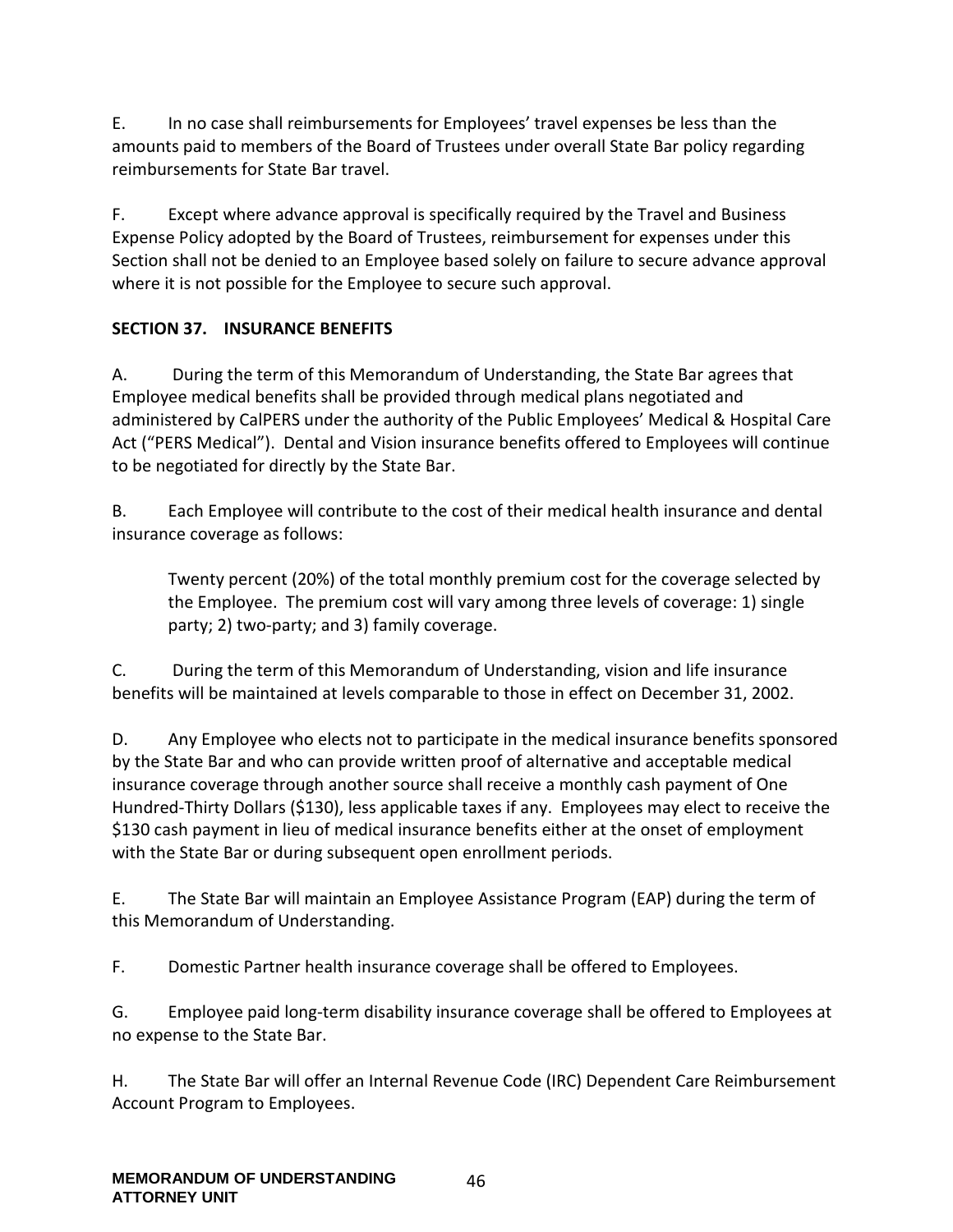E. In no case shall reimbursements for Employees' travel expenses be less than the amounts paid to members of the Board of Trustees under overall State Bar policy regarding reimbursements for State Bar travel.

F. Except where advance approval is specifically required by the Travel and Business Expense Policy adopted by the Board of Trustees, reimbursement for expenses under this Section shall not be denied to an Employee based solely on failure to secure advance approval where it is not possible for the Employee to secure such approval.

**SECTION 37. INSURANCE BENEFITS**

A. During the term of this Memorandum of Understanding, the State Bar agrees that Employee medical benefits shall be provided through medical plans negotiated and administered by CalPERS under the authority of the Public Employees' Medical & Hospital Care Act ("PERS Medical"). Dental and Vision insurance benefits offered to Employees will continue to be negotiated for directly by the State Bar.

B. Each Employee will contribute to the cost of their medical health insurance and dental insurance coverage as follows:

> Twenty percent (20%) of the total monthly premium cost for the coverage selected by the Employee. The premium cost will vary among three levels of coverage: 1) single party; 2) two-party; and 3) family coverage.

C. During the term of this Memorandum of Understanding, vision and life insurance benefits will be maintained at levels comparable to those in effect on December 31, 2002.

D. Any Employee who elects not to participate in the medical insurance benefits sponsored by the State Bar and who can provide written proof of alternative and acceptable medical insurance coverage through another source shall receive a monthly cash payment of One Hundred-Thirty Dollars ($130), less applicable taxes if any. Employees may elect to receive the $130 cash payment in lieu of medical insurance benefits either at the onset of employment with the State Bar or during subsequent open enrollment periods.

E. The State Bar will maintain an Employee Assistance Program (EAP) during the term of this Memorandum of Understanding.

F. Domestic Partner health insurance coverage shall be offered to Employees.

G. Employee paid long-term disability insurance coverage shall be offered to Employees at no expense to the State Bar.

H. The State Bar will offer an Internal Revenue Code (IRC) Dependent Care Reimbursement Account Program to Employees.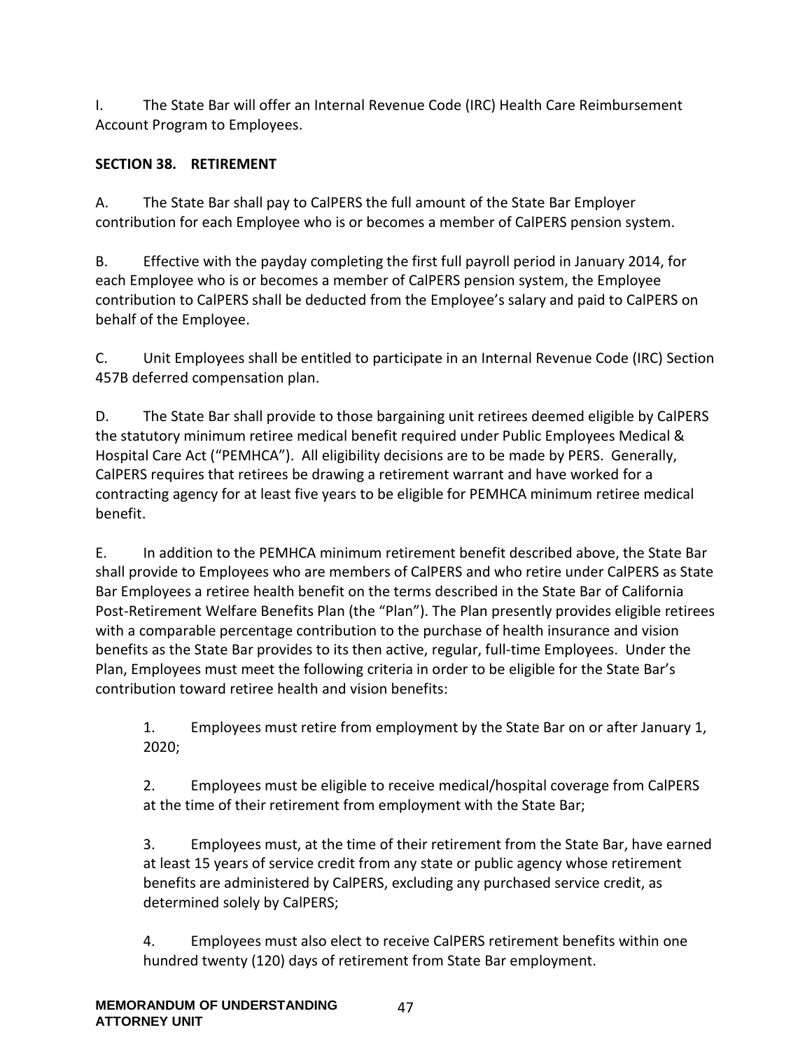I. The State Bar will offer an Internal Revenue Code (IRC) Health Care Reimbursement Account Program to Employees.

**SECTION 38. RETIREMENT**

A. The State Bar shall pay to CalPERS the full amount of the State Bar Employer contribution for each Employee who is or becomes a member of CalPERS pension system.

B. Effective with the payday completing the first full payroll period in January 2014, for each Employee who is or becomes a member of CalPERS pension system, the Employee contribution to CalPERS shall be deducted from the Employee's salary and paid to CalPERS on behalf of the Employee.

C. Unit Employees shall be entitled to participate in an Internal Revenue Code (IRC) Section 457B deferred compensation plan.

D. The State Bar shall provide to those bargaining unit retirees deemed eligible by CalPERS the statutory minimum retiree medical benefit required under Public Employees Medical & Hospital Care Act ("PEMHCA"). All eligibility decisions are to be made by PERS. Generally, CalPERS requires that retirees be drawing a retirement warrant and have worked for a contracting agency for at least five years to be eligible for PEMHCA minimum retiree medical benefit.

E. In addition to the PEMHCA minimum retirement benefit described above, the State Bar shall provide to Employees who are members of CalPERS and who retire under CalPERS as State Bar Employees a retiree health benefit on the terms described in the State Bar of California Post-Retirement Welfare Benefits Plan (the "Plan"). The Plan presently provides eligible retirees with a comparable percentage contribution to the purchase of health insurance and vision benefits as the State Bar provides to its then active, regular, full-time Employees. Under the Plan, Employees must meet the following criteria in order to be eligible for the State Bar's contribution toward retiree health and vision benefits:

1. Employees must retire from employment by the State Bar on or after January 1, 2020;

2. Employees must be eligible to receive medical/hospital coverage from CalPERS at the time of their retirement from employment with the State Bar;

3. Employees must, at the time of their retirement from the State Bar, have earned at least 15 years of service credit from any state or public agency whose retirement benefits are administered by CalPERS, excluding any purchased service credit, as determined solely by CalPERS;

4. Employees must also elect to receive CalPERS retirement benefits within one hundred twenty (120) days of retirement from State Bar employment.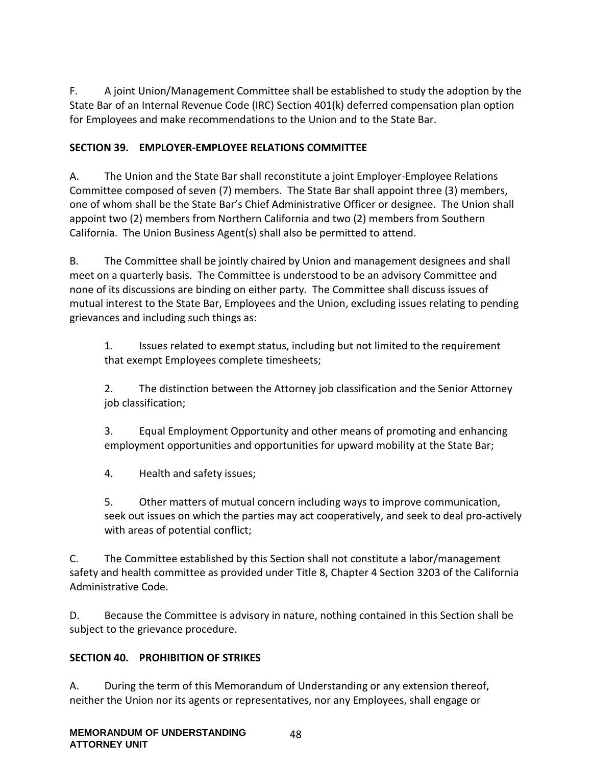F. A joint Union/Management Committee shall be established to study the adoption by the State Bar of an Internal Revenue Code (IRC) Section 401(k) deferred compensation plan option for Employees and make recommendations to the Union and to the State Bar.

## SECTION 39. EMPLOYER-EMPLOYEE RELATIONS COMMITTEE

A. The Union and the State Bar shall reconstitute a joint Employer-Employee Relations Committee composed of seven (7) members. The State Bar shall appoint three (3) members, one of whom shall be the State Bar's Chief Administrative Officer or designee. The Union shall appoint two (2) members from Northern California and two (2) members from Southern California. The Union Business Agent(s) shall also be permitted to attend.

B. The Committee shall be jointly chaired by Union and management designees and shall meet on a quarterly basis. The Committee is understood to be an advisory Committee and none of its discussions are binding on either party. The Committee shall discuss issues of mutual interest to the State Bar, Employees and the Union, excluding issues relating to pending grievances and including such things as:

1. Issues related to exempt status, including but not limited to the requirement that exempt Employees complete timesheets;

2. The distinction between the Attorney job classification and the Senior Attorney job classification;

3. Equal Employment Opportunity and other means of promoting and enhancing employment opportunities and opportunities for upward mobility at the State Bar;

4. Health and safety issues;

5. Other matters of mutual concern including ways to improve communication, seek out issues on which the parties may act cooperatively, and seek to deal pro-actively with areas of potential conflict;

C. The Committee established by this Section shall not constitute a labor/management safety and health committee as provided under Title 8, Chapter 4 Section 3203 of the California Administrative Code.

D. Because the Committee is advisory in nature, nothing contained in this Section shall be subject to the grievance procedure.

## SECTION 40. PROHIBITION OF STRIKES

A. During the term of this Memorandum of Understanding or any extension thereof, neither the Union nor its agents or representatives, nor any Employees, shall engage or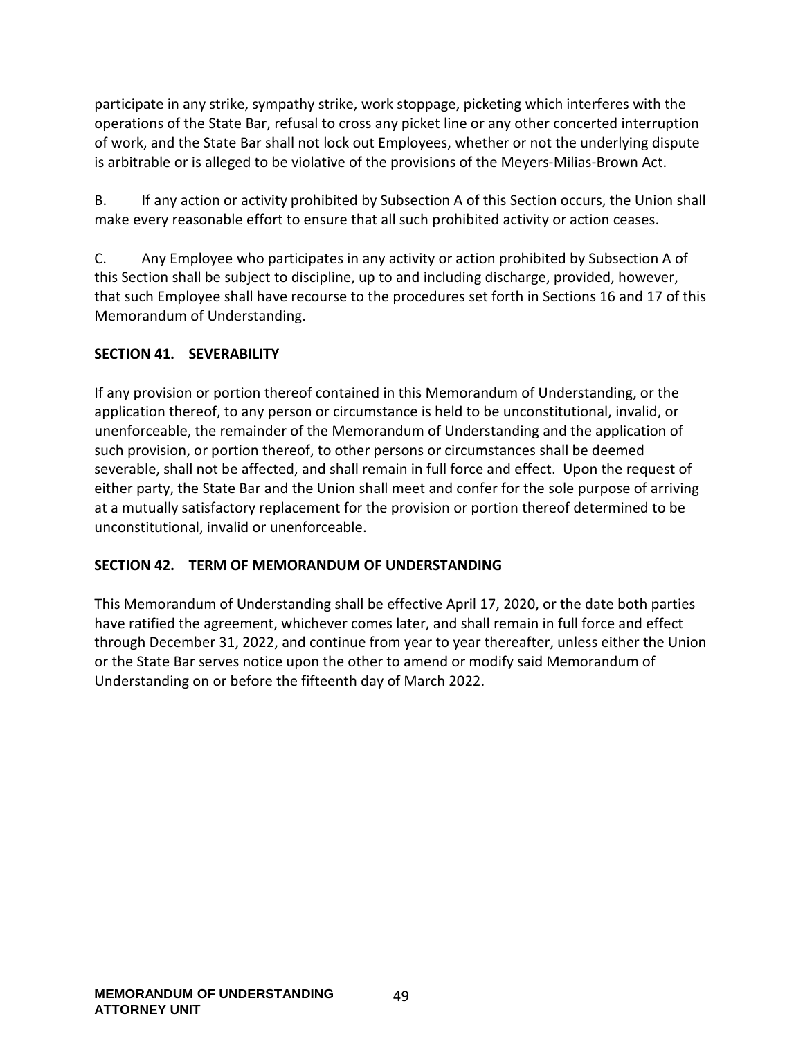participate in any strike, sympathy strike, work stoppage, picketing which interferes with the operations of the State Bar, refusal to cross any picket line or any other concerted interruption of work, and the State Bar shall not lock out Employees, whether or not the underlying dispute is arbitrable or is alleged to be violative of the provisions of the Meyers-Milias-Brown Act.

B. If any action or activity prohibited by Subsection A of this Section occurs, the Union shall make every reasonable effort to ensure that all such prohibited activity or action ceases.

C. Any Employee who participates in any activity or action prohibited by Subsection A of this Section shall be subject to discipline, up to and including discharge, provided, however, that such Employee shall have recourse to the procedures set forth in Sections 16 and 17 of this Memorandum of Understanding.

**SECTION 41. SEVERABILITY**

If any provision or portion thereof contained in this Memorandum of Understanding, or the application thereof, to any person or circumstance is held to be unconstitutional, invalid, or unenforceable, the remainder of the Memorandum of Understanding and the application of such provision, or portion thereof, to other persons or circumstances shall be deemed severable, shall not be affected, and shall remain in full force and effect. Upon the request of either party, the State Bar and the Union shall meet and confer for the sole purpose of arriving at a mutually satisfactory replacement for the provision or portion thereof determined to be unconstitutional, invalid or unenforceable.

**SECTION 42. TERM OF MEMORANDUM OF UNDERSTANDING**

This Memorandum of Understanding shall be effective April 17, 2020, or the date both parties have ratified the agreement, whichever comes later, and shall remain in full force and effect through December 31, 2022, and continue from year to year thereafter, unless either the Union or the State Bar serves notice upon the other to amend or modify said Memorandum of Understanding on or before the fifteenth day of March 2022.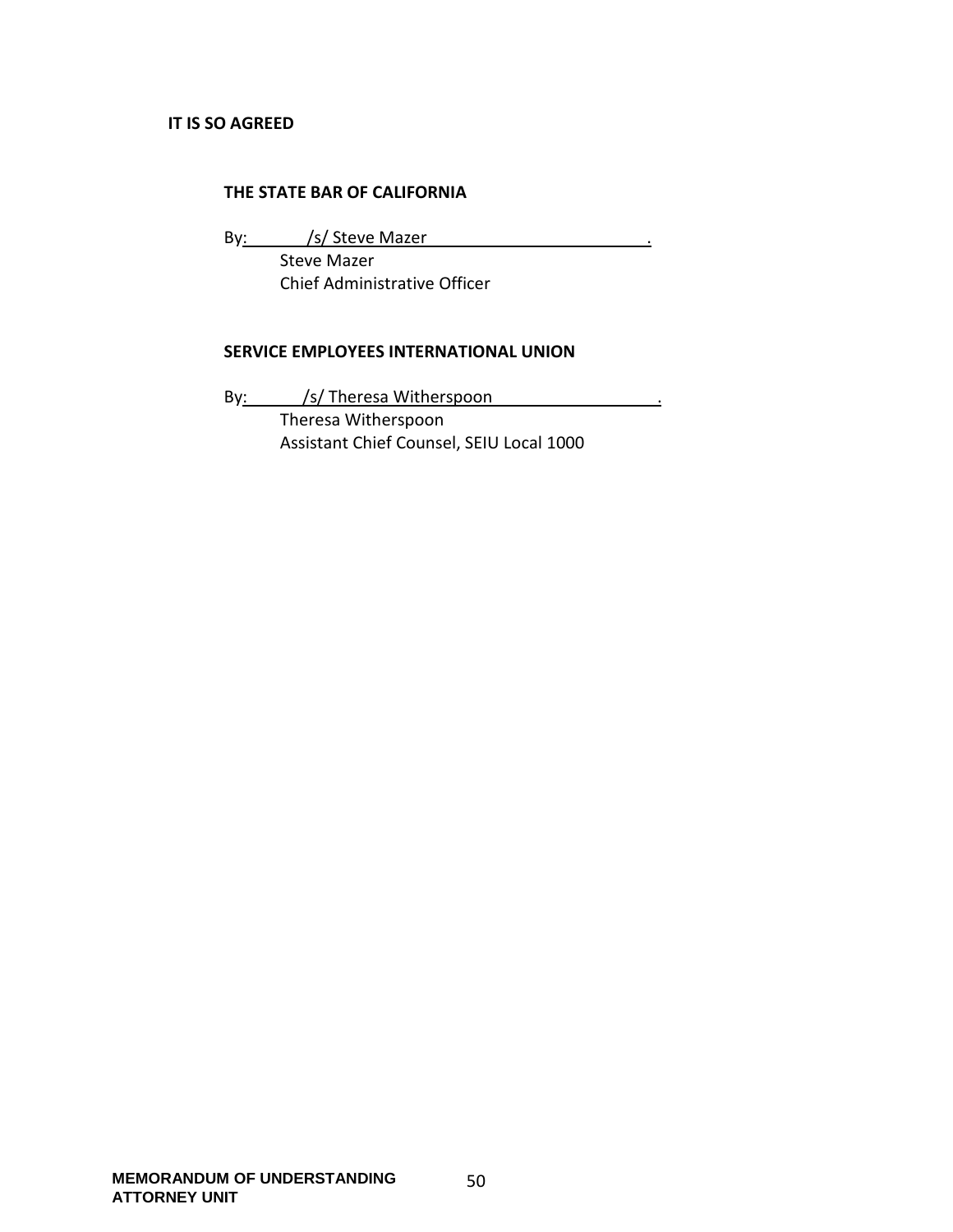**IT IS SO AGREED**

**THE STATE BAR OF CALIFORNIA**

By: /s/ Steve Mazer .

Steve Mazer
Chief Administrative Officer

**SERVICE EMPLOYEES INTERNATIONAL UNION**

By: /s/ Theresa Witherspoon .

Theresa Witherspoon
Assistant Chief Counsel, SEIU Local 1000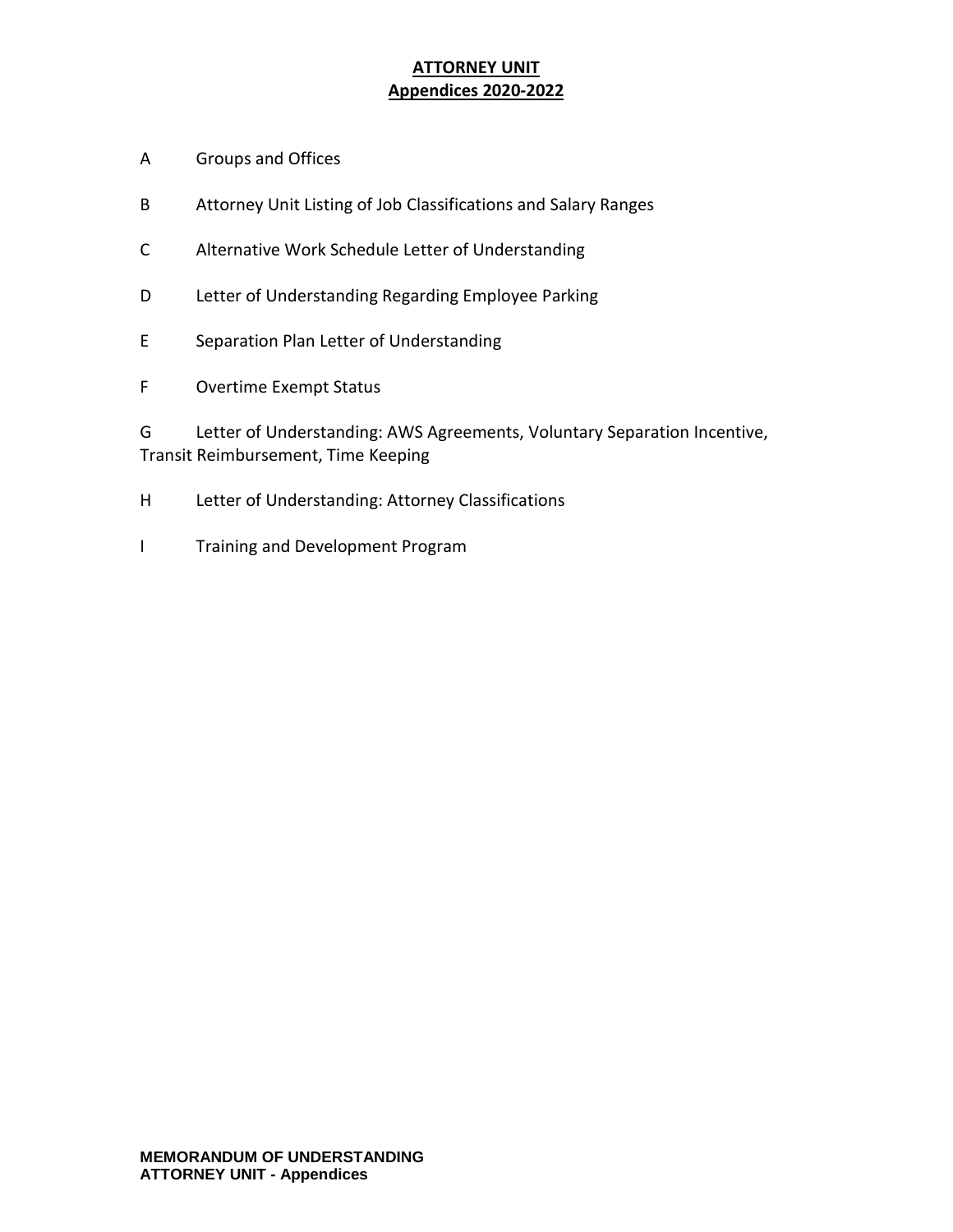**ATTORNEY UNIT**
**Appendices 2020-2022**

A Groups and Offices

B Attorney Unit Listing of Job Classifications and Salary Ranges

C Alternative Work Schedule Letter of Understanding

D Letter of Understanding Regarding Employee Parking

E Separation Plan Letter of Understanding

F Overtime Exempt Status

G Letter of Understanding: AWS Agreements, Voluntary Separation Incentive, Transit Reimbursement, Time Keeping

H Letter of Understanding: Attorney Classifications

I Training and Development Program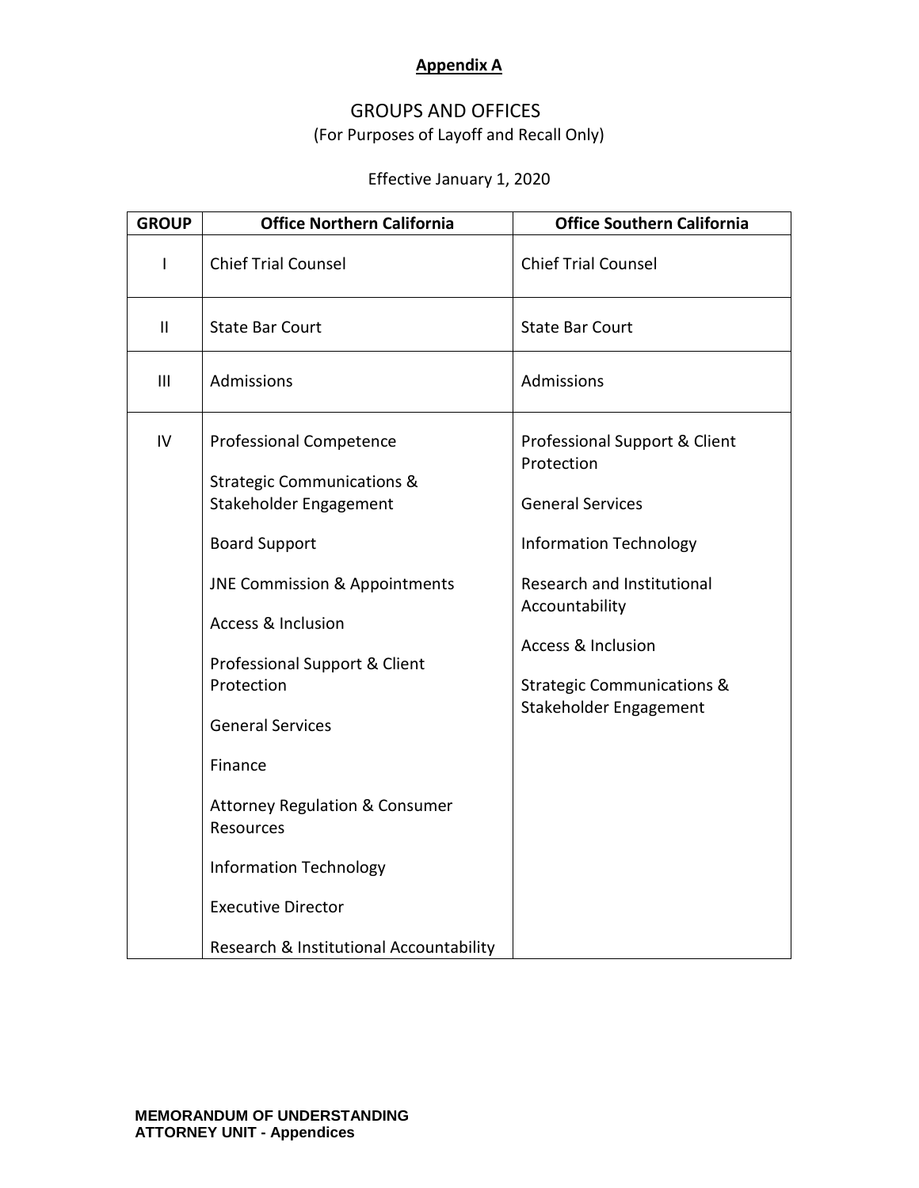**Appendix A**

# GROUPS AND OFFICES

(For Purposes of Layoff and Recall Only)

Effective January 1, 2020

| GROUP | Office Northern California | Office Southern California |
|---|---|---|
| I | Chief Trial Counsel | Chief Trial Counsel |
| II | State Bar Court | State Bar Court |
| III | Admissions | Admissions |
| IV | Professional Competence<br><br>Strategic Communications & Stakeholder Engagement<br><br>Board Support<br><br>JNE Commission & Appointments<br><br>Access & Inclusion<br><br>Professional Support & Client Protection<br><br>General Services<br><br>Finance<br><br>Attorney Regulation & Consumer Resources<br><br>Information Technology<br><br>Executive Director<br><br>Research & Institutional Accountability | Professional Support & Client Protection<br><br>General Services<br><br>Information Technology<br><br>Research and Institutional Accountability<br><br>Access & Inclusion<br><br>Strategic Communications & Stakeholder Engagement |

**MEMORANDUM OF UNDERSTANDING**
**ATTORNEY UNIT - Appendices**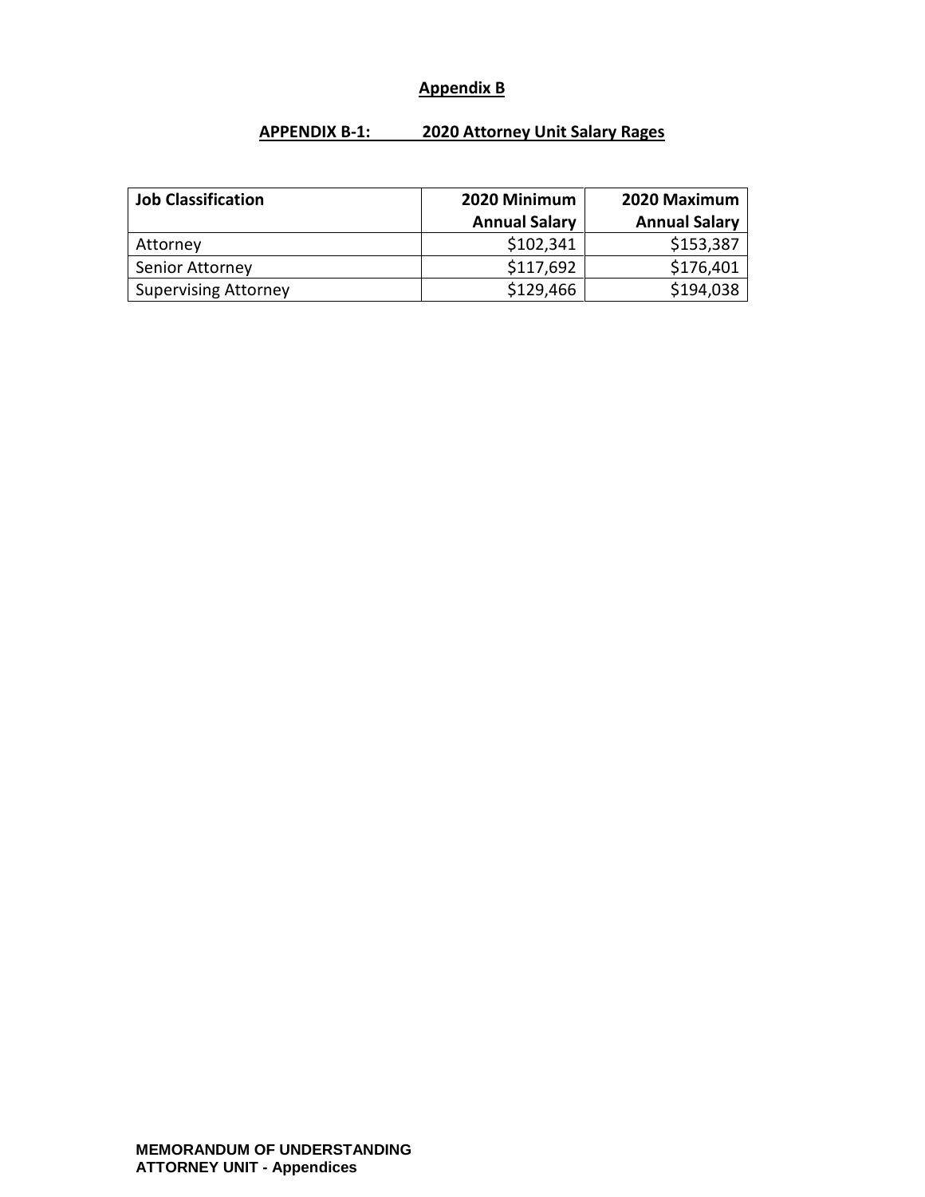## Appendix B

### APPENDIX B-1: 2020 Attorney Unit Salary Rages

| Job Classification | 2020 Minimum Annual Salary | 2020 Maximum Annual Salary |
|---|---|---|
| Attorney | $102,341 | $153,387 |
| Senior Attorney | $117,692 | $176,401 |
| Supervising Attorney | $129,466 | $194,038 |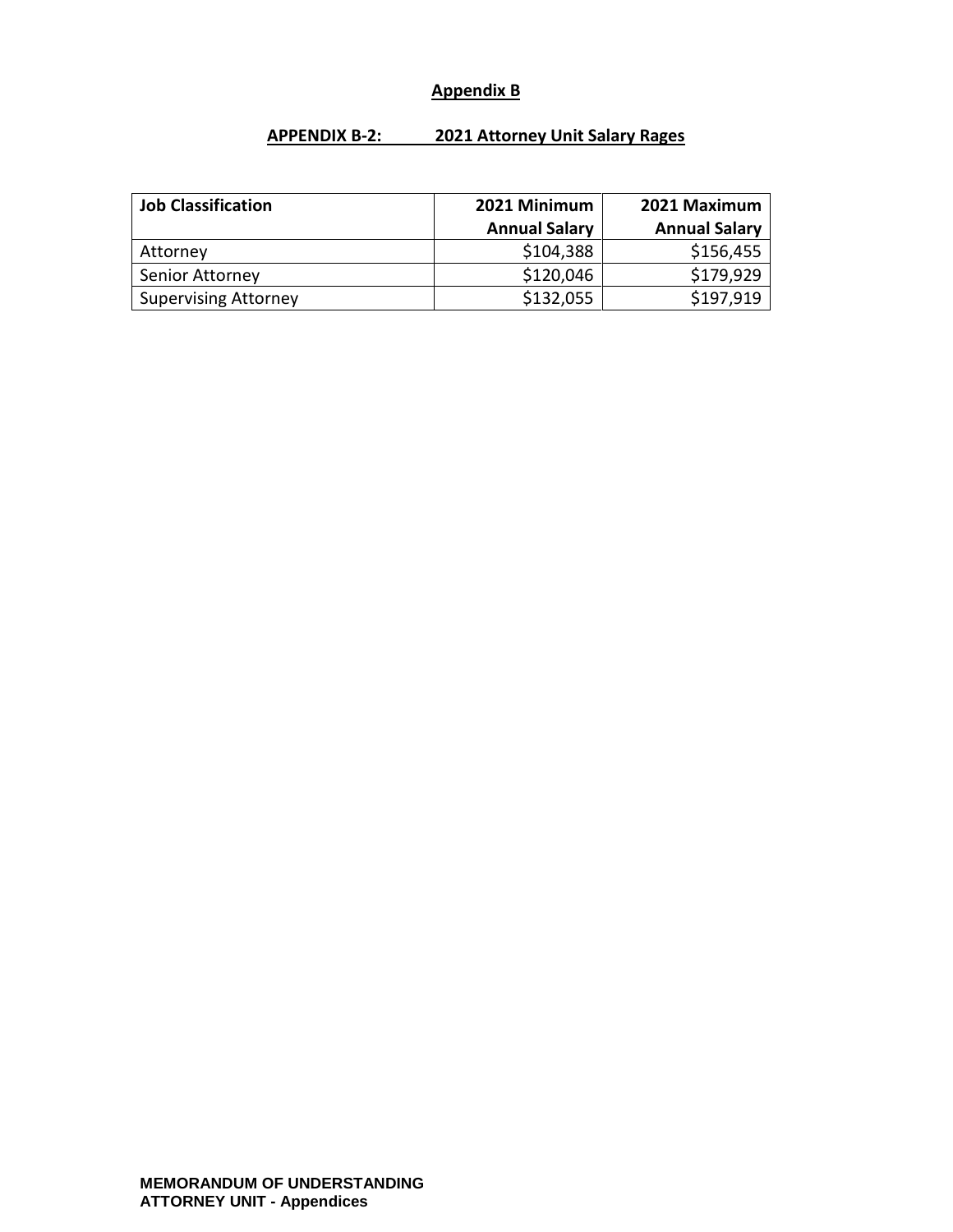## Appendix B

### APPENDIX B-2: 2021 Attorney Unit Salary Rages

| Job Classification | 2021 Minimum Annual Salary | 2021 Maximum Annual Salary |
|---|---|---|
| Attorney | $104,388 | $156,455 |
| Senior Attorney | $120,046 | $179,929 |
| Supervising Attorney | $132,055 | $197,919 |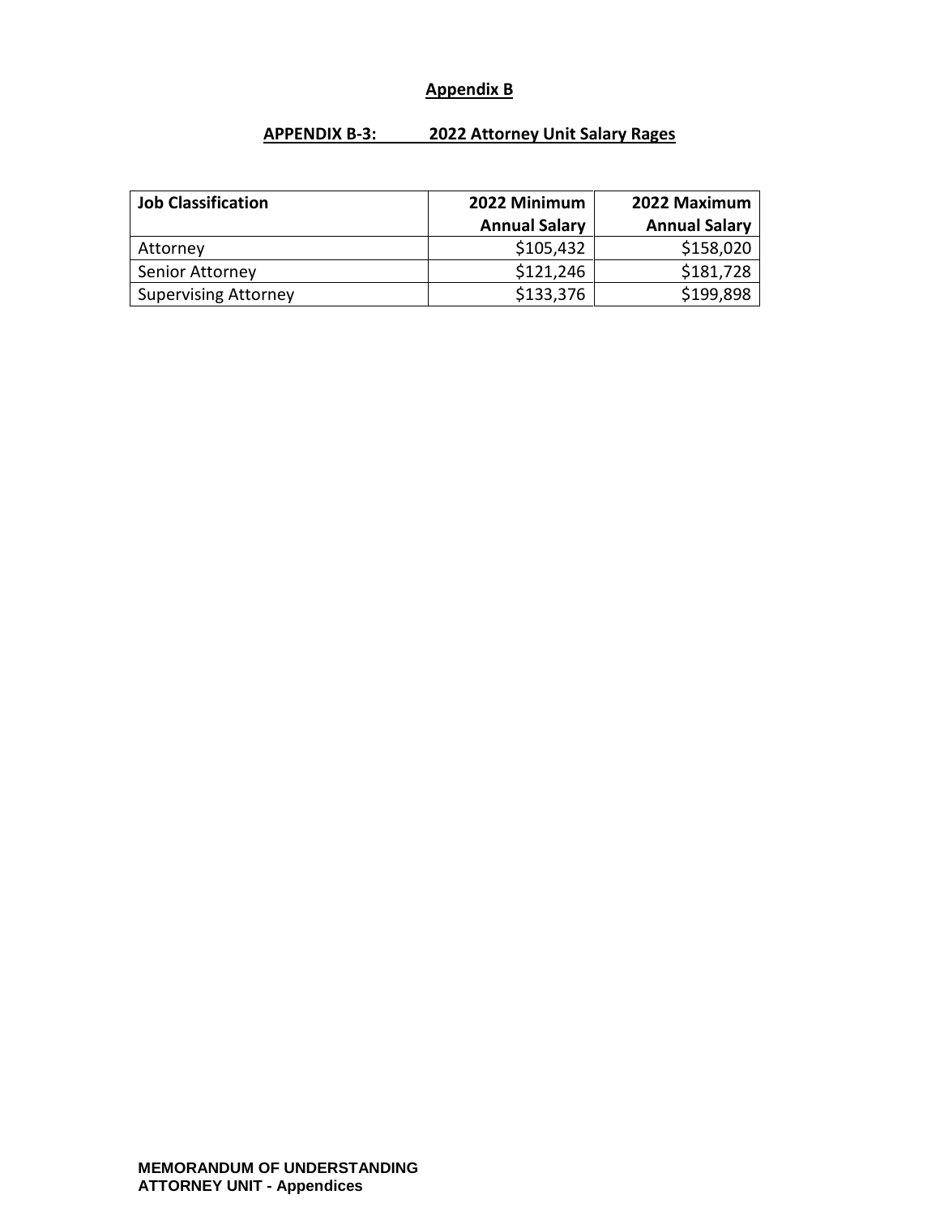## Appendix B

### APPENDIX B-3: 2022 Attorney Unit Salary Rages

| Job Classification | 2022 Minimum Annual Salary | 2022 Maximum Annual Salary |
|---|---|---|
| Attorney | $105,432 | $158,020 |
| Senior Attorney | $121,246 | $181,728 |
| Supervising Attorney | $133,376 | $199,898 |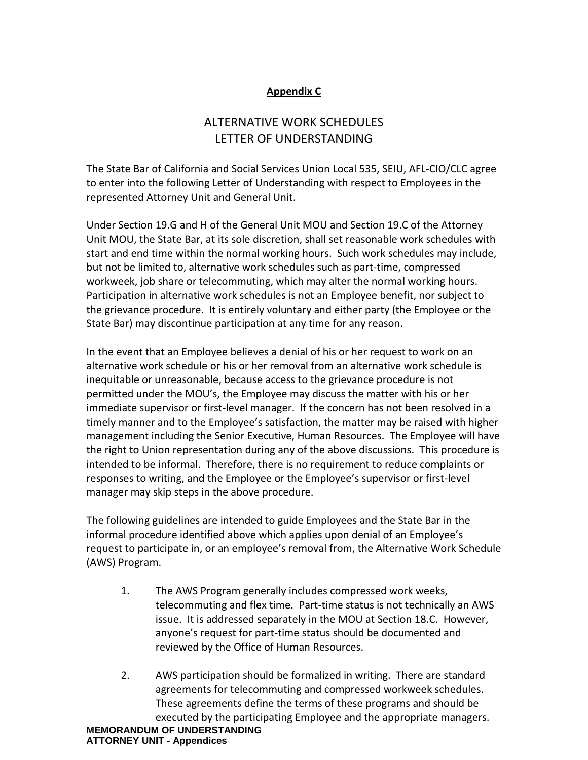**Appendix C**

# ALTERNATIVE WORK SCHEDULES LETTER OF UNDERSTANDING

The State Bar of California and Social Services Union Local 535, SEIU, AFL-CIO/CLC agree to enter into the following Letter of Understanding with respect to Employees in the represented Attorney Unit and General Unit.

Under Section 19.G and H of the General Unit MOU and Section 19.C of the Attorney Unit MOU, the State Bar, at its sole discretion, shall set reasonable work schedules with start and end time within the normal working hours. Such work schedules may include, but not be limited to, alternative work schedules such as part-time, compressed workweek, job share or telecommuting, which may alter the normal working hours. Participation in alternative work schedules is not an Employee benefit, nor subject to the grievance procedure. It is entirely voluntary and either party (the Employee or the State Bar) may discontinue participation at any time for any reason.

In the event that an Employee believes a denial of his or her request to work on an alternative work schedule or his or her removal from an alternative work schedule is inequitable or unreasonable, because access to the grievance procedure is not permitted under the MOU's, the Employee may discuss the matter with his or her immediate supervisor or first-level manager. If the concern has not been resolved in a timely manner and to the Employee's satisfaction, the matter may be raised with higher management including the Senior Executive, Human Resources. The Employee will have the right to Union representation during any of the above discussions. This procedure is intended to be informal. Therefore, there is no requirement to reduce complaints or responses to writing, and the Employee or the Employee's supervisor or first-level manager may skip steps in the above procedure.

The following guidelines are intended to guide Employees and the State Bar in the informal procedure identified above which applies upon denial of an Employee's request to participate in, or an employee's removal from, the Alternative Work Schedule (AWS) Program.

1. The AWS Program generally includes compressed work weeks, telecommuting and flex time. Part-time status is not technically an AWS issue. It is addressed separately in the MOU at Section 18.C. However, anyone's request for part-time status should be documented and reviewed by the Office of Human Resources.

2. AWS participation should be formalized in writing. There are standard agreements for telecommuting and compressed workweek schedules. These agreements define the terms of these programs and should be executed by the participating Employee and the appropriate managers.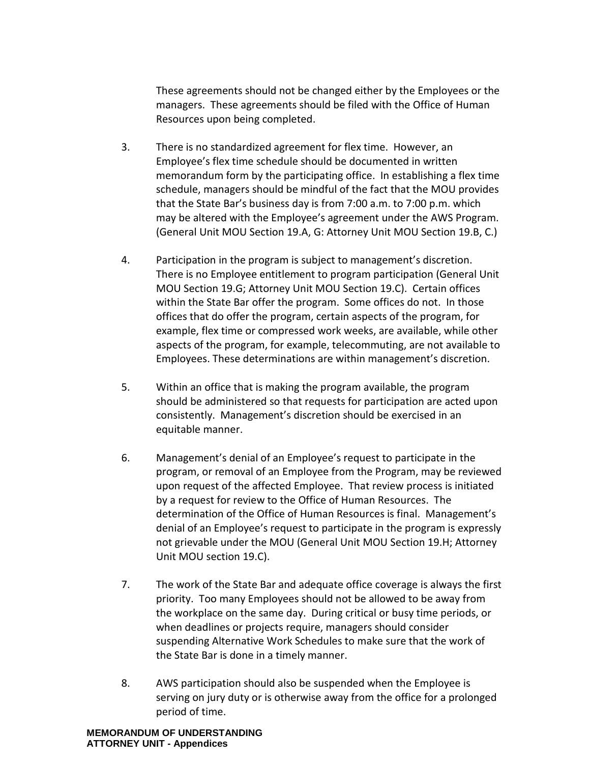These agreements should not be changed either by the Employees or the managers. These agreements should be filed with the Office of Human Resources upon being completed.

3. There is no standardized agreement for flex time. However, an Employee's flex time schedule should be documented in written memorandum form by the participating office. In establishing a flex time schedule, managers should be mindful of the fact that the MOU provides that the State Bar's business day is from 7:00 a.m. to 7:00 p.m. which may be altered with the Employee's agreement under the AWS Program. (General Unit MOU Section 19.A, G: Attorney Unit MOU Section 19.B, C.)

4. Participation in the program is subject to management's discretion. There is no Employee entitlement to program participation (General Unit MOU Section 19.G; Attorney Unit MOU Section 19.C). Certain offices within the State Bar offer the program. Some offices do not. In those offices that do offer the program, certain aspects of the program, for example, flex time or compressed work weeks, are available, while other aspects of the program, for example, telecommuting, are not available to Employees. These determinations are within management's discretion.

5. Within an office that is making the program available, the program should be administered so that requests for participation are acted upon consistently. Management's discretion should be exercised in an equitable manner.

6. Management's denial of an Employee's request to participate in the program, or removal of an Employee from the Program, may be reviewed upon request of the affected Employee. That review process is initiated by a request for review to the Office of Human Resources. The determination of the Office of Human Resources is final. Management's denial of an Employee's request to participate in the program is expressly not grievable under the MOU (General Unit MOU Section 19.H; Attorney Unit MOU section 19.C).

7. The work of the State Bar and adequate office coverage is always the first priority. Too many Employees should not be allowed to be away from the workplace on the same day. During critical or busy time periods, or when deadlines or projects require, managers should consider suspending Alternative Work Schedules to make sure that the work of the State Bar is done in a timely manner.

8. AWS participation should also be suspended when the Employee is serving on jury duty or is otherwise away from the office for a prolonged period of time.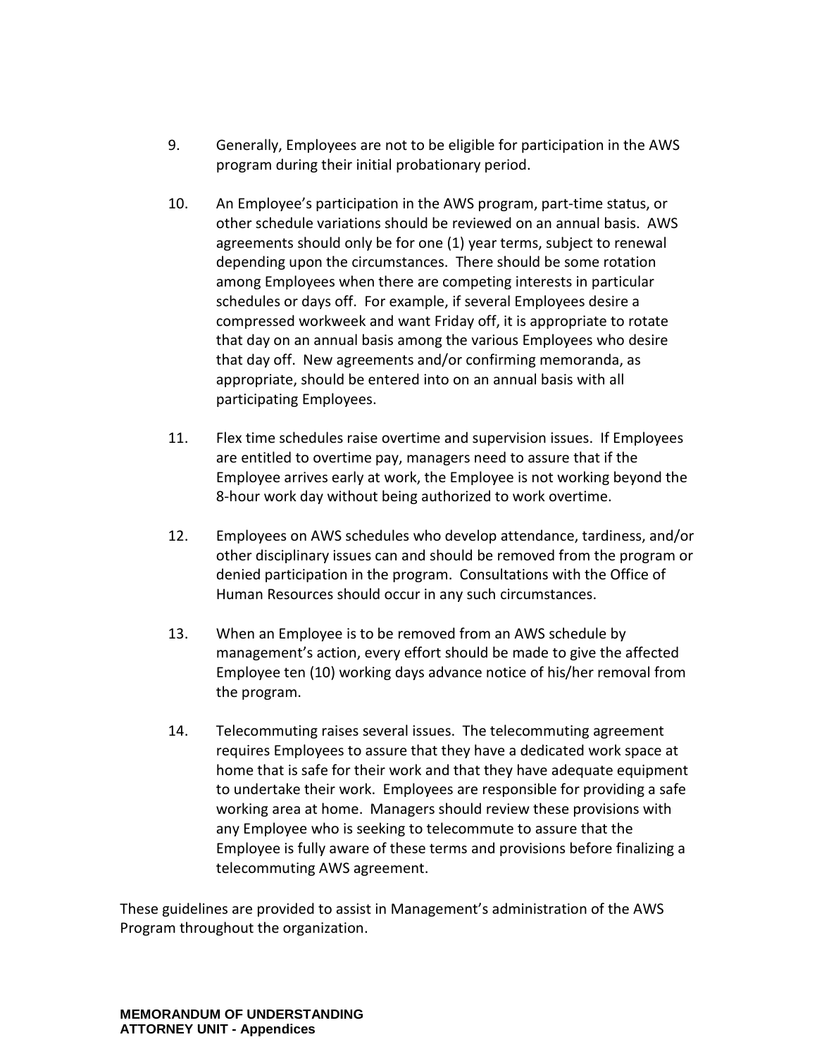9. Generally, Employees are not to be eligible for participation in the AWS program during their initial probationary period.

10. An Employee's participation in the AWS program, part-time status, or other schedule variations should be reviewed on an annual basis. AWS agreements should only be for one (1) year terms, subject to renewal depending upon the circumstances. There should be some rotation among Employees when there are competing interests in particular schedules or days off. For example, if several Employees desire a compressed workweek and want Friday off, it is appropriate to rotate that day on an annual basis among the various Employees who desire that day off. New agreements and/or confirming memoranda, as appropriate, should be entered into on an annual basis with all participating Employees.

11. Flex time schedules raise overtime and supervision issues. If Employees are entitled to overtime pay, managers need to assure that if the Employee arrives early at work, the Employee is not working beyond the 8-hour work day without being authorized to work overtime.

12. Employees on AWS schedules who develop attendance, tardiness, and/or other disciplinary issues can and should be removed from the program or denied participation in the program. Consultations with the Office of Human Resources should occur in any such circumstances.

13. When an Employee is to be removed from an AWS schedule by management's action, every effort should be made to give the affected Employee ten (10) working days advance notice of his/her removal from the program.

14. Telecommuting raises several issues. The telecommuting agreement requires Employees to assure that they have a dedicated work space at home that is safe for their work and that they have adequate equipment to undertake their work. Employees are responsible for providing a safe working area at home. Managers should review these provisions with any Employee who is seeking to telecommute to assure that the Employee is fully aware of these terms and provisions before finalizing a telecommuting AWS agreement.

These guidelines are provided to assist in Management's administration of the AWS Program throughout the organization.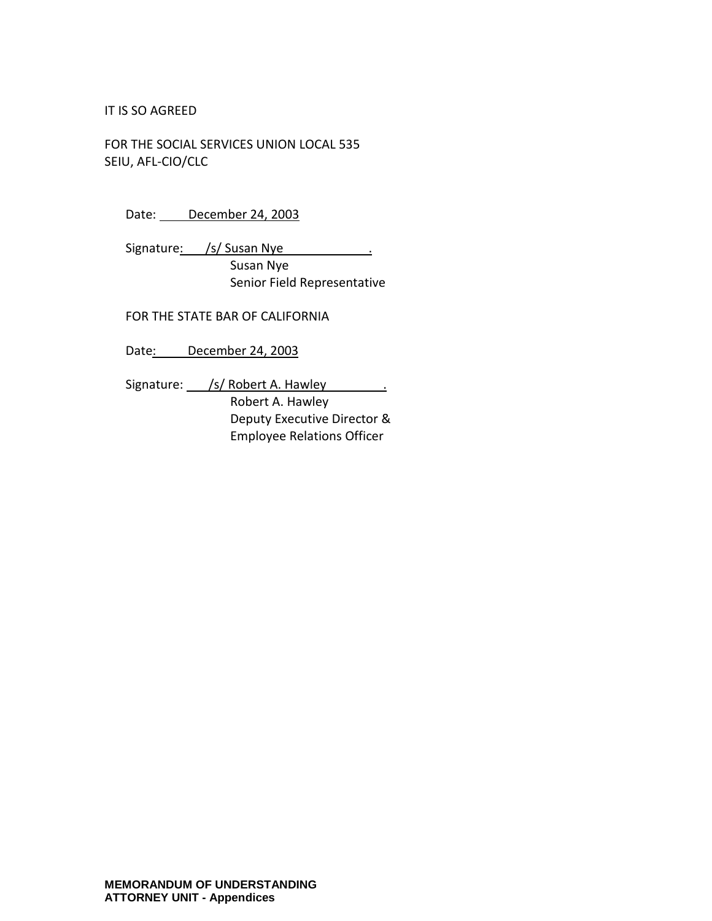IT IS SO AGREED

FOR THE SOCIAL SERVICES UNION LOCAL 535
SEIU, AFL-CIO/CLC

Date: December 24, 2003

Signature: /s/ Susan Nye .
Susan Nye
Senior Field Representative

FOR THE STATE BAR OF CALIFORNIA

Date: December 24, 2003

Signature: /s/ Robert A. Hawley .
Robert A. Hawley
Deputy Executive Director &
Employee Relations Officer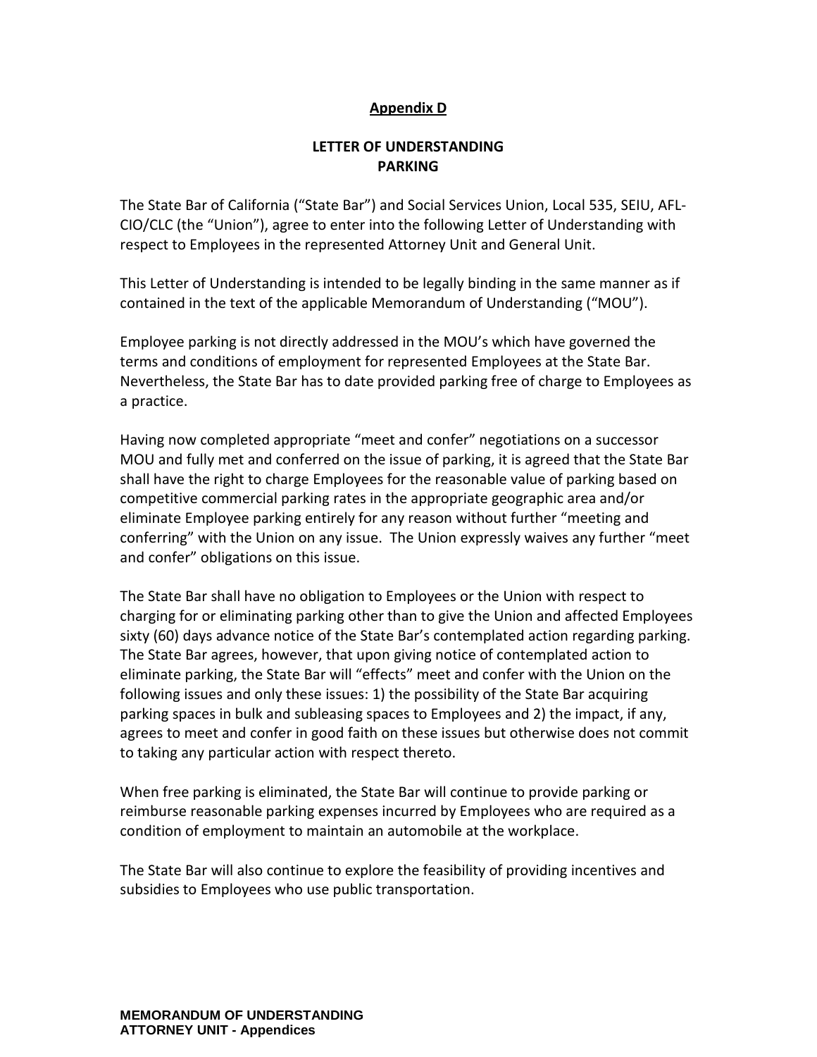**Appendix D**

**LETTER OF UNDERSTANDING**
**PARKING**

The State Bar of California ("State Bar") and Social Services Union, Local 535, SEIU, AFL-CIO/CLC (the "Union"), agree to enter into the following Letter of Understanding with respect to Employees in the represented Attorney Unit and General Unit.

This Letter of Understanding is intended to be legally binding in the same manner as if contained in the text of the applicable Memorandum of Understanding ("MOU").

Employee parking is not directly addressed in the MOU's which have governed the terms and conditions of employment for represented Employees at the State Bar. Nevertheless, the State Bar has to date provided parking free of charge to Employees as a practice.

Having now completed appropriate "meet and confer" negotiations on a successor MOU and fully met and conferred on the issue of parking, it is agreed that the State Bar shall have the right to charge Employees for the reasonable value of parking based on competitive commercial parking rates in the appropriate geographic area and/or eliminate Employee parking entirely for any reason without further "meeting and conferring" with the Union on any issue. The Union expressly waives any further "meet and confer" obligations on this issue.

The State Bar shall have no obligation to Employees or the Union with respect to charging for or eliminating parking other than to give the Union and affected Employees sixty (60) days advance notice of the State Bar's contemplated action regarding parking. The State Bar agrees, however, that upon giving notice of contemplated action to eliminate parking, the State Bar will "effects" meet and confer with the Union on the following issues and only these issues: 1) the possibility of the State Bar acquiring parking spaces in bulk and subleasing spaces to Employees and 2) the impact, if any, agrees to meet and confer in good faith on these issues but otherwise does not commit to taking any particular action with respect thereto.

When free parking is eliminated, the State Bar will continue to provide parking or reimburse reasonable parking expenses incurred by Employees who are required as a condition of employment to maintain an automobile at the workplace.

The State Bar will also continue to explore the feasibility of providing incentives and subsidies to Employees who use public transportation.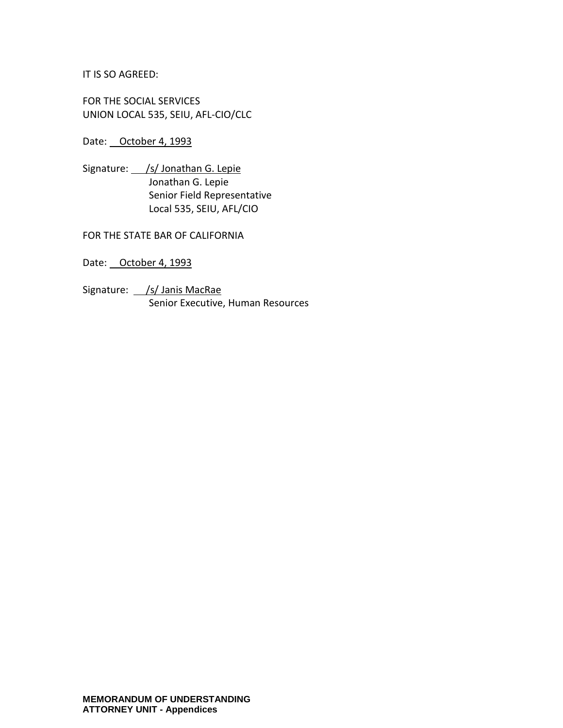IT IS SO AGREED:

FOR THE SOCIAL SERVICES
UNION LOCAL 535, SEIU, AFL-CIO/CLC

Date: October 4, 1993

Signature: /s/ Jonathan G. Lepie
Jonathan G. Lepie
Senior Field Representative
Local 535, SEIU, AFL/CIO

FOR THE STATE BAR OF CALIFORNIA

Date: October 4, 1993

Signature: /s/ Janis MacRae
Senior Executive, Human Resources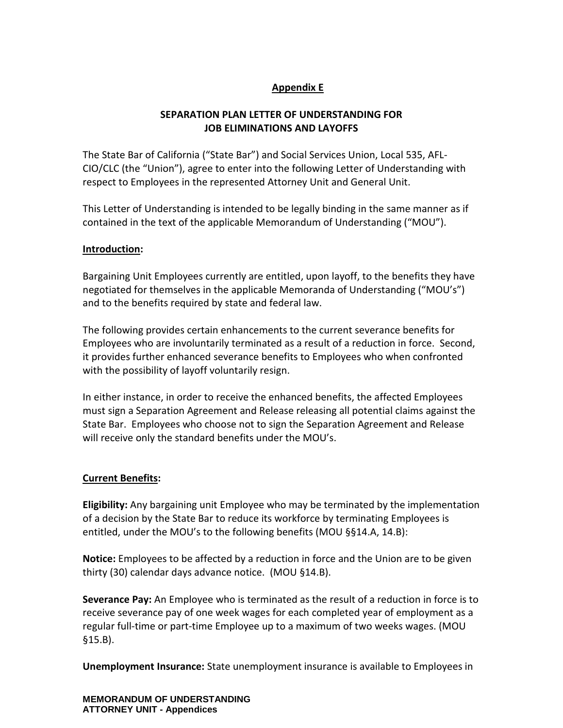## Appendix E

### SEPARATION PLAN LETTER OF UNDERSTANDING FOR JOB ELIMINATIONS AND LAYOFFS

The State Bar of California ("State Bar") and Social Services Union, Local 535, AFL-CIO/CLC (the "Union"), agree to enter into the following Letter of Understanding with respect to Employees in the represented Attorney Unit and General Unit.

This Letter of Understanding is intended to be legally binding in the same manner as if contained in the text of the applicable Memorandum of Understanding ("MOU").

**Introduction:**

Bargaining Unit Employees currently are entitled, upon layoff, to the benefits they have negotiated for themselves in the applicable Memoranda of Understanding ("MOU's") and to the benefits required by state and federal law.

The following provides certain enhancements to the current severance benefits for Employees who are involuntarily terminated as a result of a reduction in force. Second, it provides further enhanced severance benefits to Employees who when confronted with the possibility of layoff voluntarily resign.

In either instance, in order to receive the enhanced benefits, the affected Employees must sign a Separation Agreement and Release releasing all potential claims against the State Bar. Employees who choose not to sign the Separation Agreement and Release will receive only the standard benefits under the MOU's.

**Current Benefits:**

**Eligibility:** Any bargaining unit Employee who may be terminated by the implementation of a decision by the State Bar to reduce its workforce by terminating Employees is entitled, under the MOU's to the following benefits (MOU §§14.A, 14.B):

**Notice:** Employees to be affected by a reduction in force and the Union are to be given thirty (30) calendar days advance notice. (MOU §14.B).

**Severance Pay:** An Employee who is terminated as the result of a reduction in force is to receive severance pay of one week wages for each completed year of employment as a regular full-time or part-time Employee up to a maximum of two weeks wages. (MOU §15.B).

**Unemployment Insurance:** State unemployment insurance is available to Employees in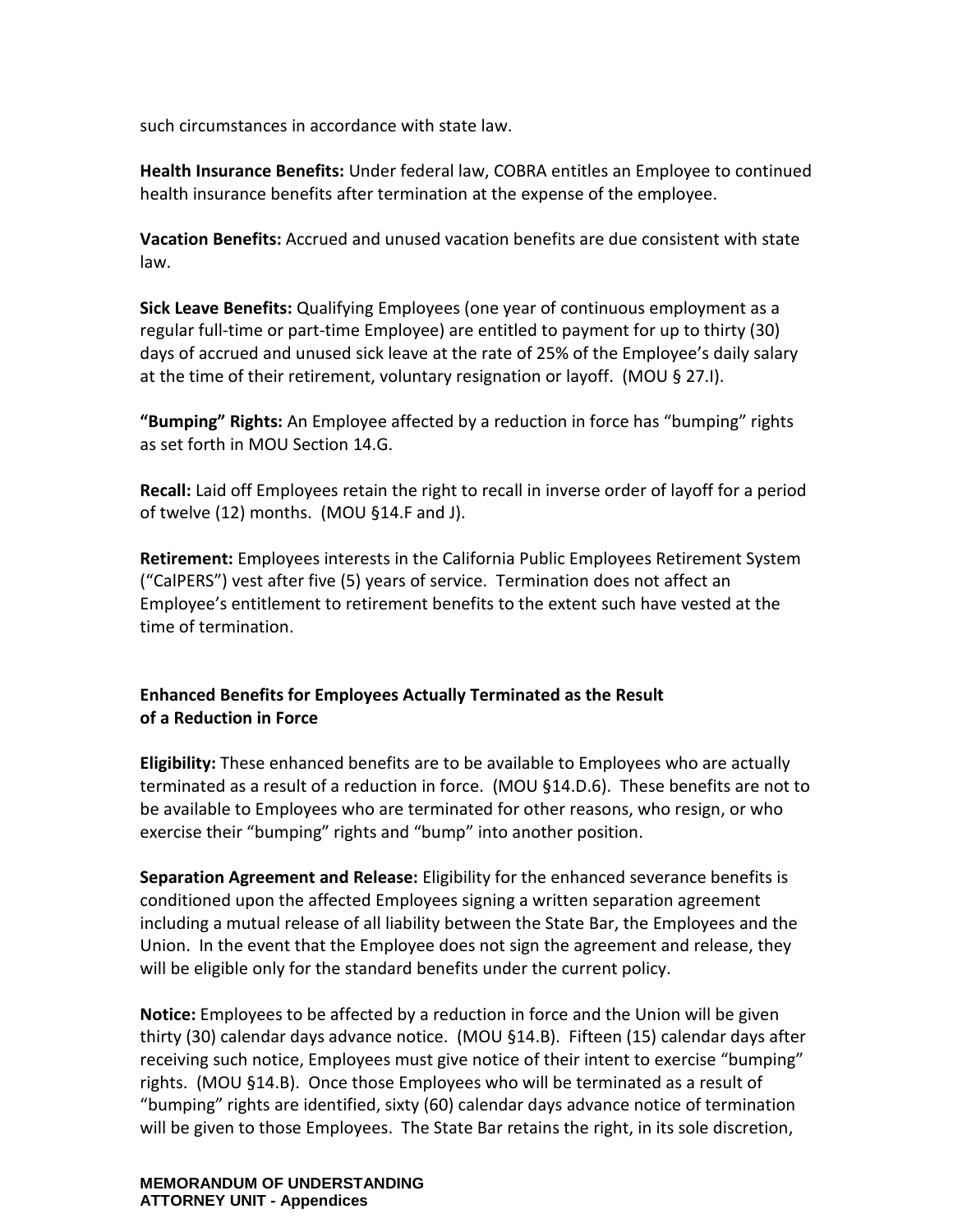such circumstances in accordance with state law.

**Health Insurance Benefits:** Under federal law, COBRA entitles an Employee to continued health insurance benefits after termination at the expense of the employee.

**Vacation Benefits:** Accrued and unused vacation benefits are due consistent with state law.

**Sick Leave Benefits:** Qualifying Employees (one year of continuous employment as a regular full-time or part-time Employee) are entitled to payment for up to thirty (30) days of accrued and unused sick leave at the rate of 25% of the Employee's daily salary at the time of their retirement, voluntary resignation or layoff. (MOU § 27.I).

**"Bumping" Rights:** An Employee affected by a reduction in force has "bumping" rights as set forth in MOU Section 14.G.

**Recall:** Laid off Employees retain the right to recall in inverse order of layoff for a period of twelve (12) months. (MOU §14.F and J).

**Retirement:** Employees interests in the California Public Employees Retirement System ("CalPERS") vest after five (5) years of service. Termination does not affect an Employee's entitlement to retirement benefits to the extent such have vested at the time of termination.

**Enhanced Benefits for Employees Actually Terminated as the Result of a Reduction in Force**

**Eligibility:** These enhanced benefits are to be available to Employees who are actually terminated as a result of a reduction in force. (MOU §14.D.6). These benefits are not to be available to Employees who are terminated for other reasons, who resign, or who exercise their "bumping" rights and "bump" into another position.

**Separation Agreement and Release:** Eligibility for the enhanced severance benefits is conditioned upon the affected Employees signing a written separation agreement including a mutual release of all liability between the State Bar, the Employees and the Union. In the event that the Employee does not sign the agreement and release, they will be eligible only for the standard benefits under the current policy.

**Notice:** Employees to be affected by a reduction in force and the Union will be given thirty (30) calendar days advance notice. (MOU §14.B). Fifteen (15) calendar days after receiving such notice, Employees must give notice of their intent to exercise "bumping" rights. (MOU §14.B). Once those Employees who will be terminated as a result of "bumping" rights are identified, sixty (60) calendar days advance notice of termination will be given to those Employees. The State Bar retains the right, in its sole discretion,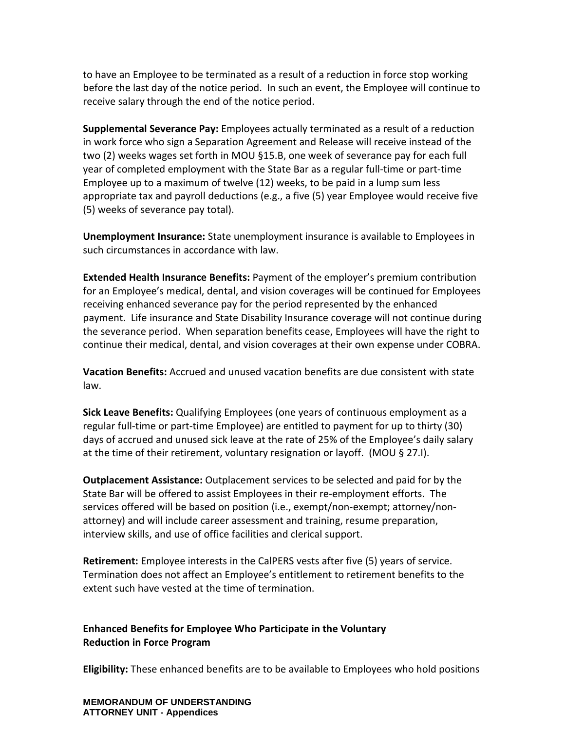to have an Employee to be terminated as a result of a reduction in force stop working before the last day of the notice period. In such an event, the Employee will continue to receive salary through the end of the notice period.

**Supplemental Severance Pay:** Employees actually terminated as a result of a reduction in work force who sign a Separation Agreement and Release will receive instead of the two (2) weeks wages set forth in MOU §15.B, one week of severance pay for each full year of completed employment with the State Bar as a regular full-time or part-time Employee up to a maximum of twelve (12) weeks, to be paid in a lump sum less appropriate tax and payroll deductions (e.g., a five (5) year Employee would receive five (5) weeks of severance pay total).

**Unemployment Insurance:** State unemployment insurance is available to Employees in such circumstances in accordance with law.

**Extended Health Insurance Benefits:** Payment of the employer's premium contribution for an Employee's medical, dental, and vision coverages will be continued for Employees receiving enhanced severance pay for the period represented by the enhanced payment. Life insurance and State Disability Insurance coverage will not continue during the severance period. When separation benefits cease, Employees will have the right to continue their medical, dental, and vision coverages at their own expense under COBRA.

**Vacation Benefits:** Accrued and unused vacation benefits are due consistent with state law.

**Sick Leave Benefits:** Qualifying Employees (one years of continuous employment as a regular full-time or part-time Employee) are entitled to payment for up to thirty (30) days of accrued and unused sick leave at the rate of 25% of the Employee's daily salary at the time of their retirement, voluntary resignation or layoff. (MOU § 27.I).

**Outplacement Assistance:** Outplacement services to be selected and paid for by the State Bar will be offered to assist Employees in their re-employment efforts. The services offered will be based on position (i.e., exempt/non-exempt; attorney/non-attorney) and will include career assessment and training, resume preparation, interview skills, and use of office facilities and clerical support.

**Retirement:** Employee interests in the CalPERS vests after five (5) years of service. Termination does not affect an Employee's entitlement to retirement benefits to the extent such have vested at the time of termination.

**Enhanced Benefits for Employee Who Participate in the Voluntary Reduction in Force Program**

**Eligibility:** These enhanced benefits are to be available to Employees who hold positions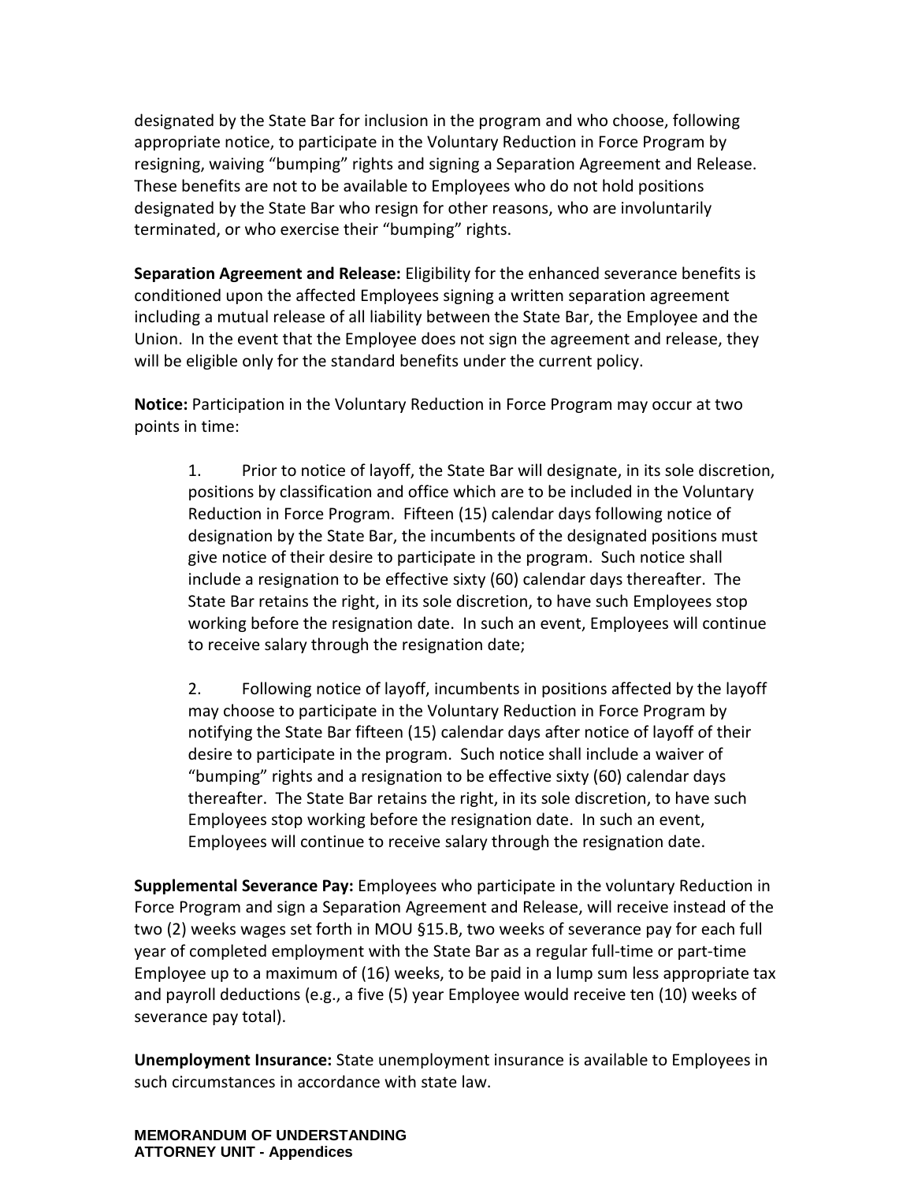designated by the State Bar for inclusion in the program and who choose, following appropriate notice, to participate in the Voluntary Reduction in Force Program by resigning, waiving "bumping" rights and signing a Separation Agreement and Release. These benefits are not to be available to Employees who do not hold positions designated by the State Bar who resign for other reasons, who are involuntarily terminated, or who exercise their "bumping" rights.

**Separation Agreement and Release:** Eligibility for the enhanced severance benefits is conditioned upon the affected Employees signing a written separation agreement including a mutual release of all liability between the State Bar, the Employee and the Union. In the event that the Employee does not sign the agreement and release, they will be eligible only for the standard benefits under the current policy.

**Notice:** Participation in the Voluntary Reduction in Force Program may occur at two points in time:

1. Prior to notice of layoff, the State Bar will designate, in its sole discretion, positions by classification and office which are to be included in the Voluntary Reduction in Force Program. Fifteen (15) calendar days following notice of designation by the State Bar, the incumbents of the designated positions must give notice of their desire to participate in the program. Such notice shall include a resignation to be effective sixty (60) calendar days thereafter. The State Bar retains the right, in its sole discretion, to have such Employees stop working before the resignation date. In such an event, Employees will continue to receive salary through the resignation date;

2. Following notice of layoff, incumbents in positions affected by the layoff may choose to participate in the Voluntary Reduction in Force Program by notifying the State Bar fifteen (15) calendar days after notice of layoff of their desire to participate in the program. Such notice shall include a waiver of "bumping" rights and a resignation to be effective sixty (60) calendar days thereafter. The State Bar retains the right, in its sole discretion, to have such Employees stop working before the resignation date. In such an event, Employees will continue to receive salary through the resignation date.

**Supplemental Severance Pay:** Employees who participate in the voluntary Reduction in Force Program and sign a Separation Agreement and Release, will receive instead of the two (2) weeks wages set forth in MOU §15.B, two weeks of severance pay for each full year of completed employment with the State Bar as a regular full-time or part-time Employee up to a maximum of (16) weeks, to be paid in a lump sum less appropriate tax and payroll deductions (e.g., a five (5) year Employee would receive ten (10) weeks of severance pay total).

**Unemployment Insurance:** State unemployment insurance is available to Employees in such circumstances in accordance with state law.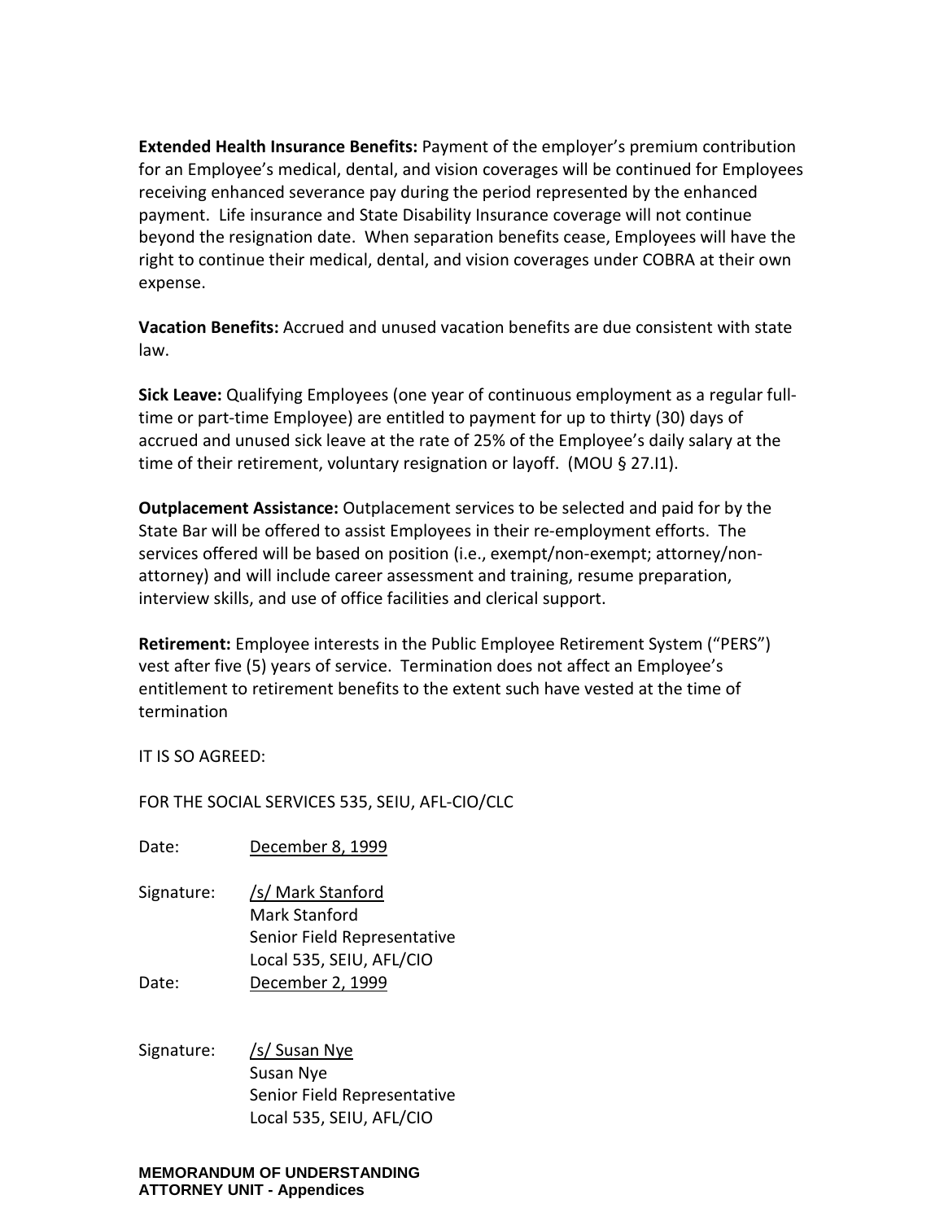**Extended Health Insurance Benefits:** Payment of the employer's premium contribution for an Employee's medical, dental, and vision coverages will be continued for Employees receiving enhanced severance pay during the period represented by the enhanced payment. Life insurance and State Disability Insurance coverage will not continue beyond the resignation date. When separation benefits cease, Employees will have the right to continue their medical, dental, and vision coverages under COBRA at their own expense.

**Vacation Benefits:** Accrued and unused vacation benefits are due consistent with state law.

**Sick Leave:** Qualifying Employees (one year of continuous employment as a regular full-time or part-time Employee) are entitled to payment for up to thirty (30) days of accrued and unused sick leave at the rate of 25% of the Employee's daily salary at the time of their retirement, voluntary resignation or layoff. (MOU § 27.I1).

**Outplacement Assistance:** Outplacement services to be selected and paid for by the State Bar will be offered to assist Employees in their re-employment efforts. The services offered will be based on position (i.e., exempt/non-exempt; attorney/non-attorney) and will include career assessment and training, resume preparation, interview skills, and use of office facilities and clerical support.

**Retirement:** Employee interests in the Public Employee Retirement System ("PERS") vest after five (5) years of service. Termination does not affect an Employee's entitlement to retirement benefits to the extent such have vested at the time of termination

IT IS SO AGREED:

FOR THE SOCIAL SERVICES 535, SEIU, AFL-CIO/CLC

Date: December 8, 1999

Signature: /s/ Mark Stanford
Mark Stanford
Senior Field Representative
Local 535, SEIU, AFL/CIO

Date: December 2, 1999

Signature: /s/ Susan Nye
Susan Nye
Senior Field Representative
Local 535, SEIU, AFL/CIO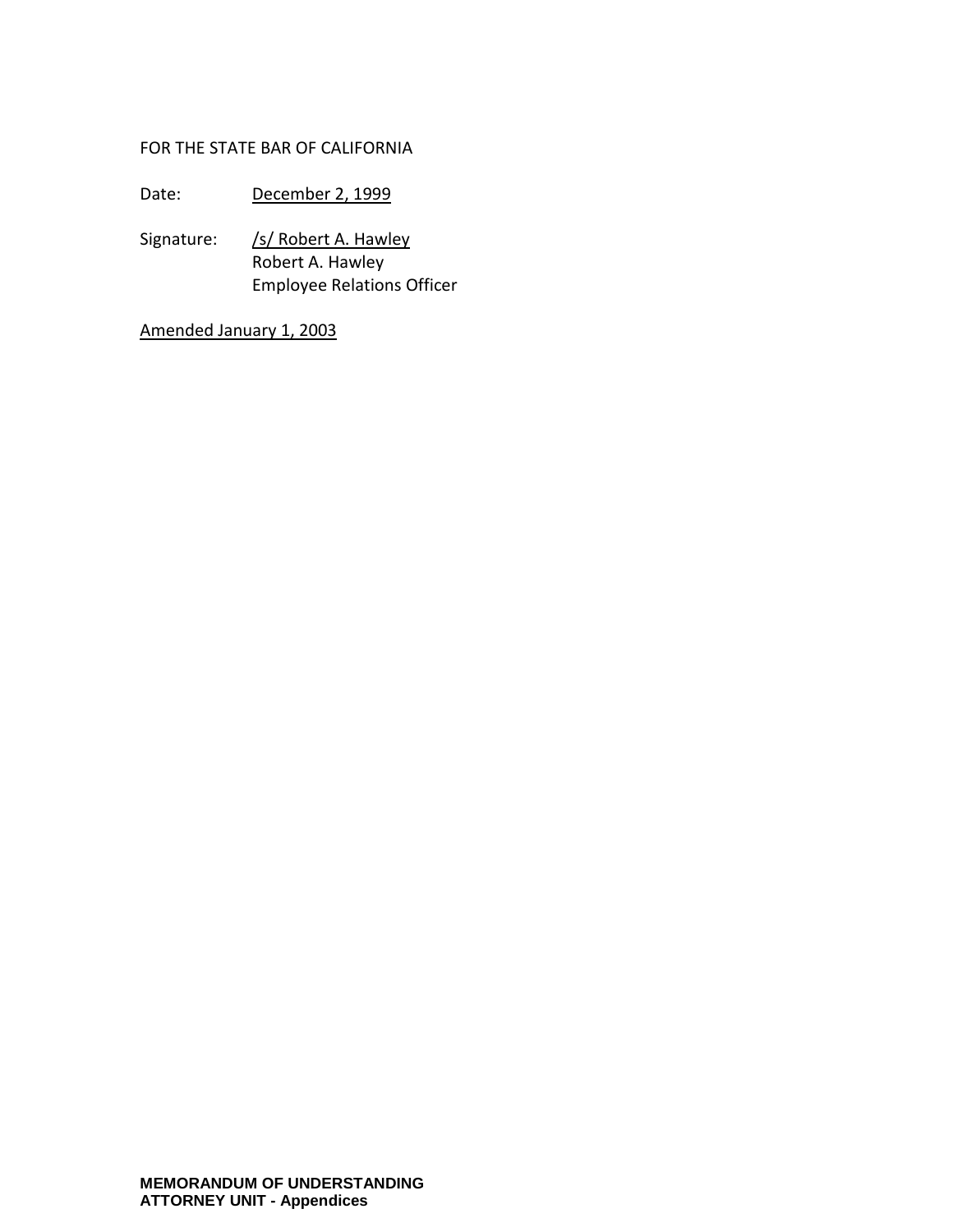FOR THE STATE BAR OF CALIFORNIA

Date: December 2, 1999

Signature: /s/ Robert A. Hawley
Robert A. Hawley
Employee Relations Officer

Amended January 1, 2003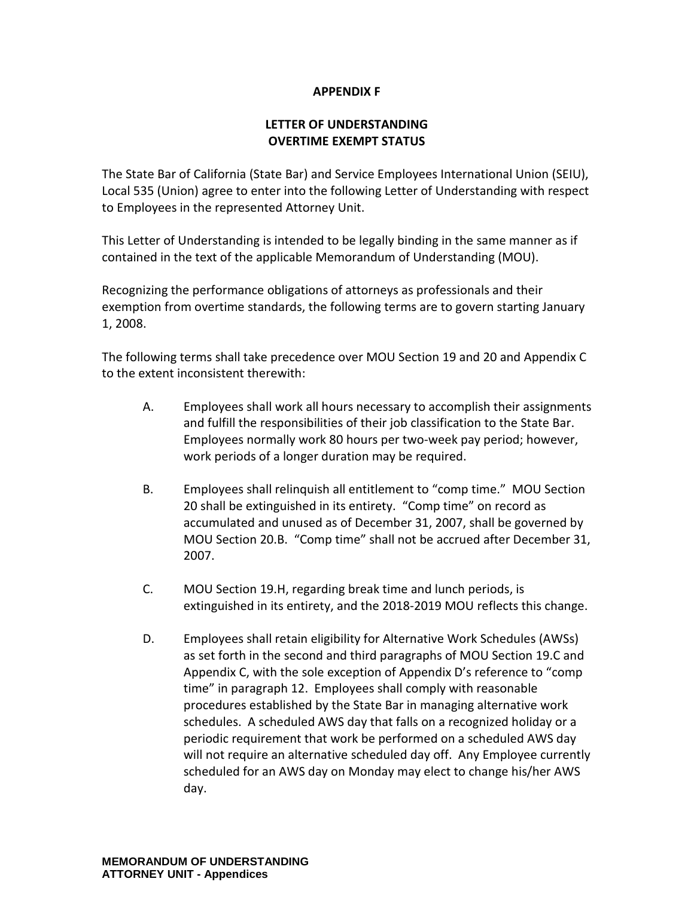# APPENDIX F

## LETTER OF UNDERSTANDING
## OVERTIME EXEMPT STATUS

The State Bar of California (State Bar) and Service Employees International Union (SEIU), Local 535 (Union) agree to enter into the following Letter of Understanding with respect to Employees in the represented Attorney Unit.

This Letter of Understanding is intended to be legally binding in the same manner as if contained in the text of the applicable Memorandum of Understanding (MOU).

Recognizing the performance obligations of attorneys as professionals and their exemption from overtime standards, the following terms are to govern starting January 1, 2008.

The following terms shall take precedence over MOU Section 19 and 20 and Appendix C to the extent inconsistent therewith:

A. Employees shall work all hours necessary to accomplish their assignments and fulfill the responsibilities of their job classification to the State Bar. Employees normally work 80 hours per two-week pay period; however, work periods of a longer duration may be required.

B. Employees shall relinquish all entitlement to “comp time.” MOU Section 20 shall be extinguished in its entirety. “Comp time” on record as accumulated and unused as of December 31, 2007, shall be governed by MOU Section 20.B. “Comp time” shall not be accrued after December 31, 2007.

C. MOU Section 19.H, regarding break time and lunch periods, is extinguished in its entirety, and the 2018-2019 MOU reflects this change.

D. Employees shall retain eligibility for Alternative Work Schedules (AWSs) as set forth in the second and third paragraphs of MOU Section 19.C and Appendix C, with the sole exception of Appendix D’s reference to “comp time” in paragraph 12. Employees shall comply with reasonable procedures established by the State Bar in managing alternative work schedules. A scheduled AWS day that falls on a recognized holiday or a periodic requirement that work be performed on a scheduled AWS day will not require an alternative scheduled day off. Any Employee currently scheduled for an AWS day on Monday may elect to change his/her AWS day.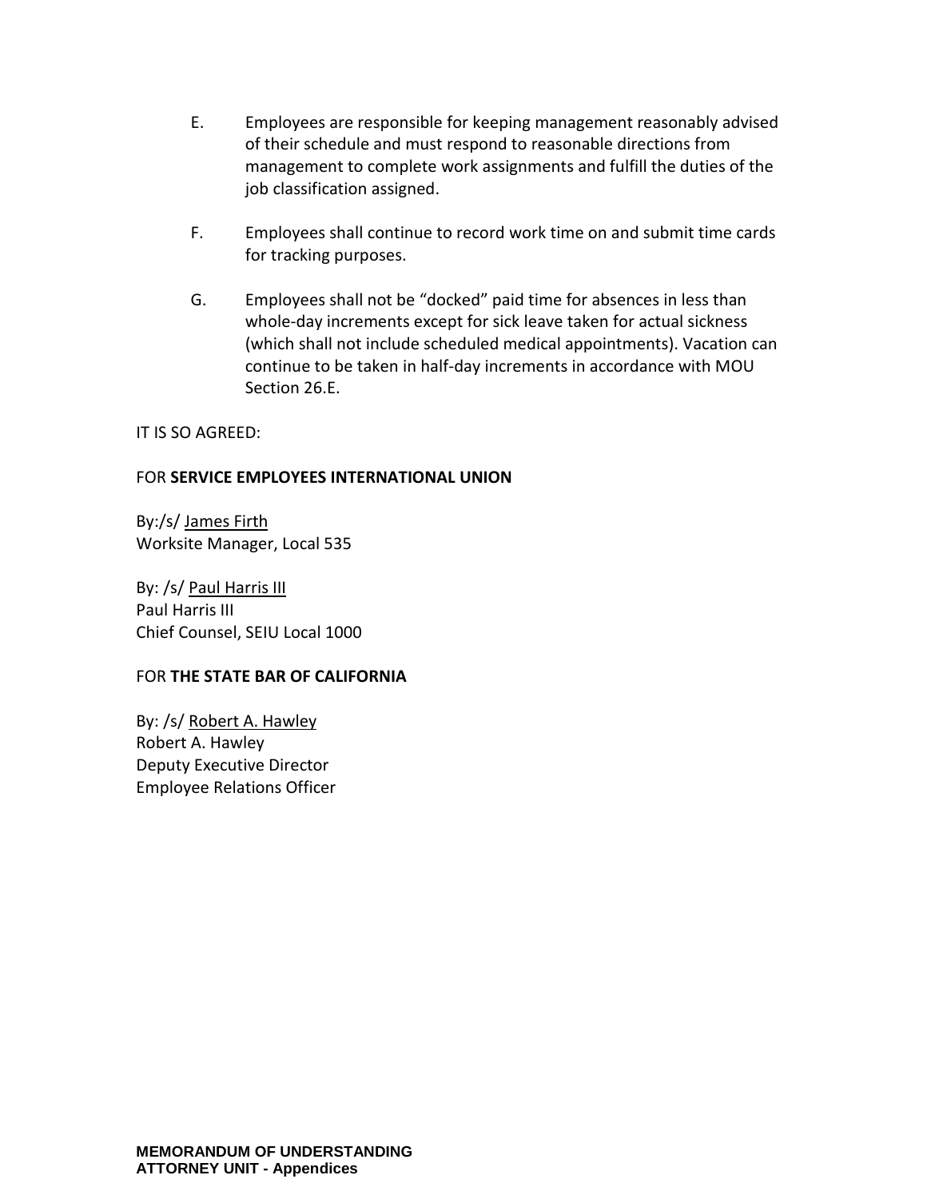E. Employees are responsible for keeping management reasonably advised of their schedule and must respond to reasonable directions from management to complete work assignments and fulfill the duties of the job classification assigned.

F. Employees shall continue to record work time on and submit time cards for tracking purposes.

G. Employees shall not be "docked" paid time for absences in less than whole-day increments except for sick leave taken for actual sickness (which shall not include scheduled medical appointments). Vacation can continue to be taken in half-day increments in accordance with MOU Section 26.E.

IT IS SO AGREED:

FOR **SERVICE EMPLOYEES INTERNATIONAL UNION**

By:/s/ James Firth
Worksite Manager, Local 535

By: /s/ Paul Harris III
Paul Harris III
Chief Counsel, SEIU Local 1000

FOR **THE STATE BAR OF CALIFORNIA**

By: /s/ Robert A. Hawley
Robert A. Hawley
Deputy Executive Director
Employee Relations Officer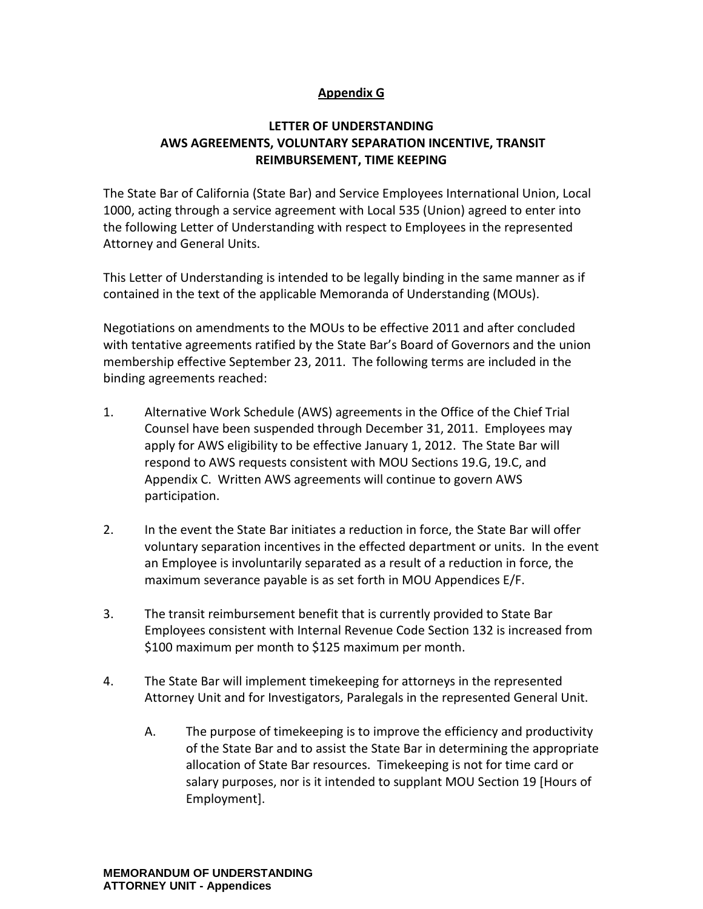**Appendix G**

**LETTER OF UNDERSTANDING**
**AWS AGREEMENTS, VOLUNTARY SEPARATION INCENTIVE, TRANSIT REIMBURSEMENT, TIME KEEPING**

The State Bar of California (State Bar) and Service Employees International Union, Local 1000, acting through a service agreement with Local 535 (Union) agreed to enter into the following Letter of Understanding with respect to Employees in the represented Attorney and General Units.

This Letter of Understanding is intended to be legally binding in the same manner as if contained in the text of the applicable Memoranda of Understanding (MOUs).

Negotiations on amendments to the MOUs to be effective 2011 and after concluded with tentative agreements ratified by the State Bar's Board of Governors and the union membership effective September 23, 2011. The following terms are included in the binding agreements reached:

1. Alternative Work Schedule (AWS) agreements in the Office of the Chief Trial Counsel have been suspended through December 31, 2011. Employees may apply for AWS eligibility to be effective January 1, 2012. The State Bar will respond to AWS requests consistent with MOU Sections 19.G, 19.C, and Appendix C. Written AWS agreements will continue to govern AWS participation.

2. In the event the State Bar initiates a reduction in force, the State Bar will offer voluntary separation incentives in the effected department or units. In the event an Employee is involuntarily separated as a result of a reduction in force, the maximum severance payable is as set forth in MOU Appendices E/F.

3. The transit reimbursement benefit that is currently provided to State Bar Employees consistent with Internal Revenue Code Section 132 is increased from $100 maximum per month to $125 maximum per month.

4. The State Bar will implement timekeeping for attorneys in the represented Attorney Unit and for Investigators, Paralegals in the represented General Unit.

   A. The purpose of timekeeping is to improve the efficiency and productivity of the State Bar and to assist the State Bar in determining the appropriate allocation of State Bar resources. Timekeeping is not for time card or salary purposes, nor is it intended to supplant MOU Section 19 [Hours of Employment].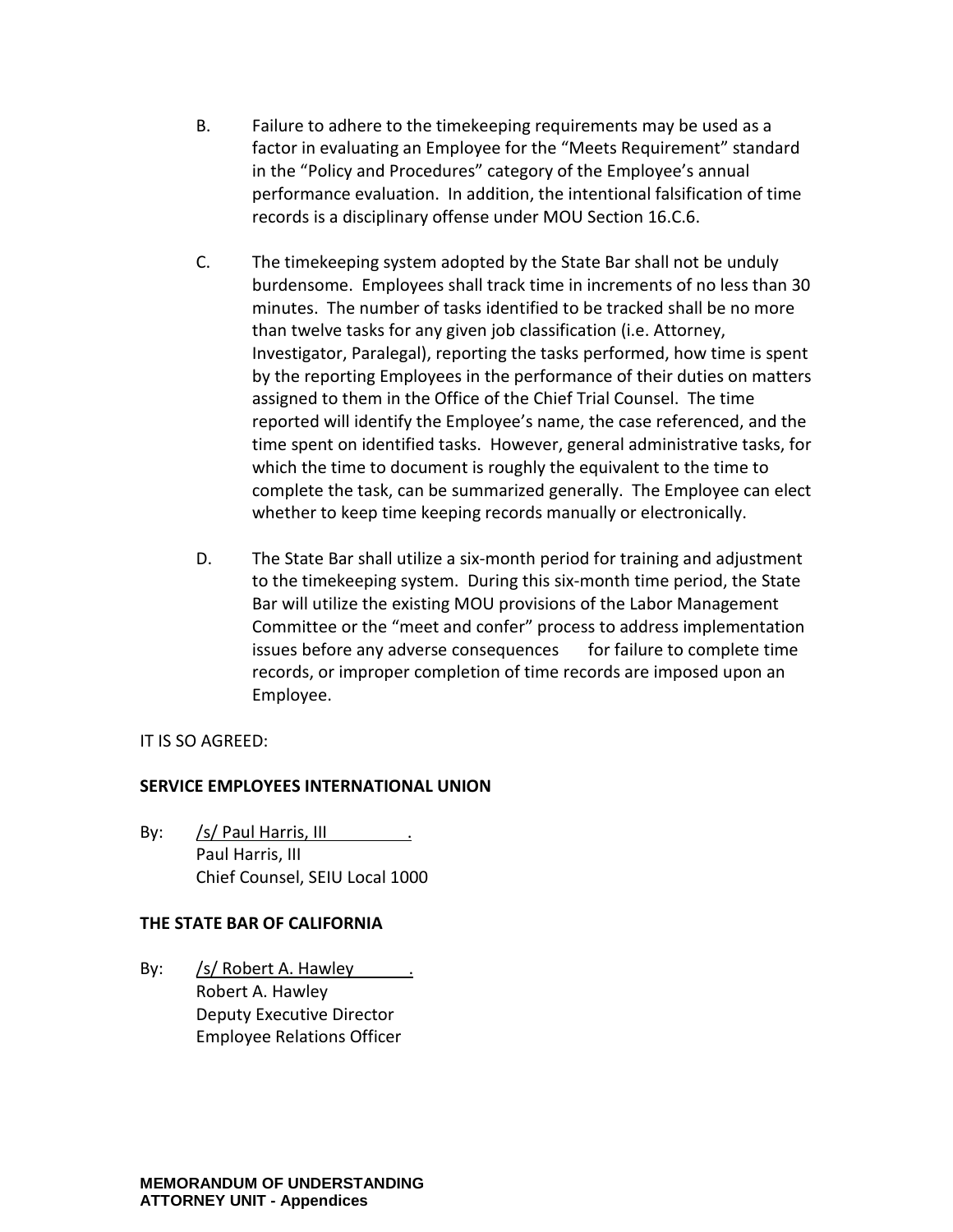B. Failure to adhere to the timekeeping requirements may be used as a factor in evaluating an Employee for the “Meets Requirement” standard in the “Policy and Procedures” category of the Employee’s annual performance evaluation. In addition, the intentional falsification of time records is a disciplinary offense under MOU Section 16.C.6.

C. The timekeeping system adopted by the State Bar shall not be unduly burdensome. Employees shall track time in increments of no less than 30 minutes. The number of tasks identified to be tracked shall be no more than twelve tasks for any given job classification (i.e. Attorney, Investigator, Paralegal), reporting the tasks performed, how time is spent by the reporting Employees in the performance of their duties on matters assigned to them in the Office of the Chief Trial Counsel. The time reported will identify the Employee’s name, the case referenced, and the time spent on identified tasks. However, general administrative tasks, for which the time to document is roughly the equivalent to the time to complete the task, can be summarized generally. The Employee can elect whether to keep time keeping records manually or electronically.

D. The State Bar shall utilize a six-month period for training and adjustment to the timekeeping system. During this six-month time period, the State Bar will utilize the existing MOU provisions of the Labor Management Committee or the “meet and confer” process to address implementation issues before any adverse consequences for failure to complete time records, or improper completion of time records are imposed upon an Employee.

IT IS SO AGREED:

**SERVICE EMPLOYEES INTERNATIONAL UNION**

By: /s/ Paul Harris, III .
Paul Harris, III
Chief Counsel, SEIU Local 1000

**THE STATE BAR OF CALIFORNIA**

By: /s/ Robert A. Hawley .
Robert A. Hawley
Deputy Executive Director
Employee Relations Officer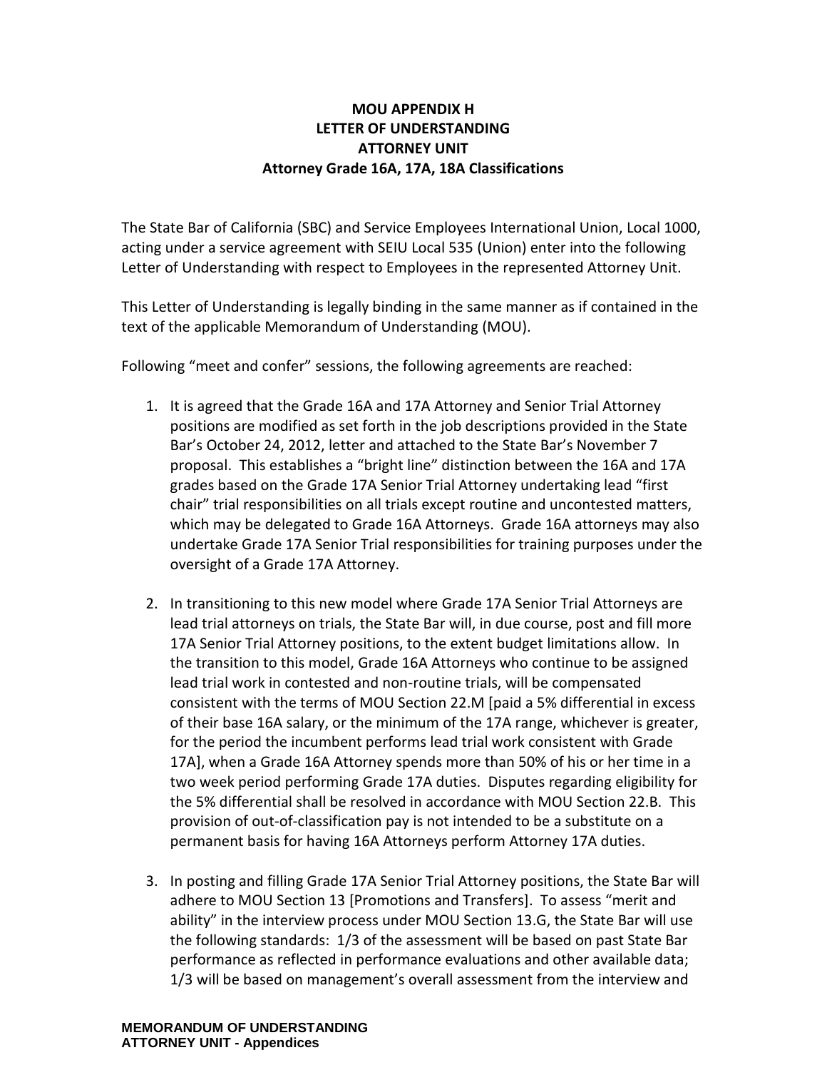**MOU APPENDIX H**
**LETTER OF UNDERSTANDING**
**ATTORNEY UNIT**
**Attorney Grade 16A, 17A, 18A Classifications**

The State Bar of California (SBC) and Service Employees International Union, Local 1000, acting under a service agreement with SEIU Local 535 (Union) enter into the following Letter of Understanding with respect to Employees in the represented Attorney Unit.

This Letter of Understanding is legally binding in the same manner as if contained in the text of the applicable Memorandum of Understanding (MOU).

Following "meet and confer" sessions, the following agreements are reached:

1. It is agreed that the Grade 16A and 17A Attorney and Senior Trial Attorney positions are modified as set forth in the job descriptions provided in the State Bar's October 24, 2012, letter and attached to the State Bar's November 7 proposal. This establishes a "bright line" distinction between the 16A and 17A grades based on the Grade 17A Senior Trial Attorney undertaking lead "first chair" trial responsibilities on all trials except routine and uncontested matters, which may be delegated to Grade 16A Attorneys. Grade 16A attorneys may also undertake Grade 17A Senior Trial responsibilities for training purposes under the oversight of a Grade 17A Attorney.

2. In transitioning to this new model where Grade 17A Senior Trial Attorneys are lead trial attorneys on trials, the State Bar will, in due course, post and fill more 17A Senior Trial Attorney positions, to the extent budget limitations allow. In the transition to this model, Grade 16A Attorneys who continue to be assigned lead trial work in contested and non-routine trials, will be compensated consistent with the terms of MOU Section 22.M [paid a 5% differential in excess of their base 16A salary, or the minimum of the 17A range, whichever is greater, for the period the incumbent performs lead trial work consistent with Grade 17A], when a Grade 16A Attorney spends more than 50% of his or her time in a two week period performing Grade 17A duties. Disputes regarding eligibility for the 5% differential shall be resolved in accordance with MOU Section 22.B. This provision of out-of-classification pay is not intended to be a substitute on a permanent basis for having 16A Attorneys perform Attorney 17A duties.

3. In posting and filling Grade 17A Senior Trial Attorney positions, the State Bar will adhere to MOU Section 13 [Promotions and Transfers]. To assess "merit and ability" in the interview process under MOU Section 13.G, the State Bar will use the following standards: 1/3 of the assessment will be based on past State Bar performance as reflected in performance evaluations and other available data; 1/3 will be based on management's overall assessment from the interview and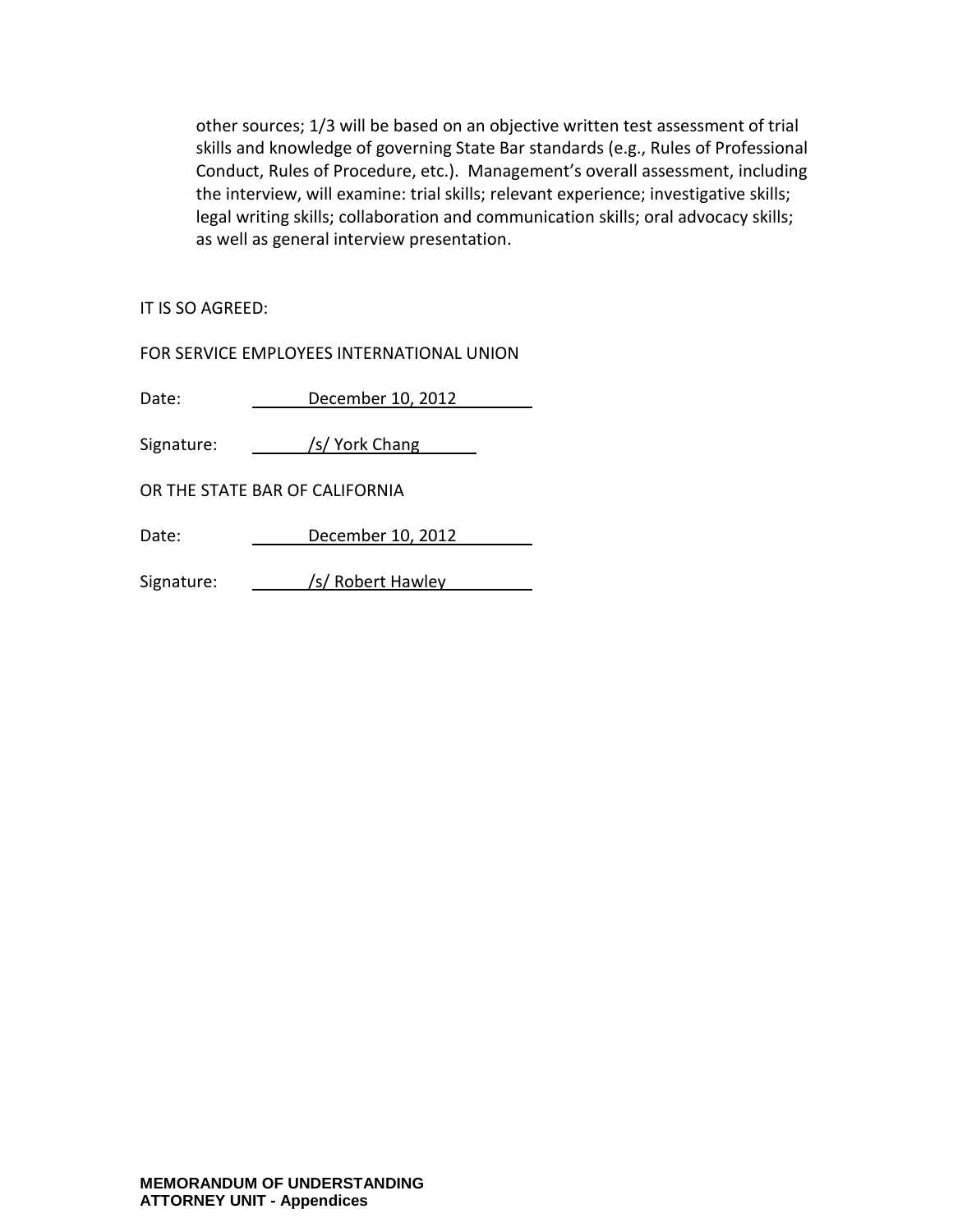other sources; 1/3 will be based on an objective written test assessment of trial skills and knowledge of governing State Bar standards (e.g., Rules of Professional Conduct, Rules of Procedure, etc.). Management's overall assessment, including the interview, will examine: trial skills; relevant experience; investigative skills; legal writing skills; collaboration and communication skills; oral advocacy skills; as well as general interview presentation.

IT IS SO AGREED:

FOR SERVICE EMPLOYEES INTERNATIONAL UNION

Date: December 10, 2012

Signature: /s/ York Chang

OR THE STATE BAR OF CALIFORNIA

Date: December 10, 2012

Signature: /s/ Robert Hawley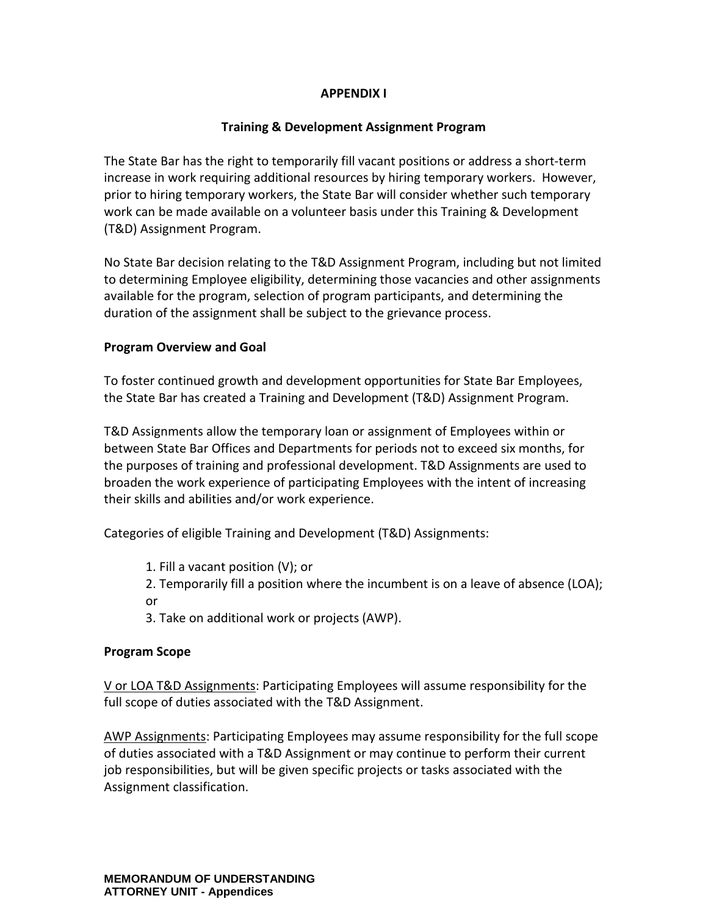# APPENDIX I

## Training & Development Assignment Program

The State Bar has the right to temporarily fill vacant positions or address a short-term increase in work requiring additional resources by hiring temporary workers. However, prior to hiring temporary workers, the State Bar will consider whether such temporary work can be made available on a volunteer basis under this Training & Development (T&D) Assignment Program.

No State Bar decision relating to the T&D Assignment Program, including but not limited to determining Employee eligibility, determining those vacancies and other assignments available for the program, selection of program participants, and determining the duration of the assignment shall be subject to the grievance process.

**Program Overview and Goal**

To foster continued growth and development opportunities for State Bar Employees, the State Bar has created a Training and Development (T&D) Assignment Program.

T&D Assignments allow the temporary loan or assignment of Employees within or between State Bar Offices and Departments for periods not to exceed six months, for the purposes of training and professional development. T&D Assignments are used to broaden the work experience of participating Employees with the intent of increasing their skills and abilities and/or work experience.

Categories of eligible Training and Development (T&D) Assignments:

1. Fill a vacant position (V); or
2. Temporarily fill a position where the incumbent is on a leave of absence (LOA); or
3. Take on additional work or projects (AWP).

**Program Scope**

<u>V or LOA T&D Assignments</u>: Participating Employees will assume responsibility for the full scope of duties associated with the T&D Assignment.

<u>AWP Assignments</u>: Participating Employees may assume responsibility for the full scope of duties associated with a T&D Assignment or may continue to perform their current job responsibilities, but will be given specific projects or tasks associated with the Assignment classification.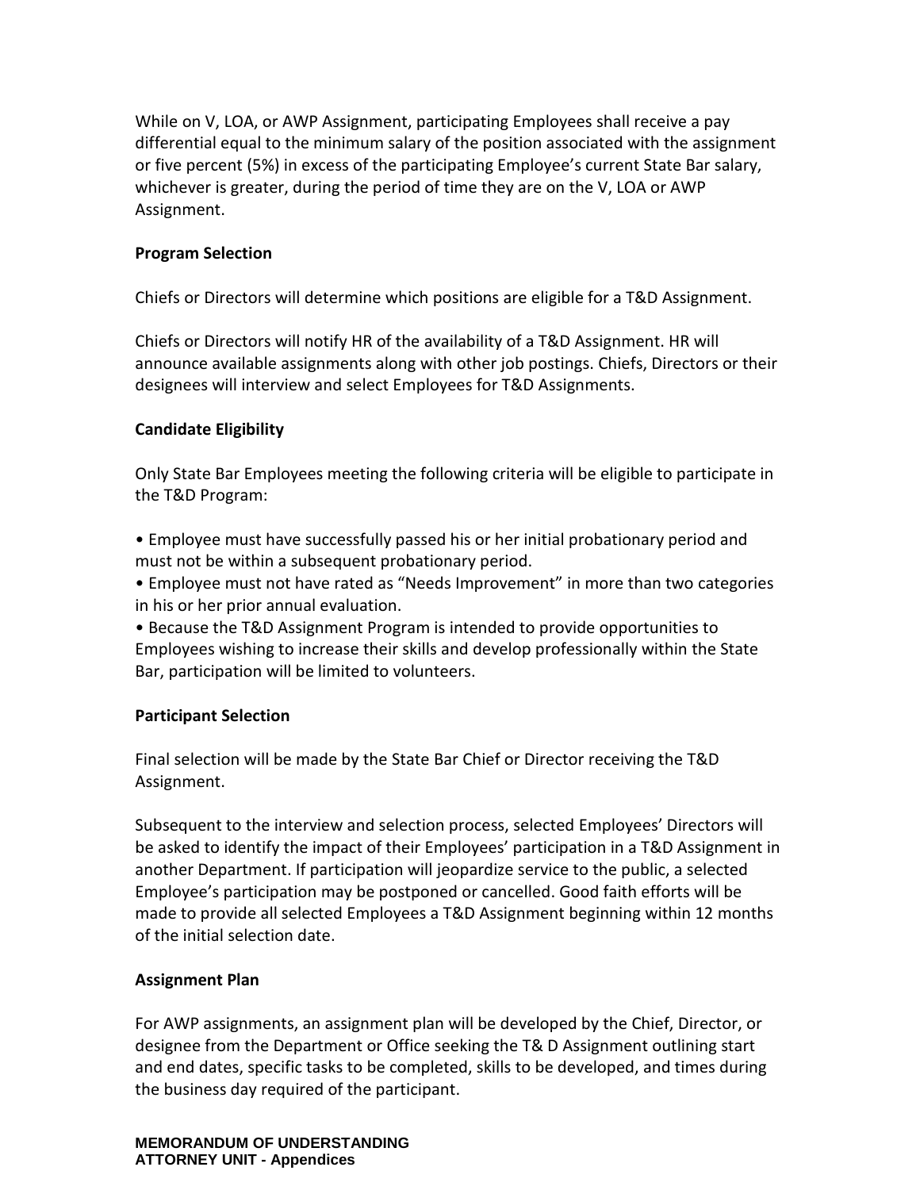While on V, LOA, or AWP Assignment, participating Employees shall receive a pay differential equal to the minimum salary of the position associated with the assignment or five percent (5%) in excess of the participating Employee's current State Bar salary, whichever is greater, during the period of time they are on the V, LOA or AWP Assignment.

**Program Selection**

Chiefs or Directors will determine which positions are eligible for a T&D Assignment.

Chiefs or Directors will notify HR of the availability of a T&D Assignment. HR will announce available assignments along with other job postings. Chiefs, Directors or their designees will interview and select Employees for T&D Assignments.

**Candidate Eligibility**

Only State Bar Employees meeting the following criteria will be eligible to participate in the T&D Program:

- Employee must have successfully passed his or her initial probationary period and must not be within a subsequent probationary period.
- Employee must not have rated as "Needs Improvement" in more than two categories in his or her prior annual evaluation.
- Because the T&D Assignment Program is intended to provide opportunities to Employees wishing to increase their skills and develop professionally within the State Bar, participation will be limited to volunteers.

**Participant Selection**

Final selection will be made by the State Bar Chief or Director receiving the T&D Assignment.

Subsequent to the interview and selection process, selected Employees' Directors will be asked to identify the impact of their Employees' participation in a T&D Assignment in another Department. If participation will jeopardize service to the public, a selected Employee's participation may be postponed or cancelled. Good faith efforts will be made to provide all selected Employees a T&D Assignment beginning within 12 months of the initial selection date.

**Assignment Plan**

For AWP assignments, an assignment plan will be developed by the Chief, Director, or designee from the Department or Office seeking the T& D Assignment outlining start and end dates, specific tasks to be completed, skills to be developed, and times during the business day required of the participant.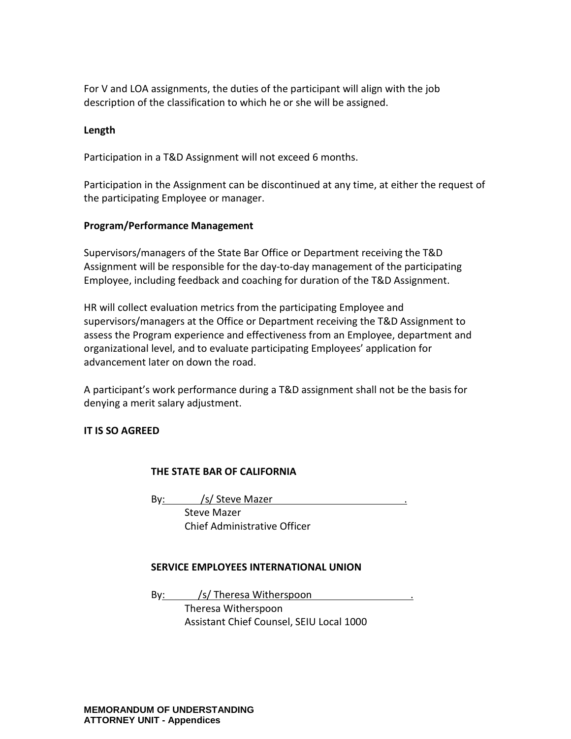For V and LOA assignments, the duties of the participant will align with the job description of the classification to which he or she will be assigned.

**Length**

Participation in a T&D Assignment will not exceed 6 months.

Participation in the Assignment can be discontinued at any time, at either the request of the participating Employee or manager.

**Program/Performance Management**

Supervisors/managers of the State Bar Office or Department receiving the T&D Assignment will be responsible for the day-to-day management of the participating Employee, including feedback and coaching for duration of the T&D Assignment.

HR will collect evaluation metrics from the participating Employee and supervisors/managers at the Office or Department receiving the T&D Assignment to assess the Program experience and effectiveness from an Employee, department and organizational level, and to evaluate participating Employees' application for advancement later on down the road.

A participant's work performance during a T&D assignment shall not be the basis for denying a merit salary adjustment.

**IT IS SO AGREED**

**THE STATE BAR OF CALIFORNIA**

By: /s/ Steve Mazer .
Steve Mazer
Chief Administrative Officer

**SERVICE EMPLOYEES INTERNATIONAL UNION**

By: /s/ Theresa Witherspoon .
Theresa Witherspoon
Assistant Chief Counsel, SEIU Local 1000